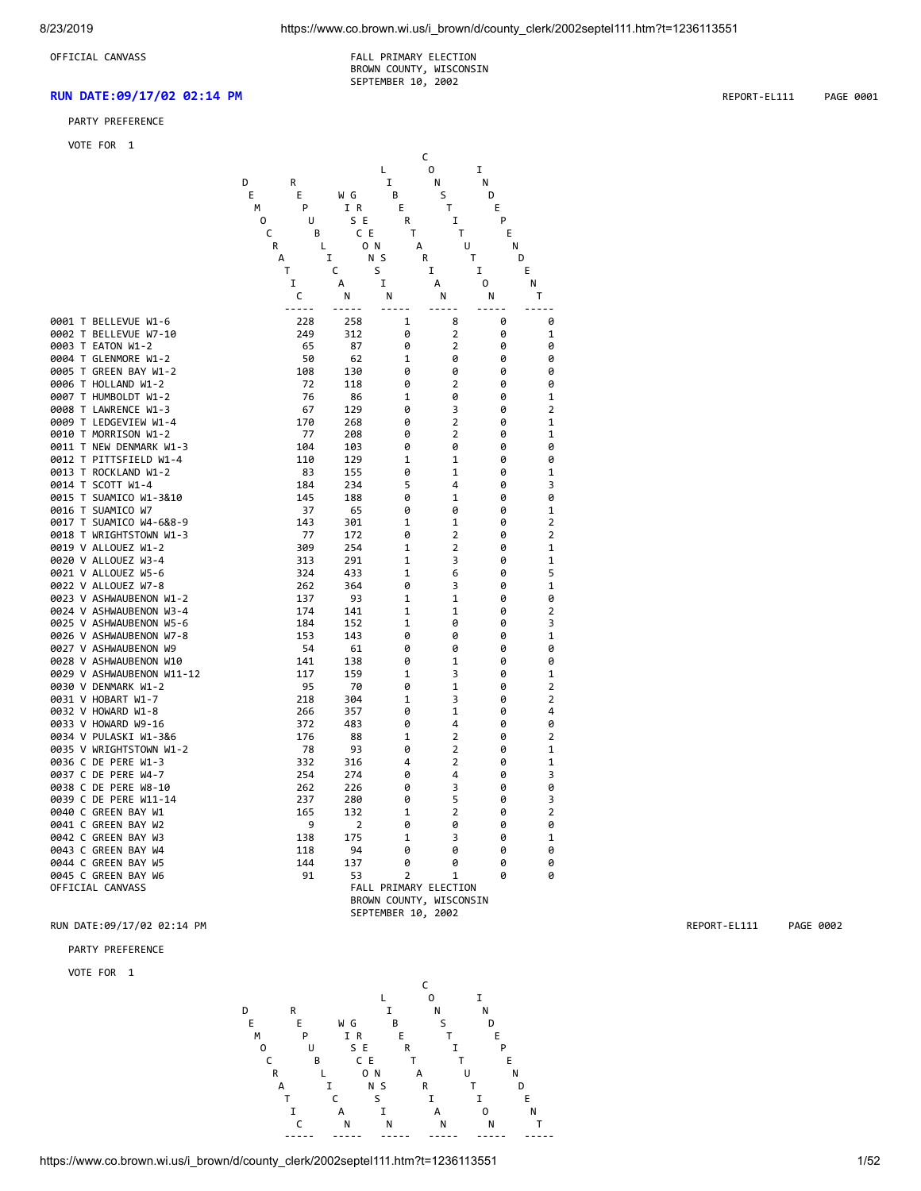OFFICIAL CANVASS

FALL PRIMARY ELECTION
BROWN COUNTY, WISCONSIN
SEPTEMBER 10, 2002

**RUN DATE:09/17/02 02:14 PM** REPORT-EL111 PAGE 0001

PARTY PREFERENCE

VOTE FOR 1

| | DEMOCRATIC | REPUBLICAN | WIGREENS | LIBERTARIAN | CONSTITUTION | INDEPENDENT |
|---|---|---|---|---|---|---|
| 0001 T BELLEVUE W1-6 | 228 | 258 | 1 | 8 | 0 | 0 |
| 0002 T BELLEVUE W7-10 | 249 | 312 | 0 | 2 | 0 | 1 |
| 0003 T EATON W1-2 | 65 | 87 | 0 | 2 | 0 | 0 |
| 0004 T GLENMORE W1-2 | 50 | 62 | 1 | 0 | 0 | 0 |
| 0005 T GREEN BAY W1-2 | 108 | 130 | 0 | 0 | 0 | 0 |
| 0006 T HOLLAND W1-2 | 72 | 118 | 0 | 2 | 0 | 0 |
| 0007 T HUMBOLDT W1-2 | 76 | 86 | 1 | 0 | 0 | 1 |
| 0008 T LAWRENCE W1-3 | 67 | 129 | 0 | 3 | 0 | 2 |
| 0009 T LEDGEVIEW W1-4 | 170 | 268 | 0 | 2 | 0 | 1 |
| 0010 T MORRISON W1-2 | 77 | 208 | 0 | 2 | 0 | 1 |
| 0011 T NEW DENMARK W1-3 | 104 | 103 | 0 | 0 | 0 | 0 |
| 0012 T PITTSFIELD W1-4 | 110 | 129 | 1 | 1 | 0 | 0 |
| 0013 T ROCKLAND W1-2 | 83 | 155 | 0 | 1 | 0 | 1 |
| 0014 T SCOTT W1-4 | 184 | 234 | 5 | 4 | 0 | 3 |
| 0015 T SUAMICO W1-3&10 | 145 | 188 | 0 | 1 | 0 | 0 |
| 0016 T SUAMICO W7 | 37 | 65 | 0 | 0 | 0 | 1 |
| 0017 T SUAMICO W4-6&8-9 | 143 | 301 | 1 | 1 | 0 | 2 |
| 0018 T WRIGHTSTOWN W1-3 | 77 | 172 | 0 | 2 | 0 | 2 |
| 0019 V ALLOUEZ W1-2 | 309 | 254 | 1 | 2 | 0 | 1 |
| 0020 V ALLOUEZ W3-4 | 313 | 291 | 1 | 3 | 0 | 1 |
| 0021 V ALLOUEZ W5-6 | 324 | 433 | 1 | 6 | 0 | 5 |
| 0022 V ALLOUEZ W7-8 | 262 | 364 | 0 | 3 | 0 | 1 |
| 0023 V ASHWAUBENON W1-2 | 137 | 93 | 1 | 1 | 0 | 0 |
| 0024 V ASHWAUBENON W3-4 | 174 | 141 | 1 | 1 | 0 | 2 |
| 0025 V ASHWAUBENON W5-6 | 184 | 152 | 1 | 0 | 0 | 3 |
| 0026 V ASHWAUBENON W7-8 | 153 | 143 | 0 | 0 | 0 | 1 |
| 0027 V ASHWAUBENON W9 | 54 | 61 | 0 | 0 | 0 | 0 |
| 0028 V ASHWAUBENON W10 | 141 | 138 | 0 | 1 | 0 | 0 |
| 0029 V ASHWAUBENON W11-12 | 117 | 159 | 1 | 3 | 0 | 1 |
| 0030 V DENMARK W1-2 | 95 | 70 | 0 | 1 | 0 | 2 |
| 0031 V HOBART W1-7 | 218 | 304 | 1 | 3 | 0 | 2 |
| 0032 V HOWARD W1-8 | 266 | 357 | 0 | 1 | 0 | 4 |
| 0033 V HOWARD W9-16 | 372 | 483 | 0 | 4 | 0 | 0 |
| 0034 V PULASKI W1-3&6 | 176 | 88 | 1 | 2 | 0 | 2 |
| 0035 V WRIGHTSTOWN W1-2 | 78 | 93 | 0 | 2 | 0 | 1 |
| 0036 C DE PERE W1-3 | 332 | 316 | 4 | 2 | 0 | 1 |
| 0037 C DE PERE W4-7 | 254 | 274 | 0 | 4 | 0 | 3 |
| 0038 C DE PERE W8-10 | 262 | 226 | 0 | 3 | 0 | 0 |
| 0039 C DE PERE W11-14 | 237 | 280 | 0 | 5 | 0 | 3 |
| 0040 C GREEN BAY W1 | 165 | 132 | 1 | 2 | 0 | 2 |
| 0041 C GREEN BAY W2 | 9 | 2 | 0 | 0 | 0 | 0 |
| 0042 C GREEN BAY W3 | 138 | 175 | 1 | 3 | 0 | 1 |
| 0043 C GREEN BAY W4 | 118 | 94 | 0 | 0 | 0 | 0 |
| 0044 C GREEN BAY W5 | 144 | 137 | 0 | 0 | 0 | 0 |
| 0045 C GREEN BAY W6 | 91 | 53 | 2 | 1 | 0 | 0 |

OFFICIAL CANVASS

FALL PRIMARY ELECTION
BROWN COUNTY, WISCONSIN
SEPTEMBER 10, 2002

RUN DATE:09/17/02 02:14 PM REPORT-EL111 PAGE 0002

PARTY PREFERENCE

VOTE FOR 1

| | DEMOCRATIC | REPUBLICAN | WIGREENS | LIBERTARIAN | CONSTITUTION | INDEPENDENT |
|---|---|---|---|---|---|---|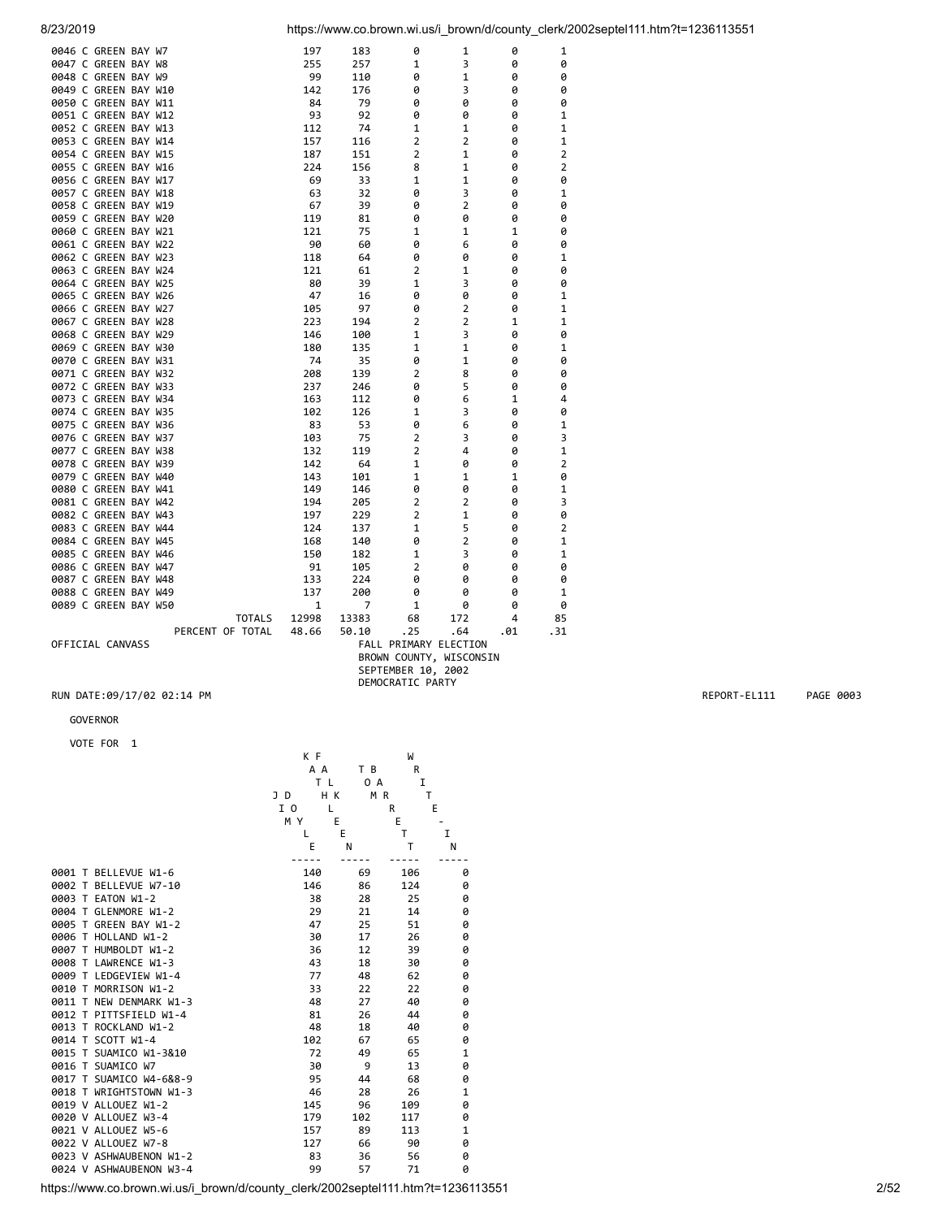| | | | | | | |
|---|---|---|---|---|---|---|
| 0046 C GREEN BAY W7 | 197 | 183 | 0 | 1 | 0 | 1 |
| 0047 C GREEN BAY W8 | 255 | 257 | 1 | 3 | 0 | 0 |
| 0048 C GREEN BAY W9 | 99 | 110 | 0 | 1 | 0 | 0 |
| 0049 C GREEN BAY W10 | 142 | 176 | 0 | 3 | 0 | 0 |
| 0050 C GREEN BAY W11 | 84 | 79 | 0 | 0 | 0 | 0 |
| 0051 C GREEN BAY W12 | 93 | 92 | 0 | 0 | 0 | 1 |
| 0052 C GREEN BAY W13 | 112 | 74 | 1 | 1 | 0 | 1 |
| 0053 C GREEN BAY W14 | 157 | 116 | 2 | 2 | 0 | 1 |
| 0054 C GREEN BAY W15 | 187 | 151 | 2 | 1 | 0 | 2 |
| 0055 C GREEN BAY W16 | 224 | 156 | 8 | 1 | 0 | 2 |
| 0056 C GREEN BAY W17 | 69 | 33 | 1 | 1 | 0 | 0 |
| 0057 C GREEN BAY W18 | 63 | 32 | 0 | 3 | 0 | 1 |
| 0058 C GREEN BAY W19 | 67 | 39 | 0 | 2 | 0 | 0 |
| 0059 C GREEN BAY W20 | 119 | 81 | 0 | 0 | 0 | 0 |
| 0060 C GREEN BAY W21 | 121 | 75 | 1 | 1 | 1 | 0 |
| 0061 C GREEN BAY W22 | 90 | 60 | 0 | 6 | 0 | 0 |
| 0062 C GREEN BAY W23 | 118 | 64 | 0 | 0 | 0 | 1 |
| 0063 C GREEN BAY W24 | 121 | 61 | 2 | 1 | 0 | 0 |
| 0064 C GREEN BAY W25 | 80 | 39 | 1 | 3 | 0 | 0 |
| 0065 C GREEN BAY W26 | 47 | 16 | 0 | 0 | 0 | 1 |
| 0066 C GREEN BAY W27 | 105 | 97 | 0 | 2 | 0 | 1 |
| 0067 C GREEN BAY W28 | 223 | 194 | 2 | 2 | 1 | 1 |
| 0068 C GREEN BAY W29 | 146 | 100 | 1 | 3 | 0 | 0 |
| 0069 C GREEN BAY W30 | 180 | 135 | 1 | 1 | 0 | 1 |
| 0070 C GREEN BAY W31 | 74 | 35 | 0 | 1 | 0 | 0 |
| 0071 C GREEN BAY W32 | 208 | 139 | 2 | 8 | 0 | 0 |
| 0072 C GREEN BAY W33 | 237 | 246 | 0 | 5 | 0 | 0 |
| 0073 C GREEN BAY W34 | 163 | 112 | 0 | 6 | 1 | 4 |
| 0074 C GREEN BAY W35 | 102 | 126 | 1 | 3 | 0 | 0 |
| 0075 C GREEN BAY W36 | 83 | 53 | 0 | 6 | 0 | 1 |
| 0076 C GREEN BAY W37 | 103 | 75 | 2 | 3 | 0 | 3 |
| 0077 C GREEN BAY W38 | 132 | 119 | 2 | 4 | 0 | 1 |
| 0078 C GREEN BAY W39 | 142 | 64 | 1 | 0 | 0 | 2 |
| 0079 C GREEN BAY W40 | 143 | 101 | 1 | 1 | 1 | 0 |
| 0080 C GREEN BAY W41 | 149 | 146 | 0 | 0 | 0 | 1 |
| 0081 C GREEN BAY W42 | 194 | 205 | 2 | 2 | 0 | 3 |
| 0082 C GREEN BAY W43 | 197 | 229 | 2 | 1 | 0 | 0 |
| 0083 C GREEN BAY W44 | 124 | 137 | 1 | 5 | 0 | 2 |
| 0084 C GREEN BAY W45 | 168 | 140 | 0 | 2 | 0 | 1 |
| 0085 C GREEN BAY W46 | 150 | 182 | 1 | 3 | 0 | 1 |
| 0086 C GREEN BAY W47 | 91 | 105 | 2 | 0 | 0 | 0 |
| 0087 C GREEN BAY W48 | 133 | 224 | 0 | 0 | 0 | 0 |
| 0088 C GREEN BAY W49 | 137 | 200 | 0 | 0 | 0 | 1 |
| 0089 C GREEN BAY W50 | 1 | 7 | 1 | 0 | 0 | 0 |
| TOTALS | 12998 | 13383 | 68 | 172 | 4 | 85 |
| PERCENT OF TOTAL | 48.66 | 50.10 | .25 | .64 | .01 | .31 |

OFFICIAL CANVASS

FALL PRIMARY ELECTION
BROWN COUNTY, WISCONSIN
SEPTEMBER 10, 2002
DEMOCRATIC PARTY

RUN DATE:09/17/02 02:14 PM

REPORT-EL111 PAGE 0003

GOVERNOR

VOTE FOR 1

| | JIM DOYLE | KATHLEEN FALK | TOM BARRETT | WRITE-IN |
|---|---|---|---|---|
| 0001 T BELLEVUE W1-6 | 140 | 69 | 106 | 0 |
| 0002 T BELLEVUE W7-10 | 146 | 86 | 124 | 0 |
| 0003 T EATON W1-2 | 38 | 28 | 25 | 0 |
| 0004 T GLENMORE W1-2 | 29 | 21 | 14 | 0 |
| 0005 T GREEN BAY W1-2 | 47 | 25 | 51 | 0 |
| 0006 T HOLLAND W1-2 | 30 | 17 | 26 | 0 |
| 0007 T HUMBOLDT W1-2 | 36 | 12 | 39 | 0 |
| 0008 T LAWRENCE W1-3 | 43 | 18 | 30 | 0 |
| 0009 T LEDGEVIEW W1-4 | 77 | 48 | 62 | 0 |
| 0010 T MORRISON W1-2 | 33 | 22 | 22 | 0 |
| 0011 T NEW DENMARK W1-3 | 48 | 27 | 40 | 0 |
| 0012 T PITTSFIELD W1-4 | 81 | 26 | 44 | 0 |
| 0013 T ROCKLAND W1-2 | 48 | 18 | 40 | 0 |
| 0014 T SCOTT W1-4 | 102 | 67 | 65 | 0 |
| 0015 T SUAMICO W1-3&10 | 72 | 49 | 65 | 1 |
| 0016 T SUAMICO W7 | 30 | 9 | 13 | 0 |
| 0017 T SUAMICO W4-6&8-9 | 95 | 44 | 68 | 0 |
| 0018 T WRIGHTSTOWN W1-3 | 46 | 28 | 26 | 1 |
| 0019 V ALLOUEZ W1-2 | 145 | 96 | 109 | 0 |
| 0020 V ALLOUEZ W3-4 | 179 | 102 | 117 | 0 |
| 0021 V ALLOUEZ W5-6 | 157 | 89 | 113 | 1 |
| 0022 V ALLOUEZ W7-8 | 127 | 66 | 90 | 0 |
| 0023 V ASHWAUBENON W1-2 | 83 | 36 | 56 | 0 |
| 0024 V ASHWAUBENON W3-4 | 99 | 57 | 71 | 0 |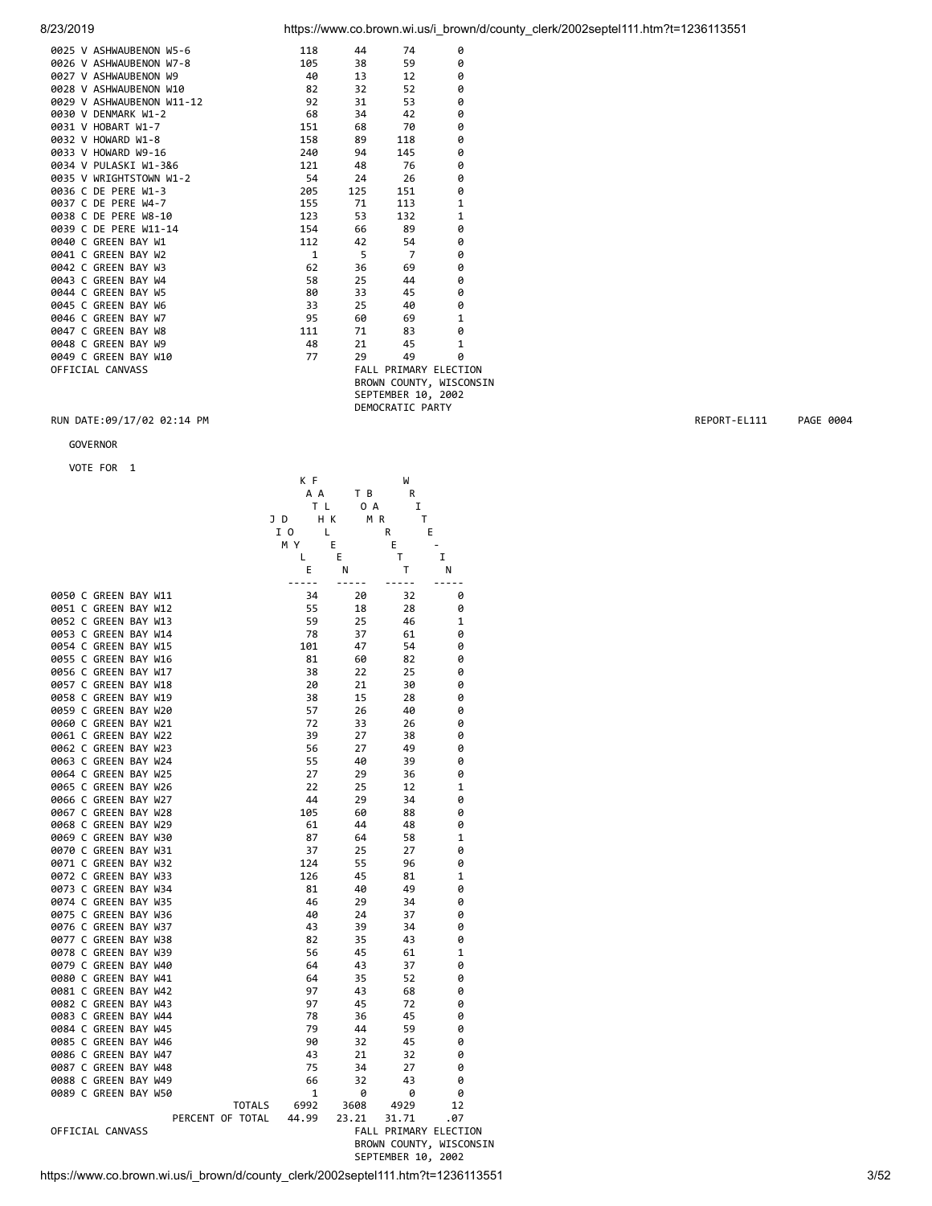| Precinct | | | | |
|---|---|---|---|---|
| 0025 V ASHWAUBENON W5-6 | 118 | 44 | 74 | 0 |
| 0026 V ASHWAUBENON W7-8 | 105 | 38 | 59 | 0 |
| 0027 V ASHWAUBENON W9 | 40 | 13 | 12 | 0 |
| 0028 V ASHWAUBENON W10 | 82 | 32 | 52 | 0 |
| 0029 V ASHWAUBENON W11-12 | 92 | 31 | 53 | 0 |
| 0030 V DENMARK W1-2 | 68 | 34 | 42 | 0 |
| 0031 V HOBART W1-7 | 151 | 68 | 70 | 0 |
| 0032 V HOWARD W1-8 | 158 | 89 | 118 | 0 |
| 0033 V HOWARD W9-16 | 240 | 94 | 145 | 0 |
| 0034 V PULASKI W1-3&6 | 121 | 48 | 76 | 0 |
| 0035 V WRIGHTSTOWN W1-2 | 54 | 24 | 26 | 0 |
| 0036 C DE PERE W1-3 | 205 | 125 | 151 | 0 |
| 0037 C DE PERE W4-7 | 155 | 71 | 113 | 1 |
| 0038 C DE PERE W8-10 | 123 | 53 | 132 | 1 |
| 0039 C DE PERE W11-14 | 154 | 66 | 89 | 0 |
| 0040 C GREEN BAY W1 | 112 | 42 | 54 | 0 |
| 0041 C GREEN BAY W2 | 1 | 5 | 7 | 0 |
| 0042 C GREEN BAY W3 | 62 | 36 | 69 | 0 |
| 0043 C GREEN BAY W4 | 58 | 25 | 44 | 0 |
| 0044 C GREEN BAY W5 | 80 | 33 | 45 | 0 |
| 0045 C GREEN BAY W6 | 33 | 25 | 40 | 0 |
| 0046 C GREEN BAY W7 | 95 | 60 | 69 | 1 |
| 0047 C GREEN BAY W8 | 111 | 71 | 83 | 0 |
| 0048 C GREEN BAY W9 | 48 | 21 | 45 | 1 |
| 0049 C GREEN BAY W10 | 77 | 29 | 49 | 0 |

OFFICIAL CANVASS

FALL PRIMARY ELECTION
BROWN COUNTY, WISCONSIN
SEPTEMBER 10, 2002
DEMOCRATIC PARTY

RUN DATE:09/17/02 02:14 PM REPORT-EL111 PAGE 0004

GOVERNOR

VOTE FOR 1

| Precinct | JIM DOYLE | KATHLEEN FALK | TOM BARRETT | WRITE-IN |
|---|---|---|---|---|
| 0050 C GREEN BAY W11 | 34 | 20 | 32 | 0 |
| 0051 C GREEN BAY W12 | 55 | 18 | 28 | 0 |
| 0052 C GREEN BAY W13 | 59 | 25 | 46 | 1 |
| 0053 C GREEN BAY W14 | 78 | 37 | 61 | 0 |
| 0054 C GREEN BAY W15 | 101 | 47 | 54 | 0 |
| 0055 C GREEN BAY W16 | 81 | 60 | 82 | 0 |
| 0056 C GREEN BAY W17 | 38 | 22 | 25 | 0 |
| 0057 C GREEN BAY W18 | 20 | 21 | 30 | 0 |
| 0058 C GREEN BAY W19 | 38 | 15 | 28 | 0 |
| 0059 C GREEN BAY W20 | 57 | 26 | 40 | 0 |
| 0060 C GREEN BAY W21 | 72 | 33 | 26 | 0 |
| 0061 C GREEN BAY W22 | 39 | 27 | 38 | 0 |
| 0062 C GREEN BAY W23 | 56 | 27 | 49 | 0 |
| 0063 C GREEN BAY W24 | 55 | 40 | 39 | 0 |
| 0064 C GREEN BAY W25 | 27 | 29 | 36 | 0 |
| 0065 C GREEN BAY W26 | 22 | 25 | 12 | 1 |
| 0066 C GREEN BAY W27 | 44 | 29 | 34 | 0 |
| 0067 C GREEN BAY W28 | 105 | 60 | 88 | 0 |
| 0068 C GREEN BAY W29 | 61 | 44 | 48 | 0 |
| 0069 C GREEN BAY W30 | 87 | 64 | 58 | 1 |
| 0070 C GREEN BAY W31 | 37 | 25 | 27 | 0 |
| 0071 C GREEN BAY W32 | 124 | 55 | 96 | 0 |
| 0072 C GREEN BAY W33 | 126 | 45 | 81 | 1 |
| 0073 C GREEN BAY W34 | 81 | 40 | 49 | 0 |
| 0074 C GREEN BAY W35 | 46 | 29 | 34 | 0 |
| 0075 C GREEN BAY W36 | 40 | 24 | 37 | 0 |
| 0076 C GREEN BAY W37 | 43 | 39 | 34 | 0 |
| 0077 C GREEN BAY W38 | 82 | 35 | 43 | 0 |
| 0078 C GREEN BAY W39 | 56 | 45 | 61 | 1 |
| 0079 C GREEN BAY W40 | 64 | 43 | 37 | 0 |
| 0080 C GREEN BAY W41 | 64 | 35 | 52 | 0 |
| 0081 C GREEN BAY W42 | 97 | 43 | 68 | 0 |
| 0082 C GREEN BAY W43 | 97 | 45 | 72 | 0 |
| 0083 C GREEN BAY W44 | 78 | 36 | 45 | 0 |
| 0084 C GREEN BAY W45 | 79 | 44 | 59 | 0 |
| 0085 C GREEN BAY W46 | 90 | 32 | 45 | 0 |
| 0086 C GREEN BAY W47 | 43 | 21 | 32 | 0 |
| 0087 C GREEN BAY W48 | 75 | 34 | 27 | 0 |
| 0088 C GREEN BAY W49 | 66 | 32 | 43 | 0 |
| 0089 C GREEN BAY W50 | 1 | 0 | 0 | 0 |
| TOTALS | 6992 | 3608 | 4929 | 12 |
| PERCENT OF TOTAL | 44.99 | 23.21 | 31.71 | .07 |

OFFICIAL CANVASS

FALL PRIMARY ELECTION
BROWN COUNTY, WISCONSIN
SEPTEMBER 10, 2002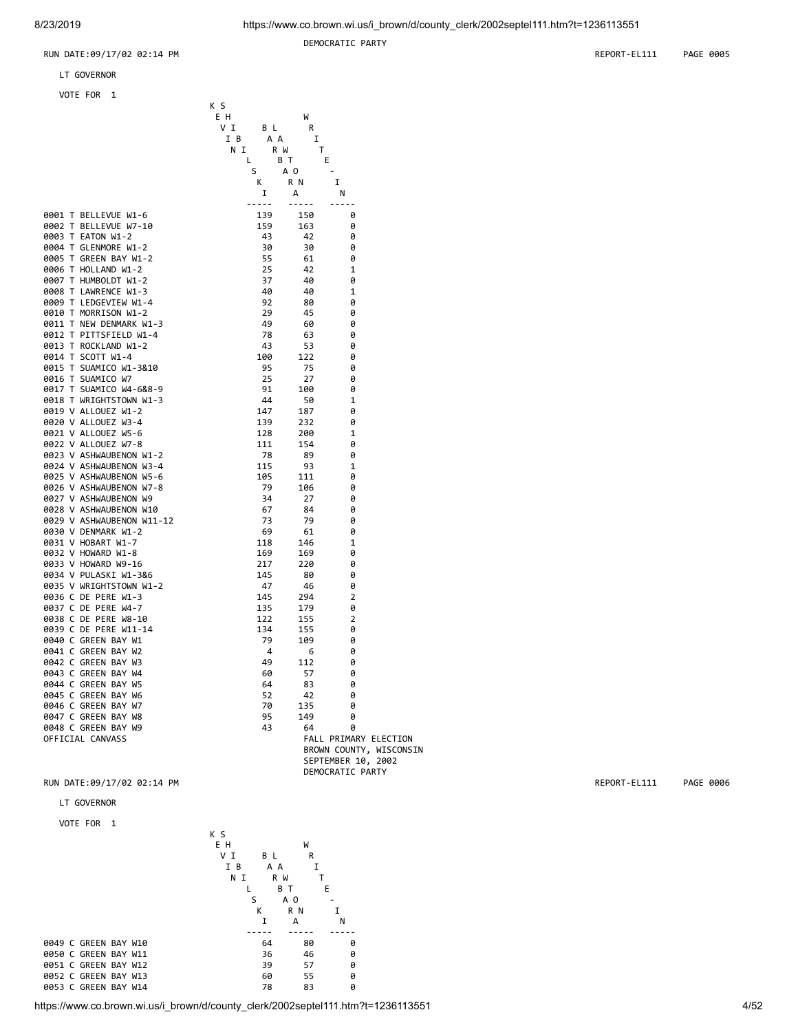DEMOCRATIC PARTY

RUN DATE:09/17/02 02:14 PM REPORT-EL111 PAGE 0005

LT GOVERNOR

VOTE FOR 1

| | KEVIN SHIBILSKI | BARBARA LAWTON | WRITE-IN |
|---|---|---|---|
| 0001 T BELLEVUE W1-6 | 139 | 150 | 0 |
| 0002 T BELLEVUE W7-10 | 159 | 163 | 0 |
| 0003 T EATON W1-2 | 43 | 42 | 0 |
| 0004 T GLENMORE W1-2 | 30 | 30 | 0 |
| 0005 T GREEN BAY W1-2 | 55 | 61 | 0 |
| 0006 T HOLLAND W1-2 | 25 | 42 | 1 |
| 0007 T HUMBOLDT W1-2 | 37 | 40 | 0 |
| 0008 T LAWRENCE W1-3 | 40 | 40 | 1 |
| 0009 T LEDGEVIEW W1-4 | 92 | 80 | 0 |
| 0010 T MORRISON W1-2 | 29 | 45 | 0 |
| 0011 T NEW DENMARK W1-3 | 49 | 60 | 0 |
| 0012 T PITTSFIELD W1-4 | 78 | 63 | 0 |
| 0013 T ROCKLAND W1-2 | 43 | 53 | 0 |
| 0014 T SCOTT W1-4 | 100 | 122 | 0 |
| 0015 T SUAMICO W1-3&10 | 95 | 75 | 0 |
| 0016 T SUAMICO W7 | 25 | 27 | 0 |
| 0017 T SUAMICO W4-6&8-9 | 91 | 100 | 0 |
| 0018 T WRIGHTSTOWN W1-3 | 44 | 50 | 1 |
| 0019 V ALLOUEZ W1-2 | 147 | 187 | 0 |
| 0020 V ALLOUEZ W3-4 | 139 | 232 | 0 |
| 0021 V ALLOUEZ W5-6 | 128 | 200 | 1 |
| 0022 V ALLOUEZ W7-8 | 111 | 154 | 0 |
| 0023 V ASHWAUBENON W1-2 | 78 | 89 | 0 |
| 0024 V ASHWAUBENON W3-4 | 115 | 93 | 1 |
| 0025 V ASHWAUBENON W5-6 | 105 | 111 | 0 |
| 0026 V ASHWAUBENON W7-8 | 79 | 106 | 0 |
| 0027 V ASHWAUBENON W9 | 34 | 27 | 0 |
| 0028 V ASHWAUBENON W10 | 67 | 84 | 0 |
| 0029 V ASHWAUBENON W11-12 | 73 | 79 | 0 |
| 0030 V DENMARK W1-2 | 69 | 61 | 0 |
| 0031 V HOBART W1-7 | 118 | 146 | 1 |
| 0032 V HOWARD W1-8 | 169 | 169 | 0 |
| 0033 V HOWARD W9-16 | 217 | 220 | 0 |
| 0034 V PULASKI W1-3&6 | 145 | 80 | 0 |
| 0035 V WRIGHTSTOWN W1-2 | 47 | 46 | 0 |
| 0036 C DE PERE W1-3 | 145 | 294 | 2 |
| 0037 C DE PERE W4-7 | 135 | 179 | 0 |
| 0038 C DE PERE W8-10 | 122 | 155 | 2 |
| 0039 C DE PERE W11-14 | 134 | 155 | 0 |
| 0040 C GREEN BAY W1 | 79 | 109 | 0 |
| 0041 C GREEN BAY W2 | 4 | 6 | 0 |
| 0042 C GREEN BAY W3 | 49 | 112 | 0 |
| 0043 C GREEN BAY W4 | 60 | 57 | 0 |
| 0044 C GREEN BAY W5 | 64 | 83 | 0 |
| 0045 C GREEN BAY W6 | 52 | 42 | 0 |
| 0046 C GREEN BAY W7 | 70 | 135 | 0 |
| 0047 C GREEN BAY W8 | 95 | 149 | 0 |
| 0048 C GREEN BAY W9 | 43 | 64 | 0 |

OFFICIAL CANVASS

FALL PRIMARY ELECTION
BROWN COUNTY, WISCONSIN
SEPTEMBER 10, 2002
DEMOCRATIC PARTY

RUN DATE:09/17/02 02:14 PM REPORT-EL111 PAGE 0006

LT GOVERNOR

VOTE FOR 1

| | KEVIN SHIBILSKI | BARBARA LAWTON | WRITE-IN |
|---|---|---|---|
| 0049 C GREEN BAY W10 | 64 | 80 | 0 |
| 0050 C GREEN BAY W11 | 36 | 46 | 0 |
| 0051 C GREEN BAY W12 | 39 | 57 | 0 |
| 0052 C GREEN BAY W13 | 60 | 55 | 0 |
| 0053 C GREEN BAY W14 | 78 | 83 | 0 |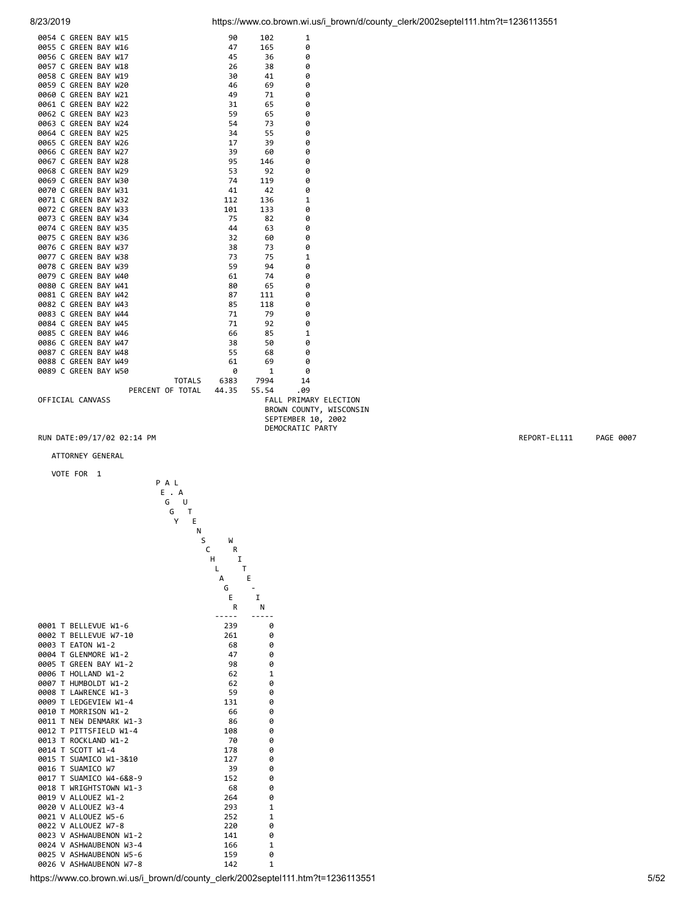| | | | |
|---|---|---|---|
| 0054 C GREEN BAY W15 | 90 | 102 | 1 |
| 0055 C GREEN BAY W16 | 47 | 165 | 0 |
| 0056 C GREEN BAY W17 | 45 | 36 | 0 |
| 0057 C GREEN BAY W18 | 26 | 38 | 0 |
| 0058 C GREEN BAY W19 | 30 | 41 | 0 |
| 0059 C GREEN BAY W20 | 46 | 69 | 0 |
| 0060 C GREEN BAY W21 | 49 | 71 | 0 |
| 0061 C GREEN BAY W22 | 31 | 65 | 0 |
| 0062 C GREEN BAY W23 | 59 | 65 | 0 |
| 0063 C GREEN BAY W24 | 54 | 73 | 0 |
| 0064 C GREEN BAY W25 | 34 | 55 | 0 |
| 0065 C GREEN BAY W26 | 17 | 39 | 0 |
| 0066 C GREEN BAY W27 | 39 | 60 | 0 |
| 0067 C GREEN BAY W28 | 95 | 146 | 0 |
| 0068 C GREEN BAY W29 | 53 | 92 | 0 |
| 0069 C GREEN BAY W30 | 74 | 119 | 0 |
| 0070 C GREEN BAY W31 | 41 | 42 | 0 |
| 0071 C GREEN BAY W32 | 112 | 136 | 1 |
| 0072 C GREEN BAY W33 | 101 | 133 | 0 |
| 0073 C GREEN BAY W34 | 75 | 82 | 0 |
| 0074 C GREEN BAY W35 | 44 | 63 | 0 |
| 0075 C GREEN BAY W36 | 32 | 60 | 0 |
| 0076 C GREEN BAY W37 | 38 | 73 | 0 |
| 0077 C GREEN BAY W38 | 73 | 75 | 1 |
| 0078 C GREEN BAY W39 | 59 | 94 | 0 |
| 0079 C GREEN BAY W40 | 61 | 74 | 0 |
| 0080 C GREEN BAY W41 | 80 | 65 | 0 |
| 0081 C GREEN BAY W42 | 87 | 111 | 0 |
| 0082 C GREEN BAY W43 | 85 | 118 | 0 |
| 0083 C GREEN BAY W44 | 71 | 79 | 0 |
| 0084 C GREEN BAY W45 | 71 | 92 | 0 |
| 0085 C GREEN BAY W46 | 66 | 85 | 1 |
| 0086 C GREEN BAY W47 | 38 | 50 | 0 |
| 0087 C GREEN BAY W48 | 55 | 68 | 0 |
| 0088 C GREEN BAY W49 | 61 | 69 | 0 |
| 0089 C GREEN BAY W50 | 0 | 1 | 0 |
| TOTALS | 6383 | 7994 | 14 |
| PERCENT OF TOTAL | 44.35 | 55.54 | .09 |

OFFICIAL CANVASS

FALL PRIMARY ELECTION
BROWN COUNTY, WISCONSIN
SEPTEMBER 10, 2002
DEMOCRATIC PARTY

RUN DATE:09/17/02 02:14 PM

REPORT-EL111 PAGE 0007

ATTORNEY GENERAL

VOTE FOR 1

| | PEG LAUTENSCHLAGER | WRITE-IN |
|---|---|---|
| 0001 T BELLEVUE W1-6 | 239 | 0 |
| 0002 T BELLEVUE W7-10 | 261 | 0 |
| 0003 T EATON W1-2 | 68 | 0 |
| 0004 T GLENMORE W1-2 | 47 | 0 |
| 0005 T GREEN BAY W1-2 | 98 | 0 |
| 0006 T HOLLAND W1-2 | 62 | 1 |
| 0007 T HUMBOLDT W1-2 | 62 | 0 |
| 0008 T LAWRENCE W1-3 | 59 | 0 |
| 0009 T LEDGEVIEW W1-4 | 131 | 0 |
| 0010 T MORRISON W1-2 | 66 | 0 |
| 0011 T NEW DENMARK W1-3 | 86 | 0 |
| 0012 T PITTSFIELD W1-4 | 108 | 0 |
| 0013 T ROCKLAND W1-2 | 70 | 0 |
| 0014 T SCOTT W1-4 | 178 | 0 |
| 0015 T SUAMICO W1-3&10 | 127 | 0 |
| 0016 T SUAMICO W7 | 39 | 0 |
| 0017 T SUAMICO W4-6&8-9 | 152 | 0 |
| 0018 T WRIGHTSTOWN W1-3 | 68 | 0 |
| 0019 V ALLOUEZ W1-2 | 264 | 0 |
| 0020 V ALLOUEZ W3-4 | 293 | 1 |
| 0021 V ALLOUEZ W5-6 | 252 | 1 |
| 0022 V ALLOUEZ W7-8 | 220 | 0 |
| 0023 V ASHWAUBENON W1-2 | 141 | 0 |
| 0024 V ASHWAUBENON W3-4 | 166 | 1 |
| 0025 V ASHWAUBENON W5-6 | 159 | 0 |
| 0026 V ASHWAUBENON W7-8 | 142 | 1 |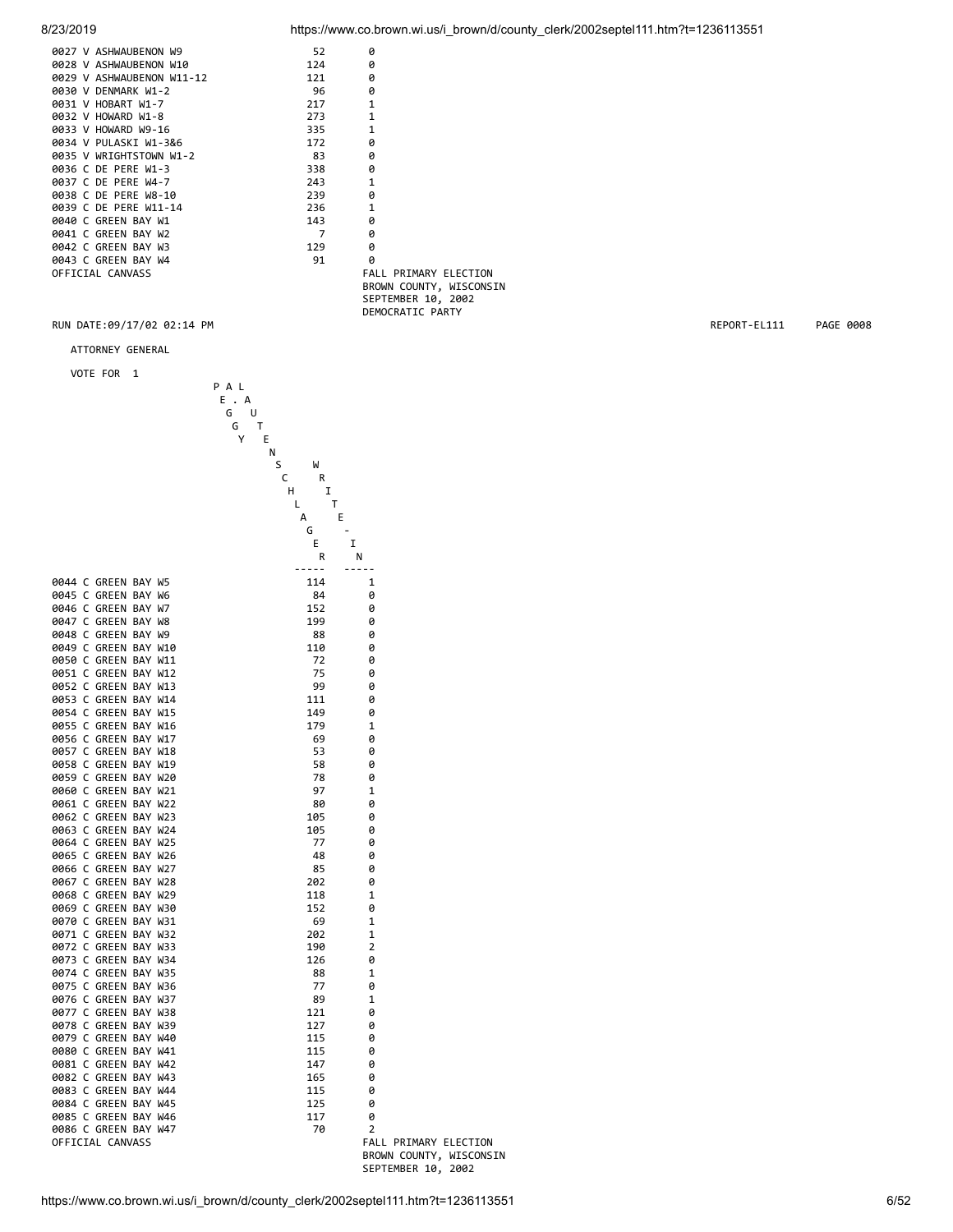| | | |
|---|---|---|
| 0027 V ASHWAUBENON W9 | 52 | 0 |
| 0028 V ASHWAUBENON W10 | 124 | 0 |
| 0029 V ASHWAUBENON W11-12 | 121 | 0 |
| 0030 V DENMARK W1-2 | 96 | 0 |
| 0031 V HOBART W1-7 | 217 | 1 |
| 0032 V HOWARD W1-8 | 273 | 1 |
| 0033 V HOWARD W9-16 | 335 | 1 |
| 0034 V PULASKI W1-3&6 | 172 | 0 |
| 0035 V WRIGHTSTOWN W1-2 | 83 | 0 |
| 0036 C DE PERE W1-3 | 338 | 0 |
| 0037 C DE PERE W4-7 | 243 | 1 |
| 0038 C DE PERE W8-10 | 239 | 0 |
| 0039 C DE PERE W11-14 | 236 | 1 |
| 0040 C GREEN BAY W1 | 143 | 0 |
| 0041 C GREEN BAY W2 | 7 | 0 |
| 0042 C GREEN BAY W3 | 129 | 0 |
| 0043 C GREEN BAY W4 | 91 | 0 |

OFFICIAL CANVASS

FALL PRIMARY ELECTION
BROWN COUNTY, WISCONSIN
SEPTEMBER 10, 2002
DEMOCRATIC PARTY

RUN DATE:09/17/02 02:14 PM — REPORT-EL111 — PAGE 0008

ATTORNEY GENERAL

VOTE FOR 1

| | PEG LAUTENSCHLAGER | WRITE-IN |
|---|---|---|
| 0044 C GREEN BAY W5 | 114 | 1 |
| 0045 C GREEN BAY W6 | 84 | 0 |
| 0046 C GREEN BAY W7 | 152 | 0 |
| 0047 C GREEN BAY W8 | 199 | 0 |
| 0048 C GREEN BAY W9 | 88 | 0 |
| 0049 C GREEN BAY W10 | 110 | 0 |
| 0050 C GREEN BAY W11 | 72 | 0 |
| 0051 C GREEN BAY W12 | 75 | 0 |
| 0052 C GREEN BAY W13 | 99 | 0 |
| 0053 C GREEN BAY W14 | 111 | 0 |
| 0054 C GREEN BAY W15 | 149 | 0 |
| 0055 C GREEN BAY W16 | 179 | 1 |
| 0056 C GREEN BAY W17 | 69 | 0 |
| 0057 C GREEN BAY W18 | 53 | 0 |
| 0058 C GREEN BAY W19 | 58 | 0 |
| 0059 C GREEN BAY W20 | 78 | 0 |
| 0060 C GREEN BAY W21 | 97 | 1 |
| 0061 C GREEN BAY W22 | 80 | 0 |
| 0062 C GREEN BAY W23 | 105 | 0 |
| 0063 C GREEN BAY W24 | 105 | 0 |
| 0064 C GREEN BAY W25 | 77 | 0 |
| 0065 C GREEN BAY W26 | 48 | 0 |
| 0066 C GREEN BAY W27 | 85 | 0 |
| 0067 C GREEN BAY W28 | 202 | 0 |
| 0068 C GREEN BAY W29 | 118 | 1 |
| 0069 C GREEN BAY W30 | 152 | 0 |
| 0070 C GREEN BAY W31 | 69 | 1 |
| 0071 C GREEN BAY W32 | 202 | 1 |
| 0072 C GREEN BAY W33 | 190 | 2 |
| 0073 C GREEN BAY W34 | 126 | 0 |
| 0074 C GREEN BAY W35 | 88 | 1 |
| 0075 C GREEN BAY W36 | 77 | 0 |
| 0076 C GREEN BAY W37 | 89 | 1 |
| 0077 C GREEN BAY W38 | 121 | 0 |
| 0078 C GREEN BAY W39 | 127 | 0 |
| 0079 C GREEN BAY W40 | 115 | 0 |
| 0080 C GREEN BAY W41 | 115 | 0 |
| 0081 C GREEN BAY W42 | 147 | 0 |
| 0082 C GREEN BAY W43 | 165 | 0 |
| 0083 C GREEN BAY W44 | 115 | 0 |
| 0084 C GREEN BAY W45 | 125 | 0 |
| 0085 C GREEN BAY W46 | 117 | 0 |
| 0086 C GREEN BAY W47 | 70 | 2 |

OFFICIAL CANVASS

FALL PRIMARY ELECTION
BROWN COUNTY, WISCONSIN
SEPTEMBER 10, 2002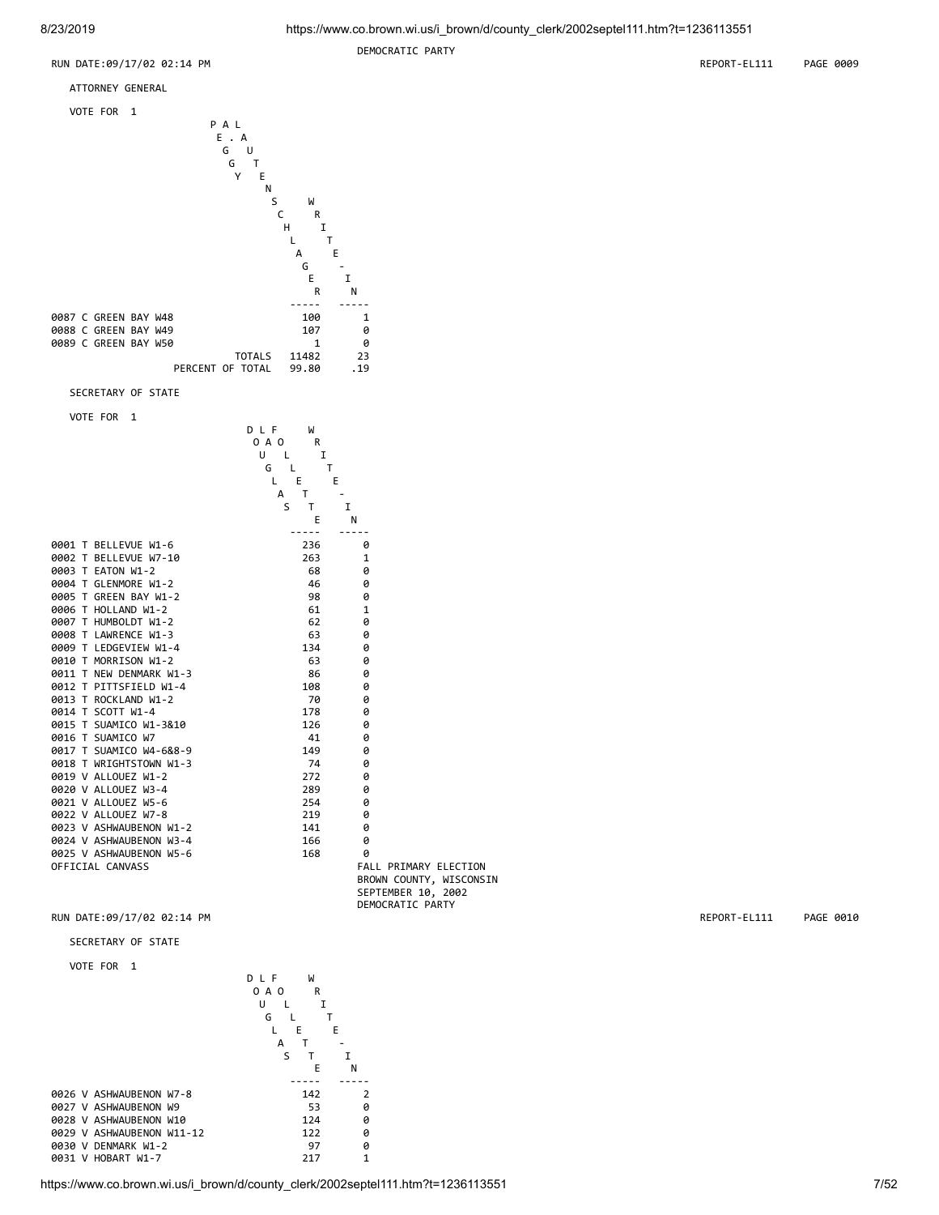DEMOCRATIC PARTY

RUN DATE:09/17/02 02:14 PM REPORT-EL111 PAGE 0009

ATTORNEY GENERAL

VOTE FOR 1

| | PEGGY A. LAUTENSCHLAGER | WRITE-IN |
|---|---|---|
| 0087 C GREEN BAY W48 | 100 | 1 |
| 0088 C GREEN BAY W49 | 107 | 0 |
| 0089 C GREEN BAY W50 | 1 | 0 |
| TOTALS | 11482 | 23 |
| PERCENT OF TOTAL | 99.80 | .19 |

SECRETARY OF STATE

VOTE FOR 1

| | DOUGLAS LA FOLLETTE | WRITE-IN |
|---|---|---|
| 0001 T BELLEVUE W1-6 | 236 | 0 |
| 0002 T BELLEVUE W7-10 | 263 | 1 |
| 0003 T EATON W1-2 | 68 | 0 |
| 0004 T GLENMORE W1-2 | 46 | 0 |
| 0005 T GREEN BAY W1-2 | 98 | 0 |
| 0006 T HOLLAND W1-2 | 61 | 1 |
| 0007 T HUMBOLDT W1-2 | 62 | 0 |
| 0008 T LAWRENCE W1-3 | 63 | 0 |
| 0009 T LEDGEVIEW W1-4 | 134 | 0 |
| 0010 T MORRISON W1-2 | 63 | 0 |
| 0011 T NEW DENMARK W1-3 | 86 | 0 |
| 0012 T PITTSFIELD W1-4 | 108 | 0 |
| 0013 T ROCKLAND W1-2 | 70 | 0 |
| 0014 T SCOTT W1-4 | 178 | 0 |
| 0015 T SUAMICO W1-3&10 | 126 | 0 |
| 0016 T SUAMICO W7 | 41 | 0 |
| 0017 T SUAMICO W4-6&8-9 | 149 | 0 |
| 0018 T WRIGHTSTOWN W1-3 | 74 | 0 |
| 0019 V ALLOUEZ W1-2 | 272 | 0 |
| 0020 V ALLOUEZ W3-4 | 289 | 0 |
| 0021 V ALLOUEZ W5-6 | 254 | 0 |
| 0022 V ALLOUEZ W7-8 | 219 | 0 |
| 0023 V ASHWAUBENON W1-2 | 141 | 0 |
| 0024 V ASHWAUBENON W3-4 | 166 | 0 |
| 0025 V ASHWAUBENON W5-6 | 168 | 0 |

OFFICIAL CANVASS

FALL PRIMARY ELECTION
BROWN COUNTY, WISCONSIN
SEPTEMBER 10, 2002
DEMOCRATIC PARTY

RUN DATE:09/17/02 02:14 PM REPORT-EL111 PAGE 0010

SECRETARY OF STATE

VOTE FOR 1

| | DOUGLAS LA FOLLETTE | WRITE-IN |
|---|---|---|
| 0026 V ASHWAUBENON W7-8 | 142 | 2 |
| 0027 V ASHWAUBENON W9 | 53 | 0 |
| 0028 V ASHWAUBENON W10 | 124 | 0 |
| 0029 V ASHWAUBENON W11-12 | 122 | 0 |
| 0030 V DENMARK W1-2 | 97 | 0 |
| 0031 V HOBART W1-7 | 217 | 1 |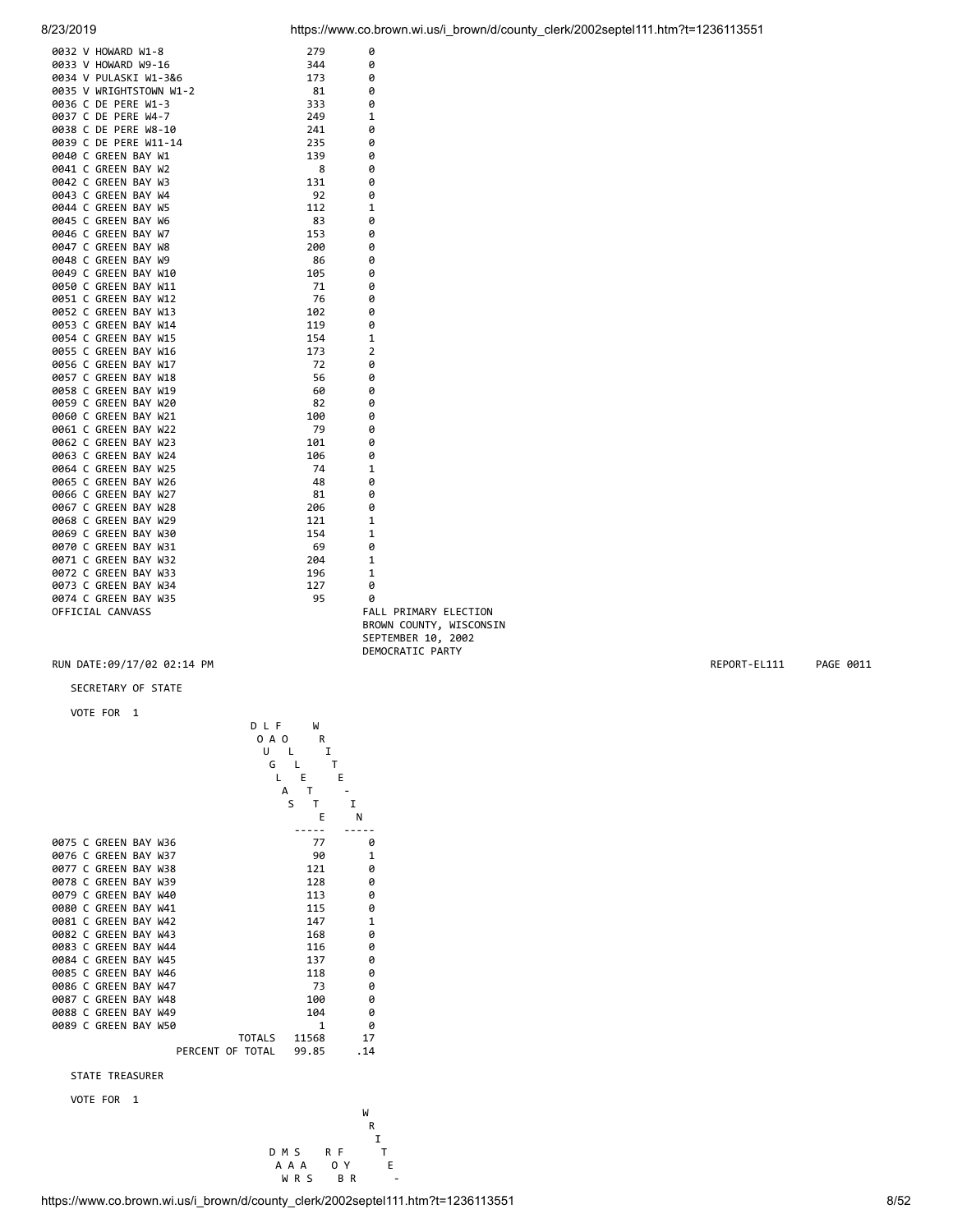| | | |
|---|---|---|
| 0032 V HOWARD W1-8 | 279 | 0 |
| 0033 V HOWARD W9-16 | 344 | 0 |
| 0034 V PULASKI W1-3&6 | 173 | 0 |
| 0035 V WRIGHTSTOWN W1-2 | 81 | 0 |
| 0036 C DE PERE W1-3 | 333 | 0 |
| 0037 C DE PERE W4-7 | 249 | 1 |
| 0038 C DE PERE W8-10 | 241 | 0 |
| 0039 C DE PERE W11-14 | 235 | 0 |
| 0040 C GREEN BAY W1 | 139 | 0 |
| 0041 C GREEN BAY W2 | 8 | 0 |
| 0042 C GREEN BAY W3 | 131 | 0 |
| 0043 C GREEN BAY W4 | 92 | 0 |
| 0044 C GREEN BAY W5 | 112 | 1 |
| 0045 C GREEN BAY W6 | 83 | 0 |
| 0046 C GREEN BAY W7 | 153 | 0 |
| 0047 C GREEN BAY W8 | 200 | 0 |
| 0048 C GREEN BAY W9 | 86 | 0 |
| 0049 C GREEN BAY W10 | 105 | 0 |
| 0050 C GREEN BAY W11 | 71 | 0 |
| 0051 C GREEN BAY W12 | 76 | 0 |
| 0052 C GREEN BAY W13 | 102 | 0 |
| 0053 C GREEN BAY W14 | 119 | 0 |
| 0054 C GREEN BAY W15 | 154 | 1 |
| 0055 C GREEN BAY W16 | 173 | 2 |
| 0056 C GREEN BAY W17 | 72 | 0 |
| 0057 C GREEN BAY W18 | 56 | 0 |
| 0058 C GREEN BAY W19 | 60 | 0 |
| 0059 C GREEN BAY W20 | 82 | 0 |
| 0060 C GREEN BAY W21 | 100 | 0 |
| 0061 C GREEN BAY W22 | 79 | 0 |
| 0062 C GREEN BAY W23 | 101 | 0 |
| 0063 C GREEN BAY W24 | 106 | 0 |
| 0064 C GREEN BAY W25 | 74 | 1 |
| 0065 C GREEN BAY W26 | 48 | 0 |
| 0066 C GREEN BAY W27 | 81 | 0 |
| 0067 C GREEN BAY W28 | 206 | 0 |
| 0068 C GREEN BAY W29 | 121 | 1 |
| 0069 C GREEN BAY W30 | 154 | 1 |
| 0070 C GREEN BAY W31 | 69 | 0 |
| 0071 C GREEN BAY W32 | 204 | 1 |
| 0072 C GREEN BAY W33 | 196 | 1 |
| 0073 C GREEN BAY W34 | 127 | 0 |
| 0074 C GREEN BAY W35 | 95 | 0 |

OFFICIAL CANVASS

FALL PRIMARY ELECTION
BROWN COUNTY, WISCONSIN
SEPTEMBER 10, 2002
DEMOCRATIC PARTY

RUN DATE:09/17/02 02:14 PM — REPORT-EL111 PAGE 0011

## SECRETARY OF STATE

VOTE FOR 1

| | DOUGLAS LAFOLLETTE | WRITE-IN |
|---|---|---|
| 0075 C GREEN BAY W36 | 77 | 0 |
| 0076 C GREEN BAY W37 | 90 | 1 |
| 0077 C GREEN BAY W38 | 121 | 0 |
| 0078 C GREEN BAY W39 | 128 | 0 |
| 0079 C GREEN BAY W40 | 113 | 0 |
| 0080 C GREEN BAY W41 | 115 | 0 |
| 0081 C GREEN BAY W42 | 147 | 1 |
| 0082 C GREEN BAY W43 | 168 | 0 |
| 0083 C GREEN BAY W44 | 116 | 0 |
| 0084 C GREEN BAY W45 | 137 | 0 |
| 0085 C GREEN BAY W46 | 118 | 0 |
| 0086 C GREEN BAY W47 | 73 | 0 |
| 0087 C GREEN BAY W48 | 100 | 0 |
| 0088 C GREEN BAY W49 | 104 | 0 |
| 0089 C GREEN BAY W50 | 1 | 0 |
| TOTALS | 11568 | 17 |
| PERCENT OF TOTAL | 99.85 | .14 |

## STATE TREASURER

VOTE FOR 1

| | D M S / A A A / W R S | R F / O Y / B R | W R I T E - |
|---|---|---|---|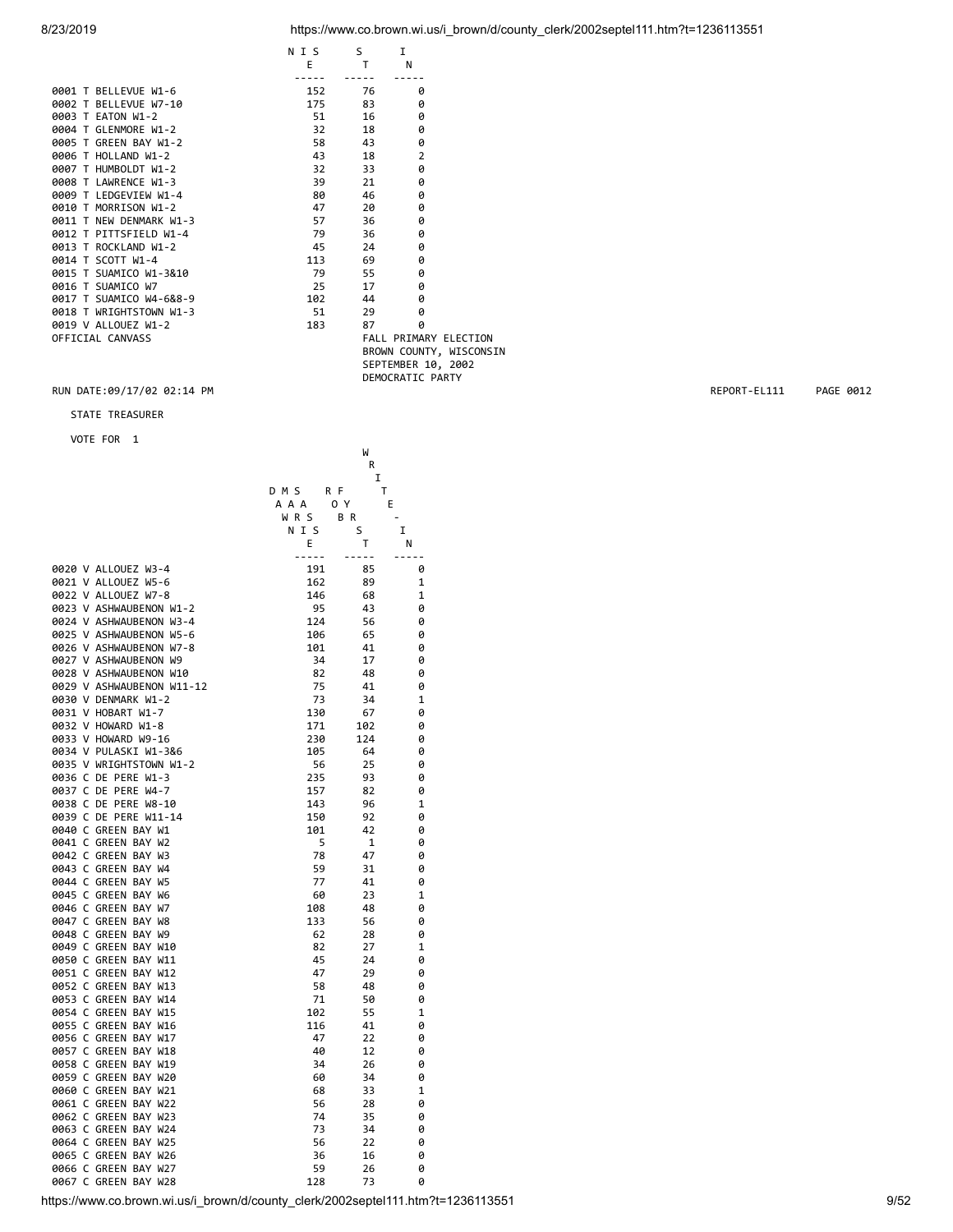| | DAWN MARIE SASS | JOSH WRIGHTFORDBERG | WRITE-IN |
|---|---|---|---|
| 0001 T BELLEVUE W1-6 | 152 | 76 | 0 |
| 0002 T BELLEVUE W7-10 | 175 | 83 | 0 |
| 0003 T EATON W1-2 | 51 | 16 | 0 |
| 0004 T GLENMORE W1-2 | 32 | 18 | 0 |
| 0005 T GREEN BAY W1-2 | 58 | 43 | 0 |
| 0006 T HOLLAND W1-2 | 43 | 18 | 2 |
| 0007 T HUMBOLDT W1-2 | 32 | 33 | 0 |
| 0008 T LAWRENCE W1-3 | 39 | 21 | 0 |
| 0009 T LEDGEVIEW W1-4 | 80 | 46 | 0 |
| 0010 T MORRISON W1-2 | 47 | 20 | 0 |
| 0011 T NEW DENMARK W1-3 | 57 | 36 | 0 |
| 0012 T PITTSFIELD W1-4 | 79 | 36 | 0 |
| 0013 T ROCKLAND W1-2 | 45 | 24 | 0 |
| 0014 T SCOTT W1-4 | 113 | 69 | 0 |
| 0015 T SUAMICO W1-3&10 | 79 | 55 | 0 |
| 0016 T SUAMICO W7 | 25 | 17 | 0 |
| 0017 T SUAMICO W4-6&8-9 | 102 | 44 | 0 |
| 0018 T WRIGHTSTOWN W1-3 | 51 | 29 | 0 |
| 0019 V ALLOUEZ W1-2 | 183 | 87 | 0 |

OFFICIAL CANVASS

FALL PRIMARY ELECTION
BROWN COUNTY, WISCONSIN
SEPTEMBER 10, 2002
DEMOCRATIC PARTY

RUN DATE:09/17/02 02:14 PM — REPORT-EL111 PAGE 0012

STATE TREASURER

VOTE FOR 1

| | DAWN MARIE SASS | JOSH WRIGHTFORDBERG | WRITE-IN |
|---|---|---|---|
| 0020 V ALLOUEZ W3-4 | 191 | 85 | 0 |
| 0021 V ALLOUEZ W5-6 | 162 | 89 | 1 |
| 0022 V ALLOUEZ W7-8 | 146 | 68 | 1 |
| 0023 V ASHWAUBENON W1-2 | 95 | 43 | 0 |
| 0024 V ASHWAUBENON W3-4 | 124 | 56 | 0 |
| 0025 V ASHWAUBENON W5-6 | 106 | 65 | 0 |
| 0026 V ASHWAUBENON W7-8 | 101 | 41 | 0 |
| 0027 V ASHWAUBENON W9 | 34 | 17 | 0 |
| 0028 V ASHWAUBENON W10 | 82 | 48 | 0 |
| 0029 V ASHWAUBENON W11-12 | 75 | 41 | 0 |
| 0030 V DENMARK W1-2 | 73 | 34 | 1 |
| 0031 V HOBART W1-7 | 130 | 67 | 0 |
| 0032 V HOWARD W1-8 | 171 | 102 | 0 |
| 0033 V HOWARD W9-16 | 230 | 124 | 0 |
| 0034 V PULASKI W1-3&6 | 105 | 64 | 0 |
| 0035 V WRIGHTSTOWN W1-2 | 56 | 25 | 0 |
| 0036 C DE PERE W1-3 | 235 | 93 | 0 |
| 0037 C DE PERE W4-7 | 157 | 82 | 0 |
| 0038 C DE PERE W8-10 | 143 | 96 | 1 |
| 0039 C DE PERE W11-14 | 150 | 92 | 0 |
| 0040 C GREEN BAY W1 | 101 | 42 | 0 |
| 0041 C GREEN BAY W2 | 5 | 1 | 0 |
| 0042 C GREEN BAY W3 | 78 | 47 | 0 |
| 0043 C GREEN BAY W4 | 59 | 31 | 0 |
| 0044 C GREEN BAY W5 | 77 | 41 | 0 |
| 0045 C GREEN BAY W6 | 60 | 23 | 1 |
| 0046 C GREEN BAY W7 | 108 | 48 | 0 |
| 0047 C GREEN BAY W8 | 133 | 56 | 0 |
| 0048 C GREEN BAY W9 | 62 | 28 | 0 |
| 0049 C GREEN BAY W10 | 82 | 27 | 1 |
| 0050 C GREEN BAY W11 | 45 | 24 | 0 |
| 0051 C GREEN BAY W12 | 47 | 29 | 0 |
| 0052 C GREEN BAY W13 | 58 | 48 | 0 |
| 0053 C GREEN BAY W14 | 71 | 50 | 0 |
| 0054 C GREEN BAY W15 | 102 | 55 | 1 |
| 0055 C GREEN BAY W16 | 116 | 41 | 0 |
| 0056 C GREEN BAY W17 | 47 | 22 | 0 |
| 0057 C GREEN BAY W18 | 40 | 12 | 0 |
| 0058 C GREEN BAY W19 | 34 | 26 | 0 |
| 0059 C GREEN BAY W20 | 60 | 34 | 0 |
| 0060 C GREEN BAY W21 | 68 | 33 | 1 |
| 0061 C GREEN BAY W22 | 56 | 28 | 0 |
| 0062 C GREEN BAY W23 | 74 | 35 | 0 |
| 0063 C GREEN BAY W24 | 73 | 34 | 0 |
| 0064 C GREEN BAY W25 | 56 | 22 | 0 |
| 0065 C GREEN BAY W26 | 36 | 16 | 0 |
| 0066 C GREEN BAY W27 | 59 | 26 | 0 |
| 0067 C GREEN BAY W28 | 128 | 73 | 0 |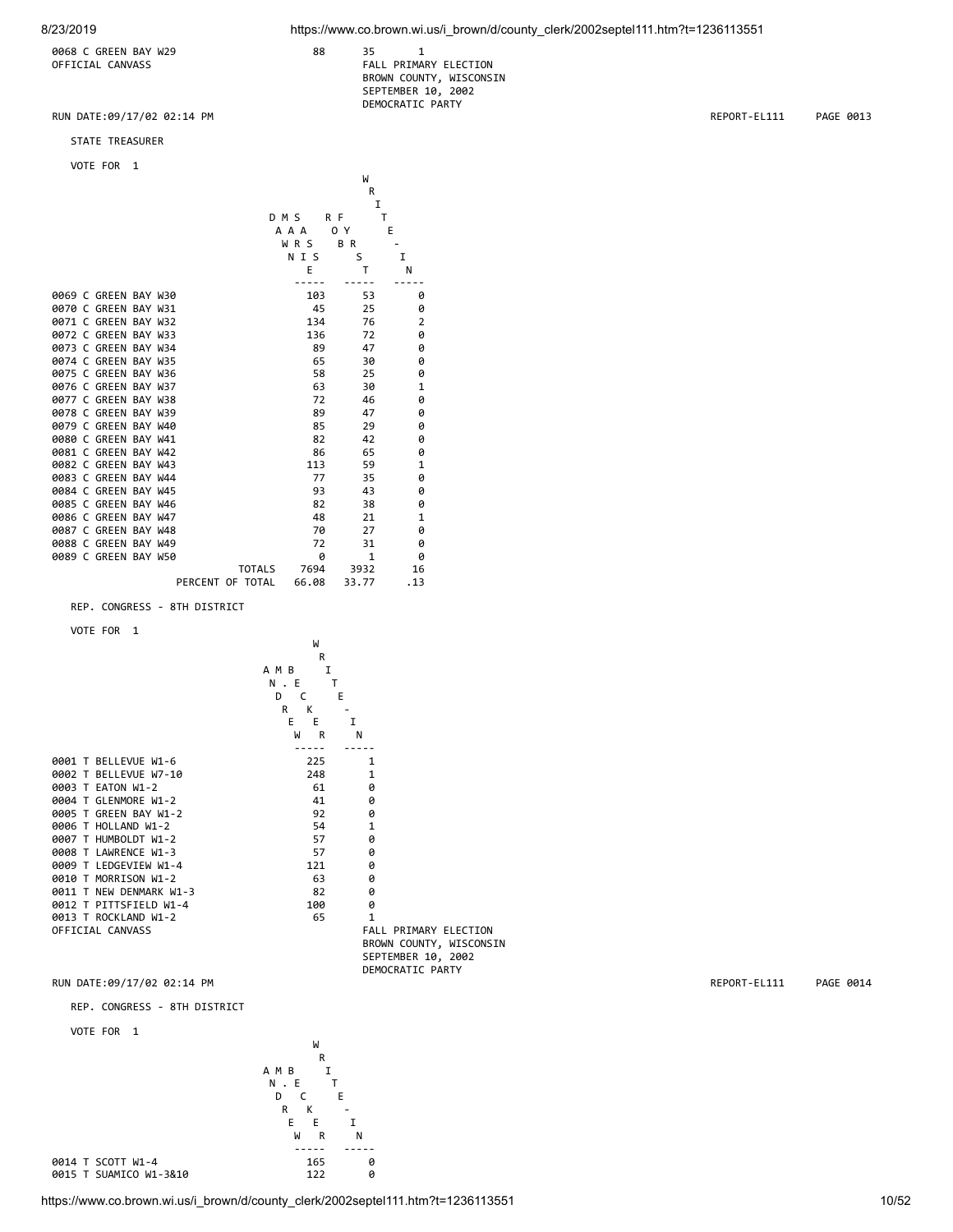0068 C GREEN BAY W29 88 35 1

OFFICIAL CANVASS

FALL PRIMARY ELECTION
BROWN COUNTY, WISCONSIN
SEPTEMBER 10, 2002
DEMOCRATIC PARTY

RUN DATE:09/17/02 02:14 PM REPORT-EL111 PAGE 0013

STATE TREASURER

VOTE FOR 1

| | DAWN MARIE SASS | ROBERT FORSYTH | WRITE-IN |
|---|---|---|---|
| 0069 C GREEN BAY W30 | 103 | 53 | 0 |
| 0070 C GREEN BAY W31 | 45 | 25 | 0 |
| 0071 C GREEN BAY W32 | 134 | 76 | 2 |
| 0072 C GREEN BAY W33 | 136 | 72 | 0 |
| 0073 C GREEN BAY W34 | 89 | 47 | 0 |
| 0074 C GREEN BAY W35 | 65 | 30 | 0 |
| 0075 C GREEN BAY W36 | 58 | 25 | 0 |
| 0076 C GREEN BAY W37 | 63 | 30 | 1 |
| 0077 C GREEN BAY W38 | 72 | 46 | 0 |
| 0078 C GREEN BAY W39 | 89 | 47 | 0 |
| 0079 C GREEN BAY W40 | 85 | 29 | 0 |
| 0080 C GREEN BAY W41 | 82 | 42 | 0 |
| 0081 C GREEN BAY W42 | 86 | 65 | 0 |
| 0082 C GREEN BAY W43 | 113 | 59 | 1 |
| 0083 C GREEN BAY W44 | 77 | 35 | 0 |
| 0084 C GREEN BAY W45 | 93 | 43 | 0 |
| 0085 C GREEN BAY W46 | 82 | 38 | 0 |
| 0086 C GREEN BAY W47 | 48 | 21 | 1 |
| 0087 C GREEN BAY W48 | 70 | 27 | 0 |
| 0088 C GREEN BAY W49 | 72 | 31 | 0 |
| 0089 C GREEN BAY W50 | 0 | 1 | 0 |
| TOTALS | 7694 | 3932 | 16 |
| PERCENT OF TOTAL | 66.08 | 33.77 | .13 |

REP. CONGRESS - 8TH DISTRICT

VOTE FOR 1

| | ANDREW M. BECKER | WRITE-IN |
|---|---|---|
| 0001 T BELLEVUE W1-6 | 225 | 1 |
| 0002 T BELLEVUE W7-10 | 248 | 1 |
| 0003 T EATON W1-2 | 61 | 0 |
| 0004 T GLENMORE W1-2 | 41 | 0 |
| 0005 T GREEN BAY W1-2 | 92 | 0 |
| 0006 T HOLLAND W1-2 | 54 | 1 |
| 0007 T HUMBOLDT W1-2 | 57 | 0 |
| 0008 T LAWRENCE W1-3 | 57 | 0 |
| 0009 T LEDGEVIEW W1-4 | 121 | 0 |
| 0010 T MORRISON W1-2 | 63 | 0 |
| 0011 T NEW DENMARK W1-3 | 82 | 0 |
| 0012 T PITTSFIELD W1-4 | 100 | 0 |
| 0013 T ROCKLAND W1-2 | 65 | 1 |

OFFICIAL CANVASS

FALL PRIMARY ELECTION
BROWN COUNTY, WISCONSIN
SEPTEMBER 10, 2002
DEMOCRATIC PARTY

RUN DATE:09/17/02 02:14 PM REPORT-EL111 PAGE 0014

REP. CONGRESS - 8TH DISTRICT

VOTE FOR 1

| | ANDREW M. BECKER | WRITE-IN |
|---|---|---|
| 0014 T SCOTT W1-4 | 165 | 0 |
| 0015 T SUAMICO W1-3&10 | 122 | 0 |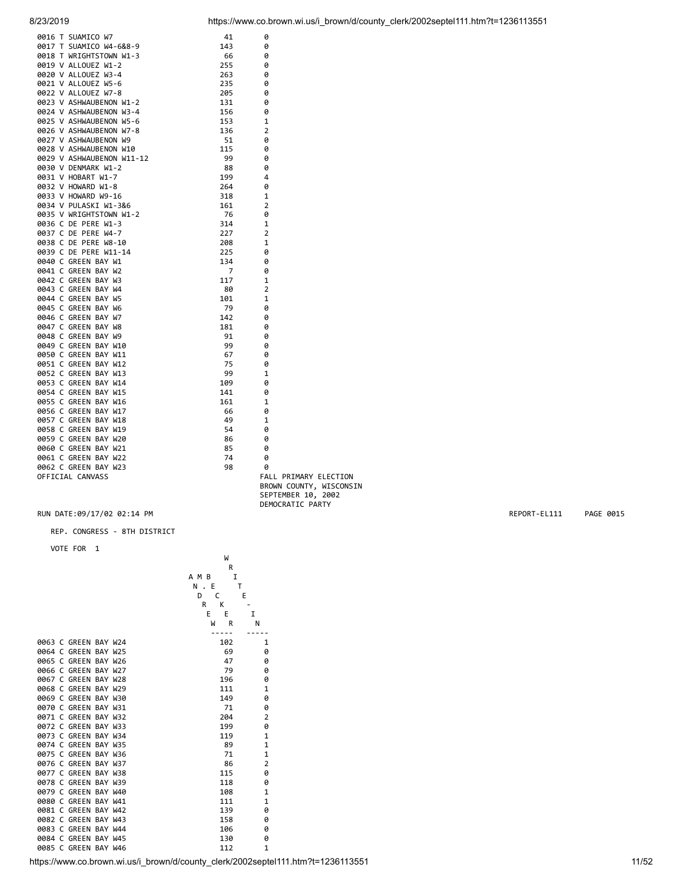| | | |
|---|---|---|
| 0016 T SUAMICO W7 | 41 | 0 |
| 0017 T SUAMICO W4-6&8-9 | 143 | 0 |
| 0018 T WRIGHTSTOWN W1-3 | 66 | 0 |
| 0019 V ALLOUEZ W1-2 | 255 | 0 |
| 0020 V ALLOUEZ W3-4 | 263 | 0 |
| 0021 V ALLOUEZ W5-6 | 235 | 0 |
| 0022 V ALLOUEZ W7-8 | 205 | 0 |
| 0023 V ASHWAUBENON W1-2 | 131 | 0 |
| 0024 V ASHWAUBENON W3-4 | 156 | 0 |
| 0025 V ASHWAUBENON W5-6 | 153 | 1 |
| 0026 V ASHWAUBENON W7-8 | 136 | 2 |
| 0027 V ASHWAUBENON W9 | 51 | 0 |
| 0028 V ASHWAUBENON W10 | 115 | 0 |
| 0029 V ASHWAUBENON W11-12 | 99 | 0 |
| 0030 V DENMARK W1-2 | 88 | 0 |
| 0031 V HOBART W1-7 | 199 | 4 |
| 0032 V HOWARD W1-8 | 264 | 0 |
| 0033 V HOWARD W9-16 | 318 | 1 |
| 0034 V PULASKI W1-3&6 | 161 | 2 |
| 0035 V WRIGHTSTOWN W1-2 | 76 | 0 |
| 0036 C DE PERE W1-3 | 314 | 1 |
| 0037 C DE PERE W4-7 | 227 | 2 |
| 0038 C DE PERE W8-10 | 208 | 1 |
| 0039 C DE PERE W11-14 | 225 | 0 |
| 0040 C GREEN BAY W1 | 134 | 0 |
| 0041 C GREEN BAY W2 | 7 | 0 |
| 0042 C GREEN BAY W3 | 117 | 1 |
| 0043 C GREEN BAY W4 | 80 | 2 |
| 0044 C GREEN BAY W5 | 101 | 1 |
| 0045 C GREEN BAY W6 | 79 | 0 |
| 0046 C GREEN BAY W7 | 142 | 0 |
| 0047 C GREEN BAY W8 | 181 | 0 |
| 0048 C GREEN BAY W9 | 91 | 0 |
| 0049 C GREEN BAY W10 | 99 | 0 |
| 0050 C GREEN BAY W11 | 67 | 0 |
| 0051 C GREEN BAY W12 | 75 | 0 |
| 0052 C GREEN BAY W13 | 99 | 1 |
| 0053 C GREEN BAY W14 | 109 | 0 |
| 0054 C GREEN BAY W15 | 141 | 0 |
| 0055 C GREEN BAY W16 | 161 | 1 |
| 0056 C GREEN BAY W17 | 66 | 0 |
| 0057 C GREEN BAY W18 | 49 | 1 |
| 0058 C GREEN BAY W19 | 54 | 0 |
| 0059 C GREEN BAY W20 | 86 | 0 |
| 0060 C GREEN BAY W21 | 85 | 0 |
| 0061 C GREEN BAY W22 | 74 | 0 |
| 0062 C GREEN BAY W23 | 98 | 0 |

OFFICIAL CANVASS

FALL PRIMARY ELECTION
BROWN COUNTY, WISCONSIN
SEPTEMBER 10, 2002
DEMOCRATIC PARTY

RUN DATE:09/17/02 02:14 PM REPORT-EL111 PAGE 0015

REP. CONGRESS - 8TH DISTRICT

VOTE FOR 1

| | AMANDA MCBEE RECKER (A M B N . E D C R K E E W R) | WRITE-IN |
|---|---|---|
| 0063 C GREEN BAY W24 | 102 | 1 |
| 0064 C GREEN BAY W25 | 69 | 0 |
| 0065 C GREEN BAY W26 | 47 | 0 |
| 0066 C GREEN BAY W27 | 79 | 0 |
| 0067 C GREEN BAY W28 | 196 | 0 |
| 0068 C GREEN BAY W29 | 111 | 1 |
| 0069 C GREEN BAY W30 | 149 | 0 |
| 0070 C GREEN BAY W31 | 71 | 0 |
| 0071 C GREEN BAY W32 | 204 | 2 |
| 0072 C GREEN BAY W33 | 199 | 0 |
| 0073 C GREEN BAY W34 | 119 | 1 |
| 0074 C GREEN BAY W35 | 89 | 1 |
| 0075 C GREEN BAY W36 | 71 | 1 |
| 0076 C GREEN BAY W37 | 86 | 2 |
| 0077 C GREEN BAY W38 | 115 | 0 |
| 0078 C GREEN BAY W39 | 118 | 0 |
| 0079 C GREEN BAY W40 | 108 | 1 |
| 0080 C GREEN BAY W41 | 111 | 1 |
| 0081 C GREEN BAY W42 | 139 | 0 |
| 0082 C GREEN BAY W43 | 158 | 0 |
| 0083 C GREEN BAY W44 | 106 | 0 |
| 0084 C GREEN BAY W45 | 130 | 0 |
| 0085 C GREEN BAY W46 | 112 | 1 |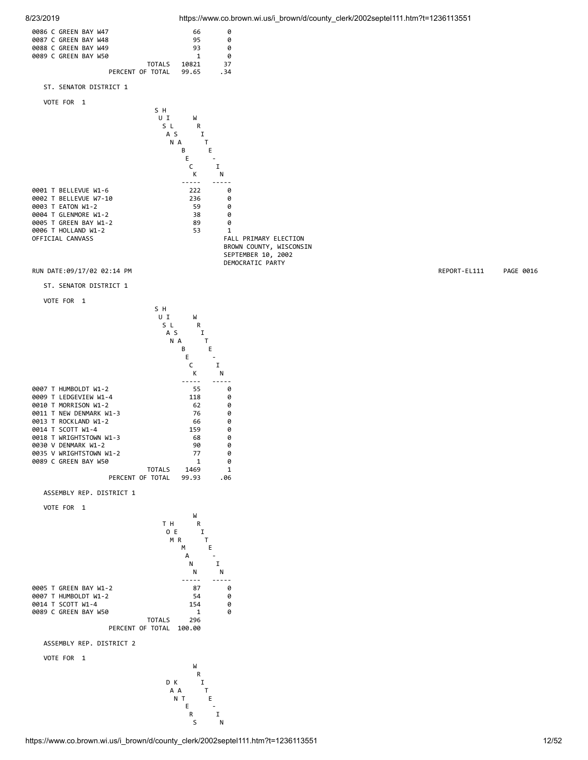| | | |
|---|---|---|
| 0086 C GREEN BAY W47 | 66 | 0 |
| 0087 C GREEN BAY W48 | 95 | 0 |
| 0088 C GREEN BAY W49 | 93 | 0 |
| 0089 C GREEN BAY W50 | 1 | 0 |
| TOTALS | 10821 | 37 |
| PERCENT OF TOTAL | 99.65 | .34 |

ST. SENATOR DISTRICT 1

VOTE FOR 1

| | SHUSLA HISANBECK | WRITE-IN |
|---|---|---|
| 0001 T BELLEVUE W1-6 | 222 | 0 |
| 0002 T BELLEVUE W7-10 | 236 | 0 |
| 0003 T EATON W1-2 | 59 | 0 |
| 0004 T GLENMORE W1-2 | 38 | 0 |
| 0005 T GREEN BAY W1-2 | 89 | 0 |
| 0006 T HOLLAND W1-2 | 53 | 1 |

OFFICIAL CANVASS

FALL PRIMARY ELECTION
BROWN COUNTY, WISCONSIN
SEPTEMBER 10, 2002
DEMOCRATIC PARTY

RUN DATE:09/17/02 02:14 PM REPORT-EL111 PAGE 0016

ST. SENATOR DISTRICT 1

VOTE FOR 1

| | SHUSLA HISANBECK | WRITE-IN |
|---|---|---|
| 0007 T HUMBOLDT W1-2 | 55 | 0 |
| 0009 T LEDGEVIEW W1-4 | 118 | 0 |
| 0010 T MORRISON W1-2 | 62 | 0 |
| 0011 T NEW DENMARK W1-3 | 76 | 0 |
| 0013 T ROCKLAND W1-2 | 66 | 0 |
| 0014 T SCOTT W1-4 | 159 | 0 |
| 0018 T WRIGHTSTOWN W1-3 | 68 | 0 |
| 0030 V DENMARK W1-2 | 90 | 0 |
| 0035 V WRIGHTSTOWN W1-2 | 77 | 0 |
| 0089 C GREEN BAY W50 | 1 | 0 |
| TOTALS | 1469 | 1 |
| PERCENT OF TOTAL | 99.93 | .06 |

ASSEMBLY REP. DISTRICT 1

VOTE FOR 1

| | THOMAS HERMANN | WRITE-IN |
|---|---|---|
| 0005 T GREEN BAY W1-2 | 87 | 0 |
| 0007 T HUMBOLDT W1-2 | 54 | 0 |
| 0014 T SCOTT W1-4 | 154 | 0 |
| 0089 C GREEN BAY W50 | 1 | 0 |
| TOTALS | 296 | |
| PERCENT OF TOTAL | 100.00 | |

ASSEMBLY REP. DISTRICT 2

VOTE FOR 1

| | DAN KATERS | WRITE-IN |
|---|---|---|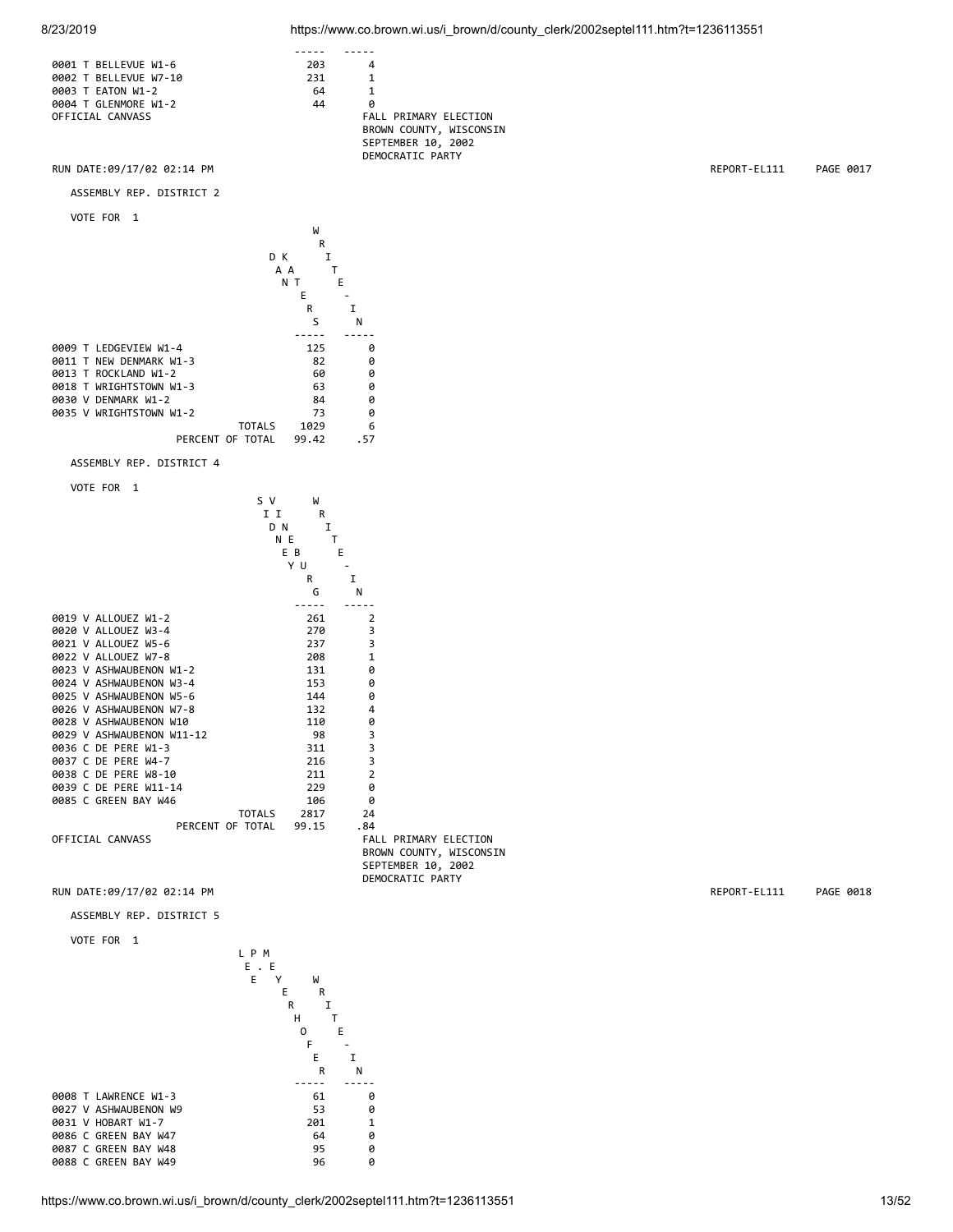| | | |
|---|---|---|
| 0001 T BELLEVUE W1-6 | 203 | 4 |
| 0002 T BELLEVUE W7-10 | 231 | 1 |
| 0003 T EATON W1-2 | 64 | 1 |
| 0004 T GLENMORE W1-2 | 44 | 0 |

OFFICIAL CANVASS

FALL PRIMARY ELECTION
BROWN COUNTY, WISCONSIN
SEPTEMBER 10, 2002
DEMOCRATIC PARTY

RUN DATE:09/17/02 02:14 PM REPORT-EL111 PAGE 0017

## ASSEMBLY REP. DISTRICT 2

VOTE FOR 1

| | DAN KAERS | WRITE-IN |
|---|---|---|
| 0009 T LEDGEVIEW W1-4 | 125 | 0 |
| 0011 T NEW DENMARK W1-3 | 82 | 0 |
| 0013 T ROCKLAND W1-2 | 60 | 0 |
| 0018 T WRIGHTSTOWN W1-3 | 63 | 0 |
| 0030 V DENMARK W1-2 | 84 | 0 |
| 0035 V WRIGHTSTOWN W1-2 | 73 | 0 |
| TOTALS | 1029 | 6 |
| PERCENT OF TOTAL | 99.42 | .57 |

## ASSEMBLY REP. DISTRICT 4

VOTE FOR 1

| | SIDNEY VINEBURG | WRITE-IN |
|---|---|---|
| 0019 V ALLOUEZ W1-2 | 261 | 2 |
| 0020 V ALLOUEZ W3-4 | 270 | 3 |
| 0021 V ALLOUEZ W5-6 | 237 | 3 |
| 0022 V ALLOUEZ W7-8 | 208 | 1 |
| 0023 V ASHWAUBENON W1-2 | 131 | 0 |
| 0024 V ASHWAUBENON W3-4 | 153 | 0 |
| 0025 V ASHWAUBENON W5-6 | 144 | 0 |
| 0026 V ASHWAUBENON W7-8 | 132 | 4 |
| 0028 V ASHWAUBENON W10 | 110 | 0 |
| 0029 V ASHWAUBENON W11-12 | 98 | 3 |
| 0036 C DE PERE W1-3 | 311 | 3 |
| 0037 C DE PERE W4-7 | 216 | 3 |
| 0038 C DE PERE W8-10 | 211 | 2 |
| 0039 C DE PERE W11-14 | 229 | 0 |
| 0085 C GREEN BAY W46 | 106 | 0 |
| TOTALS | 2817 | 24 |
| PERCENT OF TOTAL | 99.15 | .84 |

OFFICIAL CANVASS

FALL PRIMARY ELECTION
BROWN COUNTY, WISCONSIN
SEPTEMBER 10, 2002
DEMOCRATIC PARTY

RUN DATE:09/17/02 02:14 PM REPORT-EL111 PAGE 0018

## ASSEMBLY REP. DISTRICT 5

VOTE FOR 1

| | LEE P. MEYERHOFER | WRITE-IN |
|---|---|---|
| 0008 T LAWRENCE W1-3 | 61 | 0 |
| 0027 V ASHWAUBENON W9 | 53 | 0 |
| 0031 V HOBART W1-7 | 201 | 1 |
| 0086 C GREEN BAY W47 | 64 | 0 |
| 0087 C GREEN BAY W48 | 95 | 0 |
| 0088 C GREEN BAY W49 | 96 | 0 |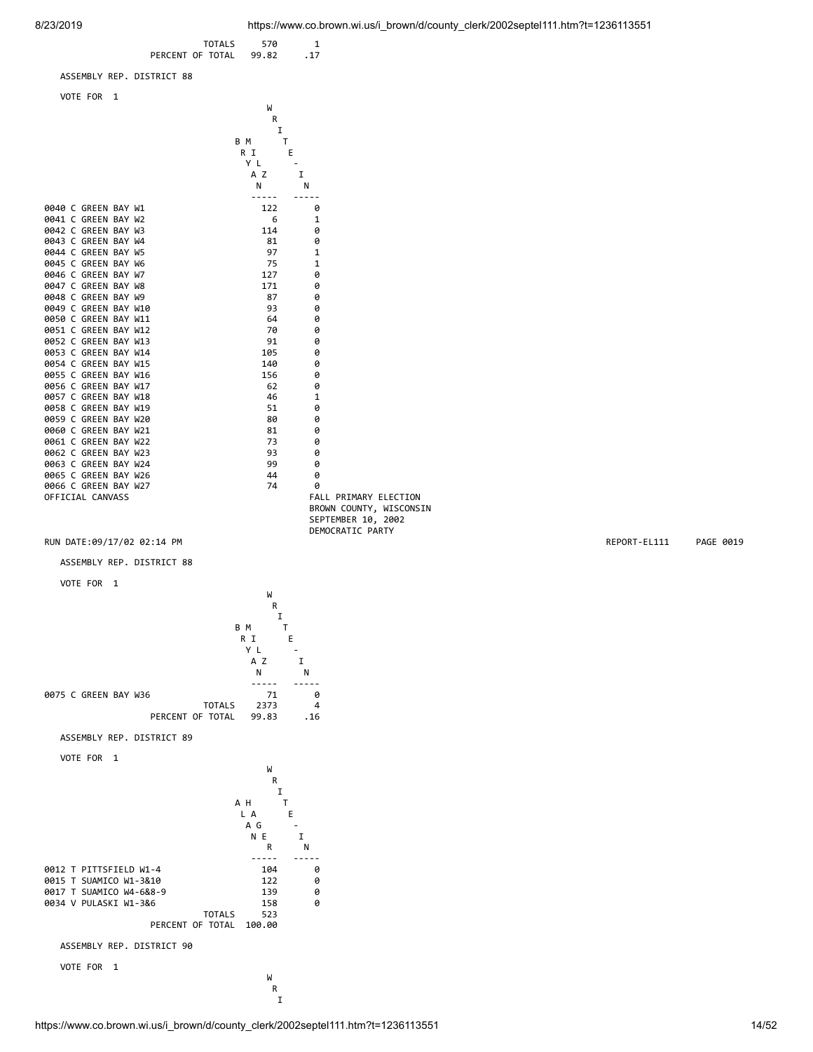| | | |
|---|---|---|
| TOTALS | 570 | 1 |
| PERCENT OF TOTAL | 99.82 | .17 |

ASSEMBLY REP. DISTRICT 88

VOTE FOR 1

| | BRYAN MILZ | WRITE-IN |
|---|---|---|
| 0040 C GREEN BAY W1 | 122 | 0 |
| 0041 C GREEN BAY W2 | 6 | 1 |
| 0042 C GREEN BAY W3 | 114 | 0 |
| 0043 C GREEN BAY W4 | 81 | 0 |
| 0044 C GREEN BAY W5 | 97 | 1 |
| 0045 C GREEN BAY W6 | 75 | 1 |
| 0046 C GREEN BAY W7 | 127 | 0 |
| 0047 C GREEN BAY W8 | 171 | 0 |
| 0048 C GREEN BAY W9 | 87 | 0 |
| 0049 C GREEN BAY W10 | 93 | 0 |
| 0050 C GREEN BAY W11 | 64 | 0 |
| 0051 C GREEN BAY W12 | 70 | 0 |
| 0052 C GREEN BAY W13 | 91 | 0 |
| 0053 C GREEN BAY W14 | 105 | 0 |
| 0054 C GREEN BAY W15 | 140 | 0 |
| 0055 C GREEN BAY W16 | 156 | 0 |
| 0056 C GREEN BAY W17 | 62 | 0 |
| 0057 C GREEN BAY W18 | 46 | 1 |
| 0058 C GREEN BAY W19 | 51 | 0 |
| 0059 C GREEN BAY W20 | 80 | 0 |
| 0060 C GREEN BAY W21 | 81 | 0 |
| 0061 C GREEN BAY W22 | 73 | 0 |
| 0062 C GREEN BAY W23 | 93 | 0 |
| 0063 C GREEN BAY W24 | 99 | 0 |
| 0065 C GREEN BAY W26 | 44 | 0 |
| 0066 C GREEN BAY W27 | 74 | 0 |

OFFICIAL CANVASS

FALL PRIMARY ELECTION
BROWN COUNTY, WISCONSIN
SEPTEMBER 10, 2002
DEMOCRATIC PARTY

RUN DATE:09/17/02 02:14 PM    REPORT-EL111    PAGE 0019

ASSEMBLY REP. DISTRICT 88

VOTE FOR 1

| | BRYAN MILZ | WRITE-IN |
|---|---|---|
| 0075 C GREEN BAY W36 | 71 | 0 |
| TOTALS | 2373 | 4 |
| PERCENT OF TOTAL | 99.83 | .16 |

ASSEMBLY REP. DISTRICT 89

VOTE FOR 1

| | ALAN HAGER | WRITE-IN |
|---|---|---|
| 0012 T PITTSFIELD W1-4 | 104 | 0 |
| 0015 T SUAMICO W1-3&10 | 122 | 0 |
| 0017 T SUAMICO W4-6&8-9 | 139 | 0 |
| 0034 V PULASKI W1-3&6 | 158 | 0 |
| TOTALS | 523 | |
| PERCENT OF TOTAL | 100.00 | |

ASSEMBLY REP. DISTRICT 90

VOTE FOR 1

WRI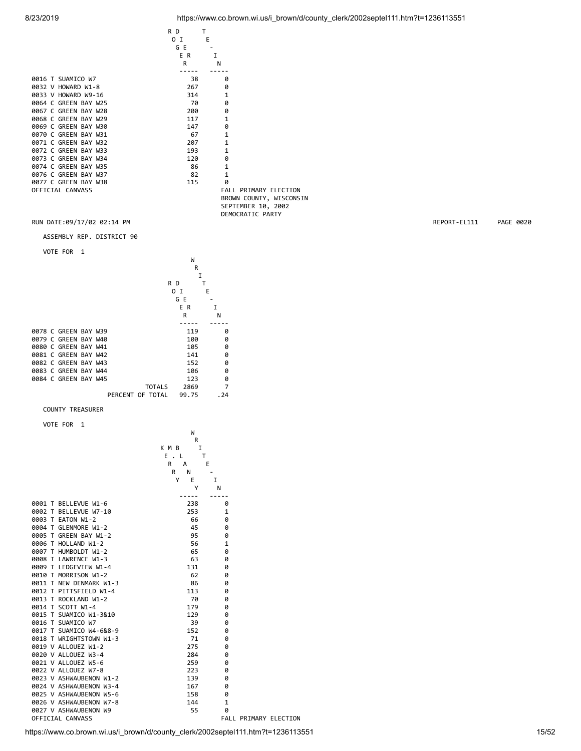| | ROGER DIER | WRITE-IN |
|---|---|---|
| 0016 T SUAMICO W7 | 38 | 0 |
| 0032 V HOWARD W1-8 | 267 | 0 |
| 0033 V HOWARD W9-16 | 314 | 1 |
| 0064 C GREEN BAY W25 | 70 | 0 |
| 0067 C GREEN BAY W28 | 200 | 0 |
| 0068 C GREEN BAY W29 | 117 | 1 |
| 0069 C GREEN BAY W30 | 147 | 0 |
| 0070 C GREEN BAY W31 | 67 | 1 |
| 0071 C GREEN BAY W32 | 207 | 1 |
| 0072 C GREEN BAY W33 | 193 | 1 |
| 0073 C GREEN BAY W34 | 120 | 0 |
| 0074 C GREEN BAY W35 | 86 | 1 |
| 0076 C GREEN BAY W37 | 82 | 1 |
| 0077 C GREEN BAY W38 | 115 | 0 |

OFFICIAL CANVASS

FALL PRIMARY ELECTION
BROWN COUNTY, WISCONSIN
SEPTEMBER 10, 2002
DEMOCRATIC PARTY

RUN DATE:09/17/02 02:14 PM REPORT-EL111 PAGE 0020

ASSEMBLY REP. DISTRICT 90

VOTE FOR 1

| | ROGER DIER | WRITE-IN |
|---|---|---|
| 0078 C GREEN BAY W39 | 119 | 0 |
| 0079 C GREEN BAY W40 | 100 | 0 |
| 0080 C GREEN BAY W41 | 105 | 0 |
| 0081 C GREEN BAY W42 | 141 | 0 |
| 0082 C GREEN BAY W43 | 152 | 0 |
| 0083 C GREEN BAY W44 | 106 | 0 |
| 0084 C GREEN BAY W45 | 123 | 0 |
| TOTALS | 2869 | 7 |
| PERCENT OF TOTAL | 99.75 | .24 |

COUNTY TREASURER

VOTE FOR 1

| | KERRY M. BLANEY | WRITE-IN |
|---|---|---|
| 0001 T BELLEVUE W1-6 | 238 | 0 |
| 0002 T BELLEVUE W7-10 | 253 | 1 |
| 0003 T EATON W1-2 | 66 | 0 |
| 0004 T GLENMORE W1-2 | 45 | 0 |
| 0005 T GREEN BAY W1-2 | 95 | 0 |
| 0006 T HOLLAND W1-2 | 56 | 1 |
| 0007 T HUMBOLDT W1-2 | 65 | 0 |
| 0008 T LAWRENCE W1-3 | 63 | 0 |
| 0009 T LEDGEVIEW W1-4 | 131 | 0 |
| 0010 T MORRISON W1-2 | 62 | 0 |
| 0011 T NEW DENMARK W1-3 | 86 | 0 |
| 0012 T PITTSFIELD W1-4 | 113 | 0 |
| 0013 T ROCKLAND W1-2 | 70 | 0 |
| 0014 T SCOTT W1-4 | 179 | 0 |
| 0015 T SUAMICO W1-3&10 | 129 | 0 |
| 0016 T SUAMICO W7 | 39 | 0 |
| 0017 T SUAMICO W4-6&8-9 | 152 | 0 |
| 0018 T WRIGHTSTOWN W1-3 | 71 | 0 |
| 0019 V ALLOUEZ W1-2 | 275 | 0 |
| 0020 V ALLOUEZ W3-4 | 284 | 0 |
| 0021 V ALLOUEZ W5-6 | 259 | 0 |
| 0022 V ALLOUEZ W7-8 | 223 | 0 |
| 0023 V ASHWAUBENON W1-2 | 139 | 0 |
| 0024 V ASHWAUBENON W3-4 | 167 | 0 |
| 0025 V ASHWAUBENON W5-6 | 158 | 0 |
| 0026 V ASHWAUBENON W7-8 | 144 | 1 |
| 0027 V ASHWAUBENON W9 | 55 | 0 |

OFFICIAL CANVASS

FALL PRIMARY ELECTION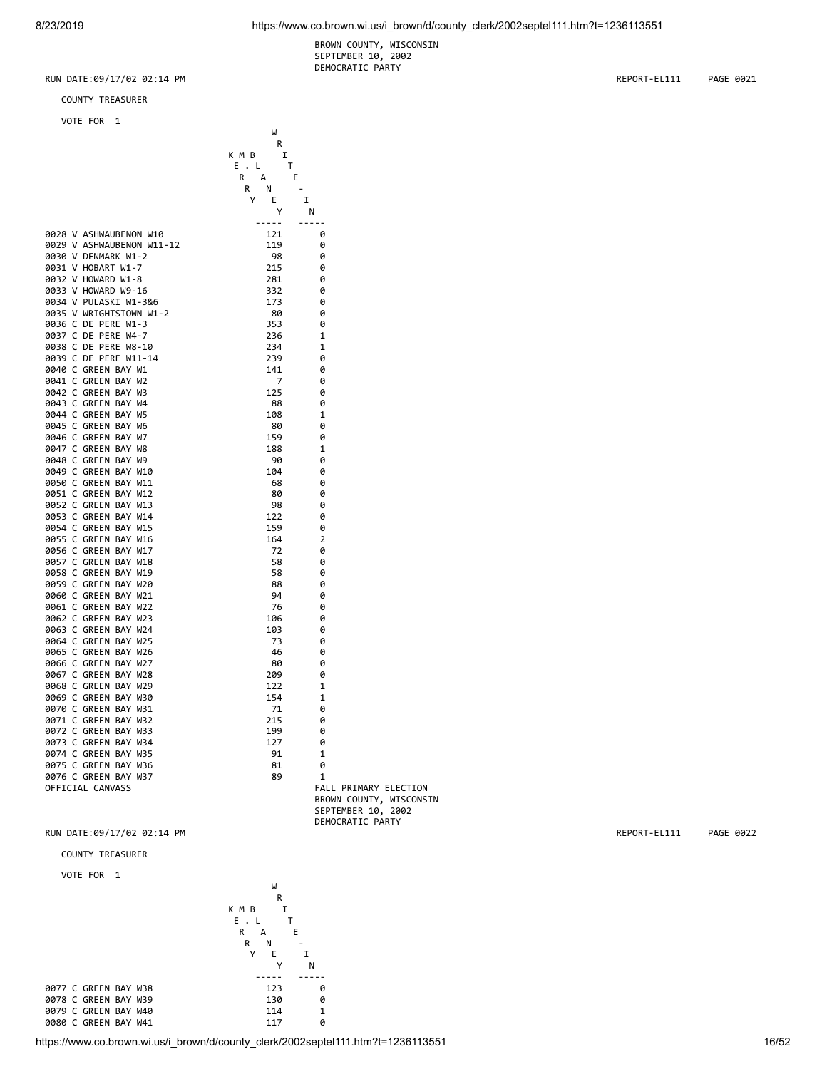BROWN COUNTY, WISCONSIN
SEPTEMBER 10, 2002
DEMOCRATIC PARTY

RUN DATE:09/17/02 02:14 PM REPORT-EL111 PAGE 0021

COUNTY TREASURER

VOTE FOR 1

| | KERRY M. BLANEY | WRITE-IN |
|---|---|---|
| 0028 V ASHWAUBENON W10 | 121 | 0 |
| 0029 V ASHWAUBENON W11-12 | 119 | 0 |
| 0030 V DENMARK W1-2 | 98 | 0 |
| 0031 V HOBART W1-7 | 215 | 0 |
| 0032 V HOWARD W1-8 | 281 | 0 |
| 0033 V HOWARD W9-16 | 332 | 0 |
| 0034 V PULASKI W1-3&6 | 173 | 0 |
| 0035 V WRIGHTSTOWN W1-2 | 80 | 0 |
| 0036 C DE PERE W1-3 | 353 | 0 |
| 0037 C DE PERE W4-7 | 236 | 1 |
| 0038 C DE PERE W8-10 | 234 | 1 |
| 0039 C DE PERE W11-14 | 239 | 0 |
| 0040 C GREEN BAY W1 | 141 | 0 |
| 0041 C GREEN BAY W2 | 7 | 0 |
| 0042 C GREEN BAY W3 | 125 | 0 |
| 0043 C GREEN BAY W4 | 88 | 0 |
| 0044 C GREEN BAY W5 | 108 | 1 |
| 0045 C GREEN BAY W6 | 80 | 0 |
| 0046 C GREEN BAY W7 | 159 | 0 |
| 0047 C GREEN BAY W8 | 188 | 1 |
| 0048 C GREEN BAY W9 | 90 | 0 |
| 0049 C GREEN BAY W10 | 104 | 0 |
| 0050 C GREEN BAY W11 | 68 | 0 |
| 0051 C GREEN BAY W12 | 80 | 0 |
| 0052 C GREEN BAY W13 | 98 | 0 |
| 0053 C GREEN BAY W14 | 122 | 0 |
| 0054 C GREEN BAY W15 | 159 | 0 |
| 0055 C GREEN BAY W16 | 164 | 2 |
| 0056 C GREEN BAY W17 | 72 | 0 |
| 0057 C GREEN BAY W18 | 58 | 0 |
| 0058 C GREEN BAY W19 | 58 | 0 |
| 0059 C GREEN BAY W20 | 88 | 0 |
| 0060 C GREEN BAY W21 | 94 | 0 |
| 0061 C GREEN BAY W22 | 76 | 0 |
| 0062 C GREEN BAY W23 | 106 | 0 |
| 0063 C GREEN BAY W24 | 103 | 0 |
| 0064 C GREEN BAY W25 | 73 | 0 |
| 0065 C GREEN BAY W26 | 46 | 0 |
| 0066 C GREEN BAY W27 | 80 | 0 |
| 0067 C GREEN BAY W28 | 209 | 0 |
| 0068 C GREEN BAY W29 | 122 | 1 |
| 0069 C GREEN BAY W30 | 154 | 1 |
| 0070 C GREEN BAY W31 | 71 | 0 |
| 0071 C GREEN BAY W32 | 215 | 0 |
| 0072 C GREEN BAY W33 | 199 | 0 |
| 0073 C GREEN BAY W34 | 127 | 0 |
| 0074 C GREEN BAY W35 | 91 | 1 |
| 0075 C GREEN BAY W36 | 81 | 0 |
| 0076 C GREEN BAY W37 | 89 | 1 |

OFFICIAL CANVASS

FALL PRIMARY ELECTION
BROWN COUNTY, WISCONSIN
SEPTEMBER 10, 2002
DEMOCRATIC PARTY

RUN DATE:09/17/02 02:14 PM REPORT-EL111 PAGE 0022

COUNTY TREASURER

VOTE FOR 1

| | KERRY M. BLANEY | WRITE-IN |
|---|---|---|
| 0077 C GREEN BAY W38 | 123 | 0 |
| 0078 C GREEN BAY W39 | 130 | 0 |
| 0079 C GREEN BAY W40 | 114 | 1 |
| 0080 C GREEN BAY W41 | 117 | 0 |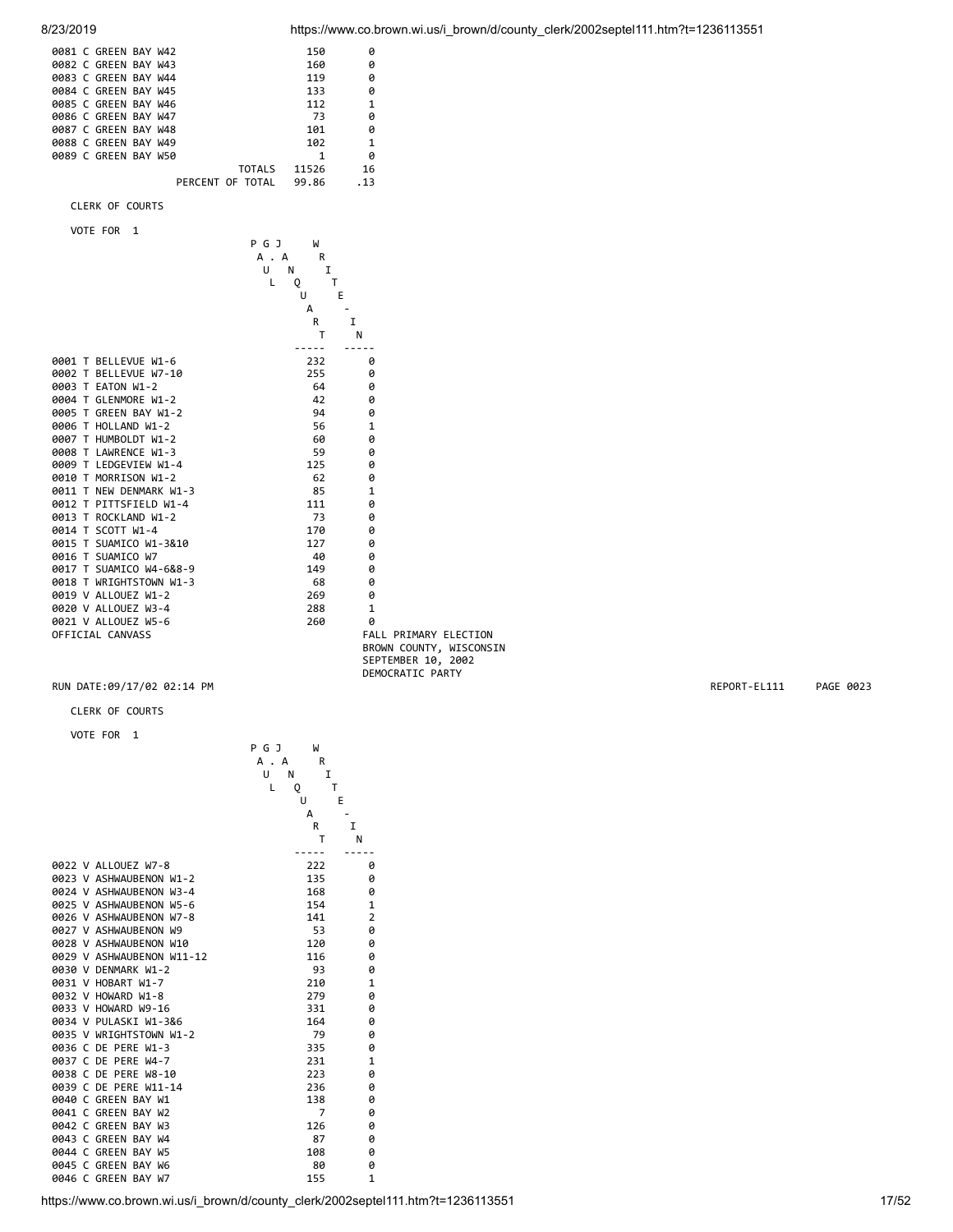| | | |
|---|---|---|
| 0081 C GREEN BAY W42 | 150 | 0 |
| 0082 C GREEN BAY W43 | 160 | 0 |
| 0083 C GREEN BAY W44 | 119 | 0 |
| 0084 C GREEN BAY W45 | 133 | 0 |
| 0085 C GREEN BAY W46 | 112 | 1 |
| 0086 C GREEN BAY W47 | 73 | 0 |
| 0087 C GREEN BAY W48 | 101 | 0 |
| 0088 C GREEN BAY W49 | 102 | 1 |
| 0089 C GREEN BAY W50 | 1 | 0 |
| TOTALS | 11526 | 16 |
| PERCENT OF TOTAL | 99.86 | .13 |

CLERK OF COURTS

VOTE FOR 1

| | PAUL GJ. JAQUART | WRITE-IN |
|---|---|---|
| 0001 T BELLEVUE W1-6 | 232 | 0 |
| 0002 T BELLEVUE W7-10 | 255 | 0 |
| 0003 T EATON W1-2 | 64 | 0 |
| 0004 T GLENMORE W1-2 | 42 | 0 |
| 0005 T GREEN BAY W1-2 | 94 | 0 |
| 0006 T HOLLAND W1-2 | 56 | 1 |
| 0007 T HUMBOLDT W1-2 | 60 | 0 |
| 0008 T LAWRENCE W1-3 | 59 | 0 |
| 0009 T LEDGEVIEW W1-4 | 125 | 0 |
| 0010 T MORRISON W1-2 | 62 | 0 |
| 0011 T NEW DENMARK W1-3 | 85 | 1 |
| 0012 T PITTSFIELD W1-4 | 111 | 0 |
| 0013 T ROCKLAND W1-2 | 73 | 0 |
| 0014 T SCOTT W1-4 | 170 | 0 |
| 0015 T SUAMICO W1-3&10 | 127 | 0 |
| 0016 T SUAMICO W7 | 40 | 0 |
| 0017 T SUAMICO W4-6&8-9 | 149 | 0 |
| 0018 T WRIGHTSTOWN W1-3 | 68 | 0 |
| 0019 V ALLOUEZ W1-2 | 269 | 0 |
| 0020 V ALLOUEZ W3-4 | 288 | 1 |
| 0021 V ALLOUEZ W5-6 | 260 | 0 |

OFFICIAL CANVASS

FALL PRIMARY ELECTION
BROWN COUNTY, WISCONSIN
SEPTEMBER 10, 2002
DEMOCRATIC PARTY

RUN DATE:09/17/02 02:14 PM REPORT-EL111 PAGE 0023

CLERK OF COURTS

VOTE FOR 1

| | PAUL GJ. JAQUART | WRITE-IN |
|---|---|---|
| 0022 V ALLOUEZ W7-8 | 222 | 0 |
| 0023 V ASHWAUBENON W1-2 | 135 | 0 |
| 0024 V ASHWAUBENON W3-4 | 168 | 0 |
| 0025 V ASHWAUBENON W5-6 | 154 | 1 |
| 0026 V ASHWAUBENON W7-8 | 141 | 2 |
| 0027 V ASHWAUBENON W9 | 53 | 0 |
| 0028 V ASHWAUBENON W10 | 120 | 0 |
| 0029 V ASHWAUBENON W11-12 | 116 | 0 |
| 0030 V DENMARK W1-2 | 93 | 0 |
| 0031 V HOBART W1-7 | 210 | 1 |
| 0032 V HOWARD W1-8 | 279 | 0 |
| 0033 V HOWARD W9-16 | 331 | 0 |
| 0034 V PULASKI W1-3&6 | 164 | 0 |
| 0035 V WRIGHTSTOWN W1-2 | 79 | 0 |
| 0036 C DE PERE W1-3 | 335 | 0 |
| 0037 C DE PERE W4-7 | 231 | 1 |
| 0038 C DE PERE W8-10 | 223 | 0 |
| 0039 C DE PERE W11-14 | 236 | 0 |
| 0040 C GREEN BAY W1 | 138 | 0 |
| 0041 C GREEN BAY W2 | 7 | 0 |
| 0042 C GREEN BAY W3 | 126 | 0 |
| 0043 C GREEN BAY W4 | 87 | 0 |
| 0044 C GREEN BAY W5 | 108 | 0 |
| 0045 C GREEN BAY W6 | 80 | 0 |
| 0046 C GREEN BAY W7 | 155 | 1 |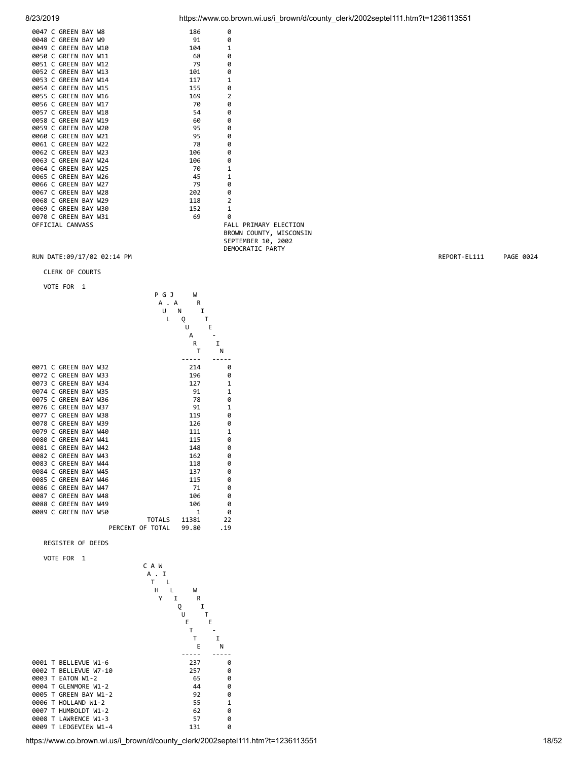| | | |
|---|---|---|
| 0047 C GREEN BAY W8 | 186 | 0 |
| 0048 C GREEN BAY W9 | 91 | 0 |
| 0049 C GREEN BAY W10 | 104 | 1 |
| 0050 C GREEN BAY W11 | 68 | 0 |
| 0051 C GREEN BAY W12 | 79 | 0 |
| 0052 C GREEN BAY W13 | 101 | 0 |
| 0053 C GREEN BAY W14 | 117 | 1 |
| 0054 C GREEN BAY W15 | 155 | 0 |
| 0055 C GREEN BAY W16 | 169 | 2 |
| 0056 C GREEN BAY W17 | 70 | 0 |
| 0057 C GREEN BAY W18 | 54 | 0 |
| 0058 C GREEN BAY W19 | 60 | 0 |
| 0059 C GREEN BAY W20 | 95 | 0 |
| 0060 C GREEN BAY W21 | 95 | 0 |
| 0061 C GREEN BAY W22 | 78 | 0 |
| 0062 C GREEN BAY W23 | 106 | 0 |
| 0063 C GREEN BAY W24 | 106 | 0 |
| 0064 C GREEN BAY W25 | 70 | 1 |
| 0065 C GREEN BAY W26 | 45 | 1 |
| 0066 C GREEN BAY W27 | 79 | 0 |
| 0067 C GREEN BAY W28 | 202 | 0 |
| 0068 C GREEN BAY W29 | 118 | 2 |
| 0069 C GREEN BAY W30 | 152 | 1 |
| 0070 C GREEN BAY W31 | 69 | 0 |

OFFICIAL CANVASS

FALL PRIMARY ELECTION
BROWN COUNTY, WISCONSIN
SEPTEMBER 10, 2002
DEMOCRATIC PARTY

RUN DATE:09/17/02 02:14 PM REPORT-EL111 PAGE 0024

CLERK OF COURTS

VOTE FOR 1

| | PAUL J. GAJEWSKI... PAUL J. QUART (P G J / A . A / U N / L Q / U / A / R / T) | WRITE-IN |
|---|---|---|
| 0071 C GREEN BAY W32 | 214 | 0 |
| 0072 C GREEN BAY W33 | 196 | 0 |
| 0073 C GREEN BAY W34 | 127 | 1 |
| 0074 C GREEN BAY W35 | 91 | 1 |
| 0075 C GREEN BAY W36 | 78 | 0 |
| 0076 C GREEN BAY W37 | 91 | 1 |
| 0077 C GREEN BAY W38 | 119 | 0 |
| 0078 C GREEN BAY W39 | 126 | 0 |
| 0079 C GREEN BAY W40 | 111 | 1 |
| 0080 C GREEN BAY W41 | 115 | 0 |
| 0081 C GREEN BAY W42 | 148 | 0 |
| 0082 C GREEN BAY W43 | 162 | 0 |
| 0083 C GREEN BAY W44 | 118 | 0 |
| 0084 C GREEN BAY W45 | 137 | 0 |
| 0085 C GREEN BAY W46 | 115 | 0 |
| 0086 C GREEN BAY W47 | 71 | 0 |
| 0087 C GREEN BAY W48 | 106 | 0 |
| 0088 C GREEN BAY W49 | 106 | 0 |
| 0089 C GREEN BAY W50 | 1 | 0 |
| TOTALS | 11381 | 22 |
| PERCENT OF TOTAL | 99.80 | .19 |

REGISTER OF DEEDS

VOTE FOR 1

| | CATHY L. QUETTE (C A W / A . I / T L / H L / Y I / Q / U / E / T / T / E) | WRITE-IN |
|---|---|---|
| 0001 T BELLEVUE W1-6 | 237 | 0 |
| 0002 T BELLEVUE W7-10 | 257 | 0 |
| 0003 T EATON W1-2 | 65 | 0 |
| 0004 T GLENMORE W1-2 | 44 | 0 |
| 0005 T GREEN BAY W1-2 | 92 | 0 |
| 0006 T HOLLAND W1-2 | 55 | 1 |
| 0007 T HUMBOLDT W1-2 | 62 | 0 |
| 0008 T LAWRENCE W1-3 | 57 | 0 |
| 0009 T LEDGEVIEW W1-4 | 131 | 0 |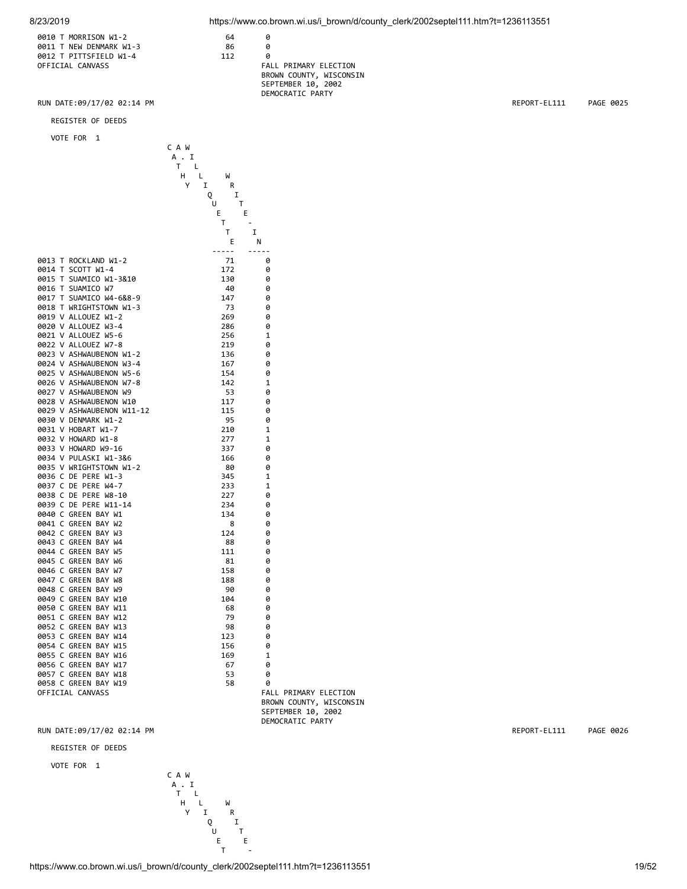| | | |
|---|---|---|
| 0010 T MORRISON W1-2 | 64 | 0 |
| 0011 T NEW DENMARK W1-3 | 86 | 0 |
| 0012 T PITTSFIELD W1-4 | 112 | 0 |

OFFICIAL CANVASS

FALL PRIMARY ELECTION
BROWN COUNTY, WISCONSIN
SEPTEMBER 10, 2002
DEMOCRATIC PARTY

RUN DATE:09/17/02 02:14 PM　　REPORT-EL111　　PAGE 0025

REGISTER OF DEEDS

VOTE FOR 1

| | CATHY L. LISQUETTE | WRITE-IN |
|---|---|---|
| 0013 T ROCKLAND W1-2 | 71 | 0 |
| 0014 T SCOTT W1-4 | 172 | 0 |
| 0015 T SUAMICO W1-3&10 | 130 | 0 |
| 0016 T SUAMICO W7 | 40 | 0 |
| 0017 T SUAMICO W4-6&8-9 | 147 | 0 |
| 0018 T WRIGHTSTOWN W1-3 | 73 | 0 |
| 0019 V ALLOUEZ W1-2 | 269 | 0 |
| 0020 V ALLOUEZ W3-4 | 286 | 0 |
| 0021 V ALLOUEZ W5-6 | 256 | 1 |
| 0022 V ALLOUEZ W7-8 | 219 | 0 |
| 0023 V ASHWAUBENON W1-2 | 136 | 0 |
| 0024 V ASHWAUBENON W3-4 | 167 | 0 |
| 0025 V ASHWAUBENON W5-6 | 154 | 0 |
| 0026 V ASHWAUBENON W7-8 | 142 | 1 |
| 0027 V ASHWAUBENON W9 | 53 | 0 |
| 0028 V ASHWAUBENON W10 | 117 | 0 |
| 0029 V ASHWAUBENON W11-12 | 115 | 0 |
| 0030 V DENMARK W1-2 | 95 | 0 |
| 0031 V HOBART W1-7 | 210 | 1 |
| 0032 V HOWARD W1-8 | 277 | 1 |
| 0033 V HOWARD W9-16 | 337 | 0 |
| 0034 V PULASKI W1-3&6 | 166 | 0 |
| 0035 V WRIGHTSTOWN W1-2 | 80 | 0 |
| 0036 C DE PERE W1-3 | 345 | 1 |
| 0037 C DE PERE W4-7 | 233 | 1 |
| 0038 C DE PERE W8-10 | 227 | 0 |
| 0039 C DE PERE W11-14 | 234 | 0 |
| 0040 C GREEN BAY W1 | 134 | 0 |
| 0041 C GREEN BAY W2 | 8 | 0 |
| 0042 C GREEN BAY W3 | 124 | 0 |
| 0043 C GREEN BAY W4 | 88 | 0 |
| 0044 C GREEN BAY W5 | 111 | 0 |
| 0045 C GREEN BAY W6 | 81 | 0 |
| 0046 C GREEN BAY W7 | 158 | 0 |
| 0047 C GREEN BAY W8 | 188 | 0 |
| 0048 C GREEN BAY W9 | 90 | 0 |
| 0049 C GREEN BAY W10 | 104 | 0 |
| 0050 C GREEN BAY W11 | 68 | 0 |
| 0051 C GREEN BAY W12 | 79 | 0 |
| 0052 C GREEN BAY W13 | 98 | 0 |
| 0053 C GREEN BAY W14 | 123 | 0 |
| 0054 C GREEN BAY W15 | 156 | 0 |
| 0055 C GREEN BAY W16 | 169 | 1 |
| 0056 C GREEN BAY W17 | 67 | 0 |
| 0057 C GREEN BAY W18 | 53 | 0 |
| 0058 C GREEN BAY W19 | 58 | 0 |

OFFICIAL CANVASS

FALL PRIMARY ELECTION
BROWN COUNTY, WISCONSIN
SEPTEMBER 10, 2002
DEMOCRATIC PARTY

RUN DATE:09/17/02 02:14 PM　　REPORT-EL111　　PAGE 0026

REGISTER OF DEEDS

VOTE FOR 1

| | CATHY L. LISQUET- | WRITE- |
|---|---|---|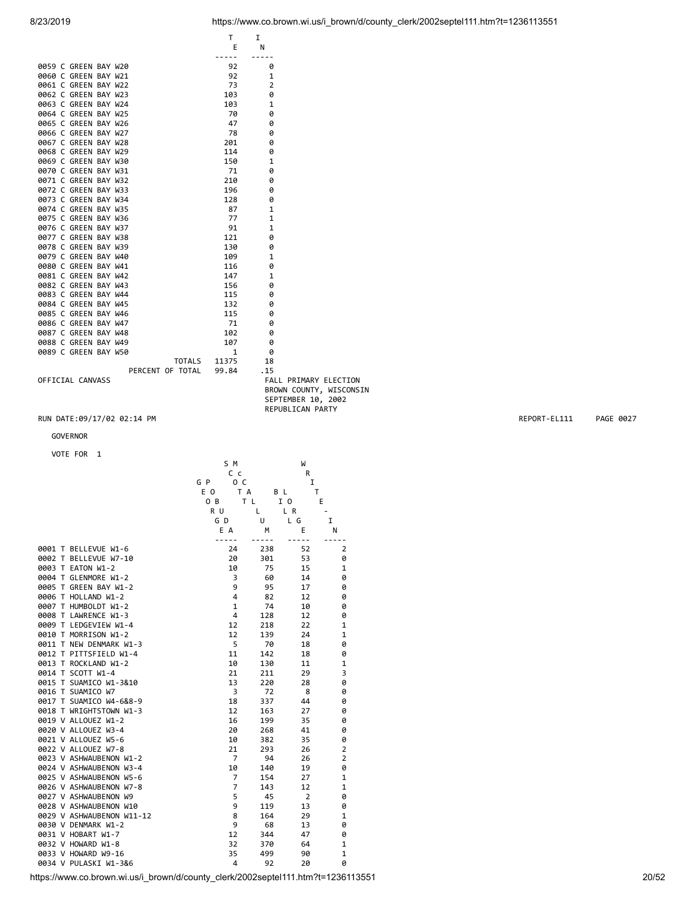| | TE | IN |
|---|---|---|
| 0059 C GREEN BAY W20 | 92 | 0 |
| 0060 C GREEN BAY W21 | 92 | 1 |
| 0061 C GREEN BAY W22 | 73 | 2 |
| 0062 C GREEN BAY W23 | 103 | 0 |
| 0063 C GREEN BAY W24 | 103 | 1 |
| 0064 C GREEN BAY W25 | 70 | 0 |
| 0065 C GREEN BAY W26 | 47 | 0 |
| 0066 C GREEN BAY W27 | 78 | 0 |
| 0067 C GREEN BAY W28 | 201 | 0 |
| 0068 C GREEN BAY W29 | 114 | 0 |
| 0069 C GREEN BAY W30 | 150 | 1 |
| 0070 C GREEN BAY W31 | 71 | 0 |
| 0071 C GREEN BAY W32 | 210 | 0 |
| 0072 C GREEN BAY W33 | 196 | 0 |
| 0073 C GREEN BAY W34 | 128 | 0 |
| 0074 C GREEN BAY W35 | 87 | 1 |
| 0075 C GREEN BAY W36 | 77 | 1 |
| 0076 C GREEN BAY W37 | 91 | 1 |
| 0077 C GREEN BAY W38 | 121 | 0 |
| 0078 C GREEN BAY W39 | 130 | 0 |
| 0079 C GREEN BAY W40 | 109 | 1 |
| 0080 C GREEN BAY W41 | 116 | 0 |
| 0081 C GREEN BAY W42 | 147 | 1 |
| 0082 C GREEN BAY W43 | 156 | 0 |
| 0083 C GREEN BAY W44 | 115 | 0 |
| 0084 C GREEN BAY W45 | 132 | 0 |
| 0085 C GREEN BAY W46 | 115 | 0 |
| 0086 C GREEN BAY W47 | 71 | 0 |
| 0087 C GREEN BAY W48 | 102 | 0 |
| 0088 C GREEN BAY W49 | 107 | 0 |
| 0089 C GREEN BAY W50 | 1 | 0 |
| TOTALS | 11375 | 18 |
| PERCENT OF TOTAL | 99.84 | .15 |

OFFICIAL CANVASS

FALL PRIMARY ELECTION
BROWN COUNTY, WISCONSIN
SEPTEMBER 10, 2002
REPUBLICAN PARTY

RUN DATE:09/17/02 02:14 PM

REPORT-EL111 PAGE 0027

GOVERNOR

VOTE FOR 1

| | GEORGE PROBUD SCOTT McCALLUM | TOM ALBL (?) | BILL LORGE | WRITE-IN |
|---|---|---|---|---|
| 0001 T BELLEVUE W1-6 | 24 | 238 | 52 | 2 |
| 0002 T BELLEVUE W7-10 | 20 | 301 | 53 | 0 |
| 0003 T EATON W1-2 | 10 | 75 | 15 | 1 |
| 0004 T GLENMORE W1-2 | 3 | 60 | 14 | 0 |
| 0005 T GREEN BAY W1-2 | 9 | 95 | 17 | 0 |
| 0006 T HOLLAND W1-2 | 4 | 82 | 12 | 0 |
| 0007 T HUMBOLDT W1-2 | 1 | 74 | 10 | 0 |
| 0008 T LAWRENCE W1-3 | 4 | 128 | 12 | 0 |
| 0009 T LEDGEVIEW W1-4 | 12 | 218 | 22 | 1 |
| 0010 T MORRISON W1-2 | 12 | 139 | 24 | 1 |
| 0011 T NEW DENMARK W1-3 | 5 | 70 | 18 | 0 |
| 0012 T PITTSFIELD W1-4 | 11 | 142 | 18 | 0 |
| 0013 T ROCKLAND W1-2 | 10 | 130 | 11 | 1 |
| 0014 T SCOTT W1-4 | 21 | 211 | 29 | 3 |
| 0015 T SUAMICO W1-3&10 | 13 | 220 | 28 | 0 |
| 0016 T SUAMICO W7 | 3 | 72 | 8 | 0 |
| 0017 T SUAMICO W4-6&8-9 | 18 | 337 | 44 | 0 |
| 0018 T WRIGHTSTOWN W1-3 | 12 | 163 | 27 | 0 |
| 0019 V ALLOUEZ W1-2 | 16 | 199 | 35 | 0 |
| 0020 V ALLOUEZ W3-4 | 20 | 268 | 41 | 0 |
| 0021 V ALLOUEZ W5-6 | 10 | 382 | 35 | 0 |
| 0022 V ALLOUEZ W7-8 | 21 | 293 | 26 | 2 |
| 0023 V ASHWAUBENON W1-2 | 7 | 94 | 26 | 2 |
| 0024 V ASHWAUBENON W3-4 | 10 | 140 | 19 | 0 |
| 0025 V ASHWAUBENON W5-6 | 7 | 154 | 27 | 1 |
| 0026 V ASHWAUBENON W7-8 | 7 | 143 | 12 | 1 |
| 0027 V ASHWAUBENON W9 | 5 | 45 | 2 | 0 |
| 0028 V ASHWAUBENON W10 | 9 | 119 | 13 | 0 |
| 0029 V ASHWAUBENON W11-12 | 8 | 164 | 29 | 1 |
| 0030 V DENMARK W1-2 | 9 | 68 | 13 | 0 |
| 0031 V HOBART W1-7 | 12 | 344 | 47 | 0 |
| 0032 V HOWARD W1-8 | 32 | 370 | 64 | 1 |
| 0033 V HOWARD W9-16 | 35 | 499 | 90 | 1 |
| 0034 V PULASKI W1-3&6 | 4 | 92 | 20 | 0 |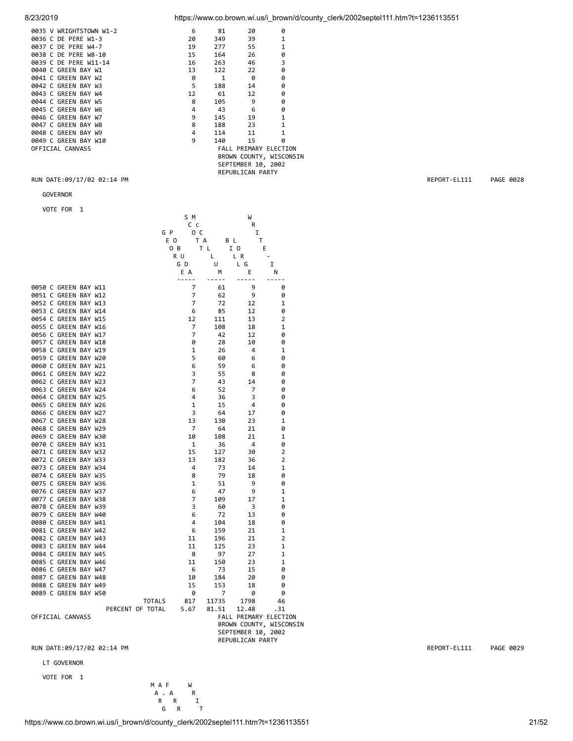| | | | | |
|---|---|---|---|---|
| 0035 V WRIGHTSTOWN W1-2 | 6 | 81 | 20 | 0 |
| 0036 C DE PERE W1-3 | 20 | 349 | 39 | 1 |
| 0037 C DE PERE W4-7 | 19 | 277 | 55 | 1 |
| 0038 C DE PERE W8-10 | 15 | 164 | 26 | 0 |
| 0039 C DE PERE W11-14 | 16 | 263 | 46 | 3 |
| 0040 C GREEN BAY W1 | 13 | 122 | 22 | 0 |
| 0041 C GREEN BAY W2 | 0 | 1 | 0 | 0 |
| 0042 C GREEN BAY W3 | 5 | 188 | 14 | 0 |
| 0043 C GREEN BAY W4 | 12 | 61 | 12 | 0 |
| 0044 C GREEN BAY W5 | 8 | 105 | 9 | 0 |
| 0045 C GREEN BAY W6 | 4 | 43 | 6 | 0 |
| 0046 C GREEN BAY W7 | 9 | 145 | 19 | 1 |
| 0047 C GREEN BAY W8 | 8 | 188 | 23 | 1 |
| 0048 C GREEN BAY W9 | 4 | 114 | 11 | 1 |
| 0049 C GREEN BAY W10 | 9 | 140 | 15 | 0 |

OFFICIAL CANVASS

FALL PRIMARY ELECTION
BROWN COUNTY, WISCONSIN
SEPTEMBER 10, 2002
REPUBLICAN PARTY

RUN DATE:09/17/02 02:14 PM REPORT-EL111 PAGE 0028

GOVERNOR

VOTE FOR 1

| | GEORGE POBUDA | SCOTT McCALLUM | BOB LORGE | WRITE-IN |
|---|---|---|---|---|
| 0050 C GREEN BAY W11 | 7 | 61 | 9 | 0 |
| 0051 C GREEN BAY W12 | 7 | 62 | 9 | 0 |
| 0052 C GREEN BAY W13 | 7 | 72 | 12 | 1 |
| 0053 C GREEN BAY W14 | 6 | 85 | 12 | 0 |
| 0054 C GREEN BAY W15 | 12 | 111 | 13 | 2 |
| 0055 C GREEN BAY W16 | 7 | 108 | 18 | 1 |
| 0056 C GREEN BAY W17 | 7 | 42 | 12 | 0 |
| 0057 C GREEN BAY W18 | 0 | 28 | 10 | 0 |
| 0058 C GREEN BAY W19 | 1 | 26 | 4 | 1 |
| 0059 C GREEN BAY W20 | 5 | 60 | 6 | 0 |
| 0060 C GREEN BAY W21 | 6 | 59 | 6 | 0 |
| 0061 C GREEN BAY W22 | 3 | 55 | 8 | 0 |
| 0062 C GREEN BAY W23 | 7 | 43 | 14 | 0 |
| 0063 C GREEN BAY W24 | 6 | 52 | 7 | 0 |
| 0064 C GREEN BAY W25 | 4 | 36 | 3 | 0 |
| 0065 C GREEN BAY W26 | 1 | 15 | 4 | 0 |
| 0066 C GREEN BAY W27 | 3 | 64 | 17 | 0 |
| 0067 C GREEN BAY W28 | 13 | 130 | 23 | 1 |
| 0068 C GREEN BAY W29 | 7 | 64 | 21 | 0 |
| 0069 C GREEN BAY W30 | 10 | 108 | 21 | 1 |
| 0070 C GREEN BAY W31 | 1 | 36 | 4 | 0 |
| 0071 C GREEN BAY W32 | 15 | 127 | 30 | 2 |
| 0072 C GREEN BAY W33 | 13 | 182 | 36 | 2 |
| 0073 C GREEN BAY W34 | 4 | 73 | 14 | 1 |
| 0074 C GREEN BAY W35 | 8 | 79 | 18 | 0 |
| 0075 C GREEN BAY W36 | 1 | 51 | 9 | 0 |
| 0076 C GREEN BAY W37 | 6 | 47 | 9 | 1 |
| 0077 C GREEN BAY W38 | 7 | 109 | 17 | 1 |
| 0078 C GREEN BAY W39 | 3 | 60 | 3 | 0 |
| 0079 C GREEN BAY W40 | 6 | 72 | 13 | 0 |
| 0080 C GREEN BAY W41 | 4 | 104 | 18 | 0 |
| 0081 C GREEN BAY W42 | 6 | 159 | 21 | 1 |
| 0082 C GREEN BAY W43 | 11 | 196 | 21 | 2 |
| 0083 C GREEN BAY W44 | 11 | 125 | 23 | 1 |
| 0084 C GREEN BAY W45 | 8 | 97 | 27 | 1 |
| 0085 C GREEN BAY W46 | 11 | 150 | 23 | 1 |
| 0086 C GREEN BAY W47 | 6 | 73 | 15 | 0 |
| 0087 C GREEN BAY W48 | 10 | 184 | 20 | 0 |
| 0088 C GREEN BAY W49 | 15 | 153 | 18 | 0 |
| 0089 C GREEN BAY W50 | 0 | 7 | 0 | 0 |
| TOTALS | 817 | 11735 | 1798 | 46 |
| PERCENT OF TOTAL | 5.67 | 81.51 | 12.48 | .31 |

OFFICIAL CANVASS

FALL PRIMARY ELECTION
BROWN COUNTY, WISCONSIN
SEPTEMBER 10, 2002
REPUBLICAN PARTY

RUN DATE:09/17/02 02:14 PM REPORT-EL111 PAGE 0029

LT GOVERNOR

VOTE FOR 1

M A F W
A . A R
R R I
G R T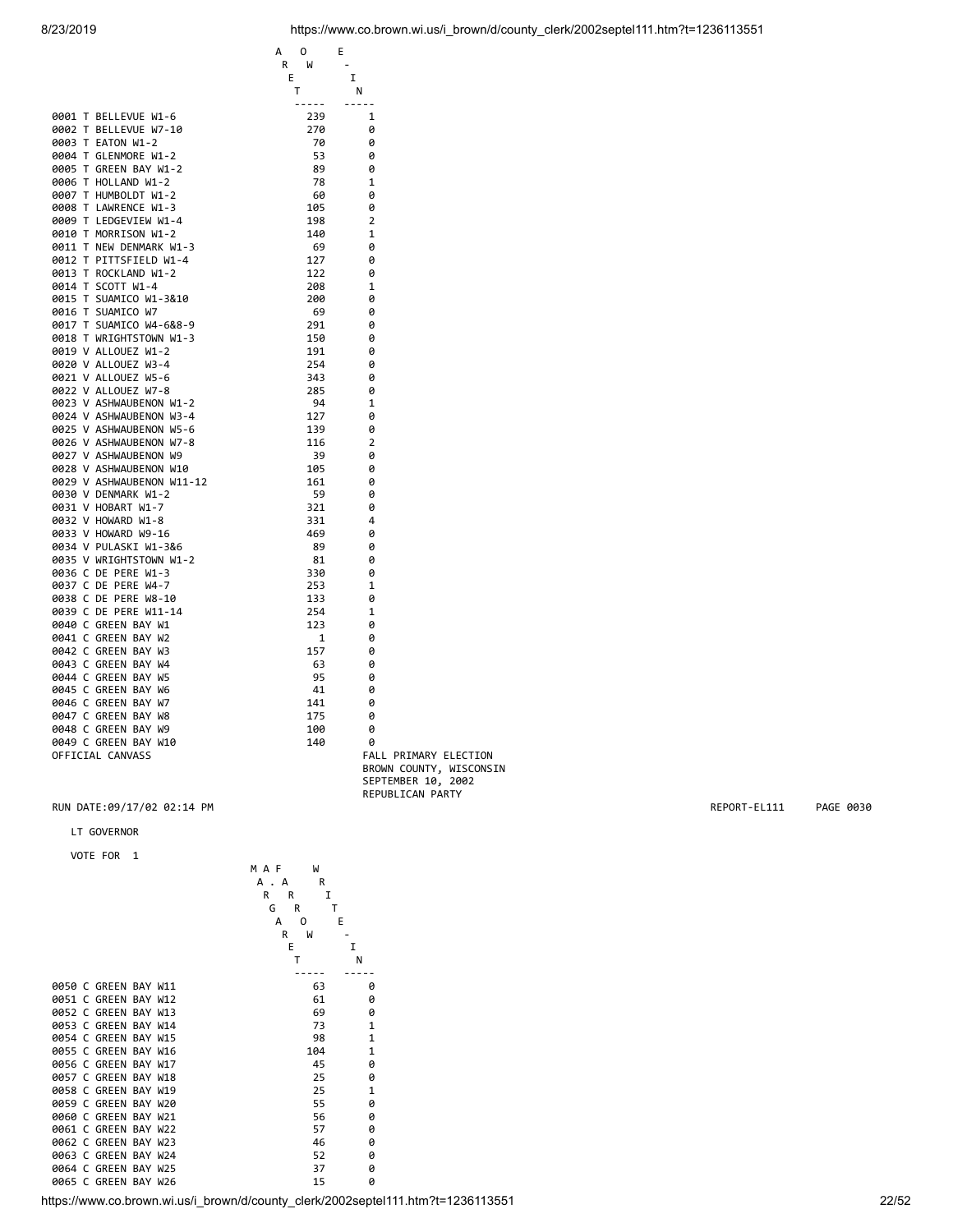| | MARGARET FARROW | WRITE-IN |
|---|---|---|
| 0001 T BELLEVUE W1-6 | 239 | 1 |
| 0002 T BELLEVUE W7-10 | 270 | 0 |
| 0003 T EATON W1-2 | 70 | 0 |
| 0004 T GLENMORE W1-2 | 53 | 0 |
| 0005 T GREEN BAY W1-2 | 89 | 0 |
| 0006 T HOLLAND W1-2 | 78 | 1 |
| 0007 T HUMBOLDT W1-2 | 60 | 0 |
| 0008 T LAWRENCE W1-3 | 105 | 0 |
| 0009 T LEDGEVIEW W1-4 | 198 | 2 |
| 0010 T MORRISON W1-2 | 140 | 1 |
| 0011 T NEW DENMARK W1-3 | 69 | 0 |
| 0012 T PITTSFIELD W1-4 | 127 | 0 |
| 0013 T ROCKLAND W1-2 | 122 | 0 |
| 0014 T SCOTT W1-4 | 208 | 1 |
| 0015 T SUAMICO W1-3&10 | 200 | 0 |
| 0016 T SUAMICO W7 | 69 | 0 |
| 0017 T SUAMICO W4-6&8-9 | 291 | 0 |
| 0018 T WRIGHTSTOWN W1-3 | 150 | 0 |
| 0019 V ALLOUEZ W1-2 | 191 | 0 |
| 0020 V ALLOUEZ W3-4 | 254 | 0 |
| 0021 V ALLOUEZ W5-6 | 343 | 0 |
| 0022 V ALLOUEZ W7-8 | 285 | 0 |
| 0023 V ASHWAUBENON W1-2 | 94 | 1 |
| 0024 V ASHWAUBENON W3-4 | 127 | 0 |
| 0025 V ASHWAUBENON W5-6 | 139 | 0 |
| 0026 V ASHWAUBENON W7-8 | 116 | 2 |
| 0027 V ASHWAUBENON W9 | 39 | 0 |
| 0028 V ASHWAUBENON W10 | 105 | 0 |
| 0029 V ASHWAUBENON W11-12 | 161 | 0 |
| 0030 V DENMARK W1-2 | 59 | 0 |
| 0031 V HOBART W1-7 | 321 | 0 |
| 0032 V HOWARD W1-8 | 331 | 4 |
| 0033 V HOWARD W9-16 | 469 | 0 |
| 0034 V PULASKI W1-3&6 | 89 | 0 |
| 0035 V WRIGHTSTOWN W1-2 | 81 | 0 |
| 0036 C DE PERE W1-3 | 330 | 0 |
| 0037 C DE PERE W4-7 | 253 | 1 |
| 0038 C DE PERE W8-10 | 133 | 0 |
| 0039 C DE PERE W11-14 | 254 | 1 |
| 0040 C GREEN BAY W1 | 123 | 0 |
| 0041 C GREEN BAY W2 | 1 | 0 |
| 0042 C GREEN BAY W3 | 157 | 0 |
| 0043 C GREEN BAY W4 | 63 | 0 |
| 0044 C GREEN BAY W5 | 95 | 0 |
| 0045 C GREEN BAY W6 | 41 | 0 |
| 0046 C GREEN BAY W7 | 141 | 0 |
| 0047 C GREEN BAY W8 | 175 | 0 |
| 0048 C GREEN BAY W9 | 100 | 0 |
| 0049 C GREEN BAY W10 | 140 | 0 |

OFFICIAL CANVASS

FALL PRIMARY ELECTION
BROWN COUNTY, WISCONSIN
SEPTEMBER 10, 2002
REPUBLICAN PARTY

RUN DATE:09/17/02 02:14 PM REPORT-EL111 PAGE 0030

LT GOVERNOR

VOTE FOR 1

| | MARGARET FARROW | WRITE-IN |
|---|---|---|
| 0050 C GREEN BAY W11 | 63 | 0 |
| 0051 C GREEN BAY W12 | 61 | 0 |
| 0052 C GREEN BAY W13 | 69 | 0 |
| 0053 C GREEN BAY W14 | 73 | 1 |
| 0054 C GREEN BAY W15 | 98 | 1 |
| 0055 C GREEN BAY W16 | 104 | 1 |
| 0056 C GREEN BAY W17 | 45 | 0 |
| 0057 C GREEN BAY W18 | 25 | 0 |
| 0058 C GREEN BAY W19 | 25 | 1 |
| 0059 C GREEN BAY W20 | 55 | 0 |
| 0060 C GREEN BAY W21 | 56 | 0 |
| 0061 C GREEN BAY W22 | 57 | 0 |
| 0062 C GREEN BAY W23 | 46 | 0 |
| 0063 C GREEN BAY W24 | 52 | 0 |
| 0064 C GREEN BAY W25 | 37 | 0 |
| 0065 C GREEN BAY W26 | 15 | 0 |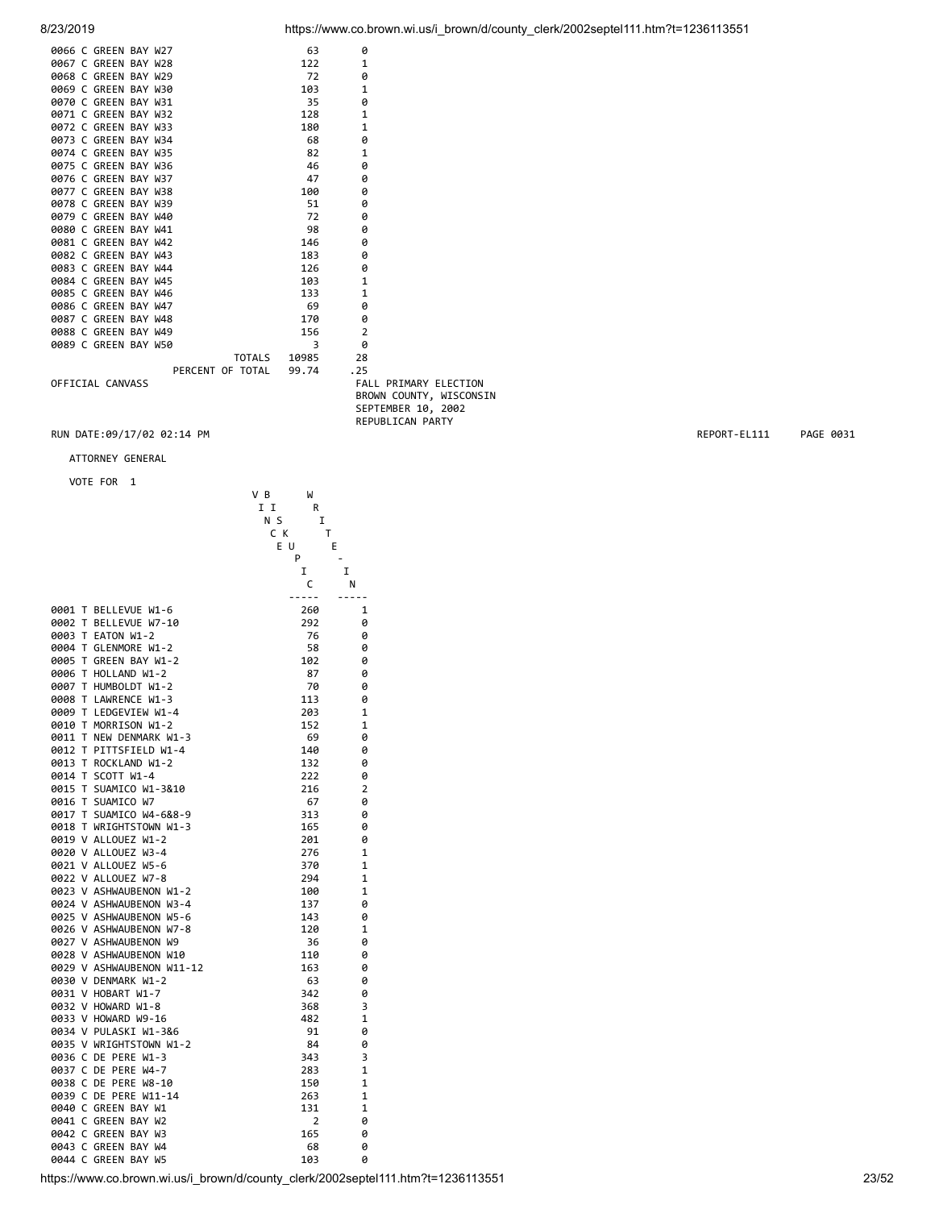| | | |
|---|---|---|
| 0066 C GREEN BAY W27 | 63 | 0 |
| 0067 C GREEN BAY W28 | 122 | 1 |
| 0068 C GREEN BAY W29 | 72 | 0 |
| 0069 C GREEN BAY W30 | 103 | 1 |
| 0070 C GREEN BAY W31 | 35 | 0 |
| 0071 C GREEN BAY W32 | 128 | 1 |
| 0072 C GREEN BAY W33 | 180 | 1 |
| 0073 C GREEN BAY W34 | 68 | 0 |
| 0074 C GREEN BAY W35 | 82 | 1 |
| 0075 C GREEN BAY W36 | 46 | 0 |
| 0076 C GREEN BAY W37 | 47 | 0 |
| 0077 C GREEN BAY W38 | 100 | 0 |
| 0078 C GREEN BAY W39 | 51 | 0 |
| 0079 C GREEN BAY W40 | 72 | 0 |
| 0080 C GREEN BAY W41 | 98 | 0 |
| 0081 C GREEN BAY W42 | 146 | 0 |
| 0082 C GREEN BAY W43 | 183 | 0 |
| 0083 C GREEN BAY W44 | 126 | 0 |
| 0084 C GREEN BAY W45 | 103 | 1 |
| 0085 C GREEN BAY W46 | 133 | 1 |
| 0086 C GREEN BAY W47 | 69 | 0 |
| 0087 C GREEN BAY W48 | 170 | 0 |
| 0088 C GREEN BAY W49 | 156 | 2 |
| 0089 C GREEN BAY W50 | 3 | 0 |
| TOTALS | 10985 | 28 |
| PERCENT OF TOTAL | 99.74 | .25 |

OFFICIAL CANVASS

FALL PRIMARY ELECTION
BROWN COUNTY, WISCONSIN
SEPTEMBER 10, 2002
REPUBLICAN PARTY

RUN DATE:09/17/02 02:14 PM REPORT-EL111 PAGE 0031

ATTORNEY GENERAL

VOTE FOR 1

| | VINCE BISKUPIC | WRITE-IN |
|---|---|---|
| 0001 T BELLEVUE W1-6 | 260 | 1 |
| 0002 T BELLEVUE W7-10 | 292 | 0 |
| 0003 T EATON W1-2 | 76 | 0 |
| 0004 T GLENMORE W1-2 | 58 | 0 |
| 0005 T GREEN BAY W1-2 | 102 | 0 |
| 0006 T HOLLAND W1-2 | 87 | 0 |
| 0007 T HUMBOLDT W1-2 | 70 | 0 |
| 0008 T LAWRENCE W1-3 | 113 | 0 |
| 0009 T LEDGEVIEW W1-4 | 203 | 1 |
| 0010 T MORRISON W1-2 | 152 | 1 |
| 0011 T NEW DENMARK W1-3 | 69 | 0 |
| 0012 T PITTSFIELD W1-4 | 140 | 0 |
| 0013 T ROCKLAND W1-2 | 132 | 0 |
| 0014 T SCOTT W1-4 | 222 | 0 |
| 0015 T SUAMICO W1-3&10 | 216 | 2 |
| 0016 T SUAMICO W7 | 67 | 0 |
| 0017 T SUAMICO W4-6&8-9 | 313 | 0 |
| 0018 T WRIGHTSTOWN W1-3 | 165 | 0 |
| 0019 V ALLOUEZ W1-2 | 201 | 0 |
| 0020 V ALLOUEZ W3-4 | 276 | 1 |
| 0021 V ALLOUEZ W5-6 | 370 | 1 |
| 0022 V ALLOUEZ W7-8 | 294 | 1 |
| 0023 V ASHWAUBENON W1-2 | 100 | 1 |
| 0024 V ASHWAUBENON W3-4 | 137 | 0 |
| 0025 V ASHWAUBENON W5-6 | 143 | 0 |
| 0026 V ASHWAUBENON W7-8 | 120 | 1 |
| 0027 V ASHWAUBENON W9 | 36 | 0 |
| 0028 V ASHWAUBENON W10 | 110 | 0 |
| 0029 V ASHWAUBENON W11-12 | 163 | 0 |
| 0030 V DENMARK W1-2 | 63 | 0 |
| 0031 V HOBART W1-7 | 342 | 0 |
| 0032 V HOWARD W1-8 | 368 | 3 |
| 0033 V HOWARD W9-16 | 482 | 1 |
| 0034 V PULASKI W1-3&6 | 91 | 0 |
| 0035 V WRIGHTSTOWN W1-2 | 84 | 0 |
| 0036 C DE PERE W1-3 | 343 | 3 |
| 0037 C DE PERE W4-7 | 283 | 1 |
| 0038 C DE PERE W8-10 | 150 | 1 |
| 0039 C DE PERE W11-14 | 263 | 1 |
| 0040 C GREEN BAY W1 | 131 | 1 |
| 0041 C GREEN BAY W2 | 2 | 0 |
| 0042 C GREEN BAY W3 | 165 | 0 |
| 0043 C GREEN BAY W4 | 68 | 0 |
| 0044 C GREEN BAY W5 | 103 | 0 |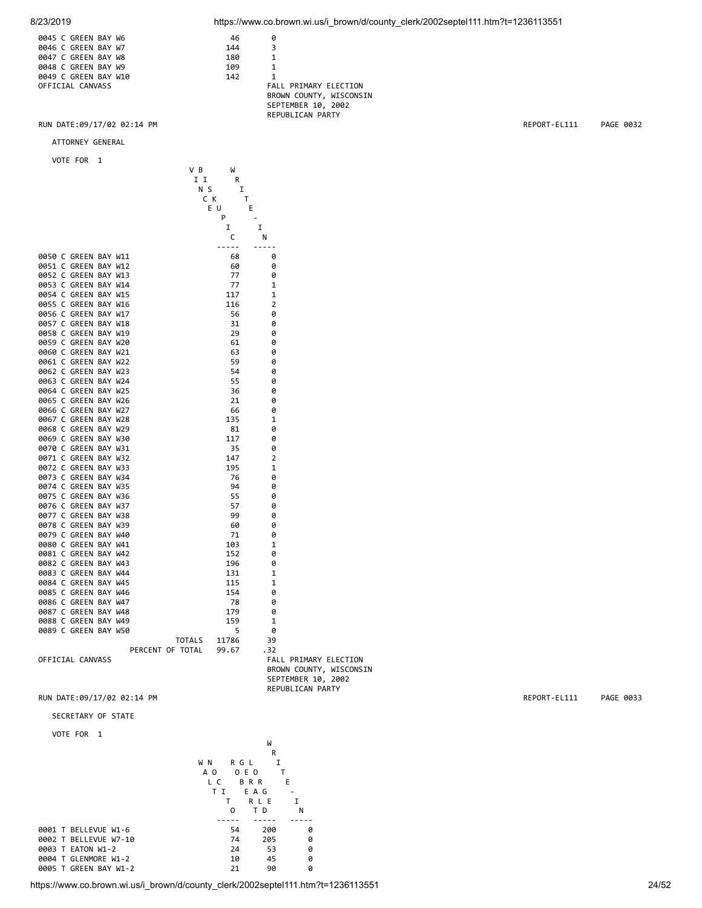| | | |
|---|---|---|
| 0045 C GREEN BAY W6 | 46 | 0 |
| 0046 C GREEN BAY W7 | 144 | 3 |
| 0047 C GREEN BAY W8 | 180 | 1 |
| 0048 C GREEN BAY W9 | 109 | 1 |
| 0049 C GREEN BAY W10 | 142 | 1 |

OFFICIAL CANVASS

FALL PRIMARY ELECTION
BROWN COUNTY, WISCONSIN
SEPTEMBER 10, 2002
REPUBLICAN PARTY

RUN DATE:09/17/02 02:14 PM REPORT-EL111 PAGE 0032

ATTORNEY GENERAL

VOTE FOR 1

| | VINCE BISKUPIC | WRITE-IN |
|---|---|---|
| 0050 C GREEN BAY W11 | 68 | 0 |
| 0051 C GREEN BAY W12 | 60 | 0 |
| 0052 C GREEN BAY W13 | 77 | 0 |
| 0053 C GREEN BAY W14 | 77 | 1 |
| 0054 C GREEN BAY W15 | 117 | 1 |
| 0055 C GREEN BAY W16 | 116 | 2 |
| 0056 C GREEN BAY W17 | 56 | 0 |
| 0057 C GREEN BAY W18 | 31 | 0 |
| 0058 C GREEN BAY W19 | 29 | 0 |
| 0059 C GREEN BAY W20 | 61 | 0 |
| 0060 C GREEN BAY W21 | 63 | 0 |
| 0061 C GREEN BAY W22 | 59 | 0 |
| 0062 C GREEN BAY W23 | 54 | 0 |
| 0063 C GREEN BAY W24 | 55 | 0 |
| 0064 C GREEN BAY W25 | 36 | 0 |
| 0065 C GREEN BAY W26 | 21 | 0 |
| 0066 C GREEN BAY W27 | 66 | 0 |
| 0067 C GREEN BAY W28 | 135 | 1 |
| 0068 C GREEN BAY W29 | 81 | 0 |
| 0069 C GREEN BAY W30 | 117 | 0 |
| 0070 C GREEN BAY W31 | 35 | 0 |
| 0071 C GREEN BAY W32 | 147 | 2 |
| 0072 C GREEN BAY W33 | 195 | 1 |
| 0073 C GREEN BAY W34 | 76 | 0 |
| 0074 C GREEN BAY W35 | 94 | 0 |
| 0075 C GREEN BAY W36 | 55 | 0 |
| 0076 C GREEN BAY W37 | 57 | 0 |
| 0077 C GREEN BAY W38 | 99 | 0 |
| 0078 C GREEN BAY W39 | 60 | 0 |
| 0079 C GREEN BAY W40 | 71 | 0 |
| 0080 C GREEN BAY W41 | 103 | 1 |
| 0081 C GREEN BAY W42 | 152 | 0 |
| 0082 C GREEN BAY W43 | 196 | 0 |
| 0083 C GREEN BAY W44 | 131 | 1 |
| 0084 C GREEN BAY W45 | 115 | 1 |
| 0085 C GREEN BAY W46 | 154 | 0 |
| 0086 C GREEN BAY W47 | 78 | 0 |
| 0087 C GREEN BAY W48 | 179 | 0 |
| 0088 C GREEN BAY W49 | 159 | 1 |
| 0089 C GREEN BAY W50 | 5 | 0 |
| TOTALS | 11786 | 39 |
| PERCENT OF TOTAL | 99.67 | .32 |

OFFICIAL CANVASS

FALL PRIMARY ELECTION
BROWN COUNTY, WISCONSIN
SEPTEMBER 10, 2002
REPUBLICAN PARTY

RUN DATE:09/17/02 02:14 PM REPORT-EL111 PAGE 0033

SECRETARY OF STATE

VOTE FOR 1

| | WALT NICO | ROBERT GEORGE LORGE | WRITE-IN |
|---|---|---|---|
| 0001 T BELLEVUE W1-6 | 54 | 200 | 0 |
| 0002 T BELLEVUE W7-10 | 74 | 205 | 0 |
| 0003 T EATON W1-2 | 24 | 53 | 0 |
| 0004 T GLENMORE W1-2 | 10 | 45 | 0 |
| 0005 T GREEN BAY W1-2 | 21 | 90 | 0 |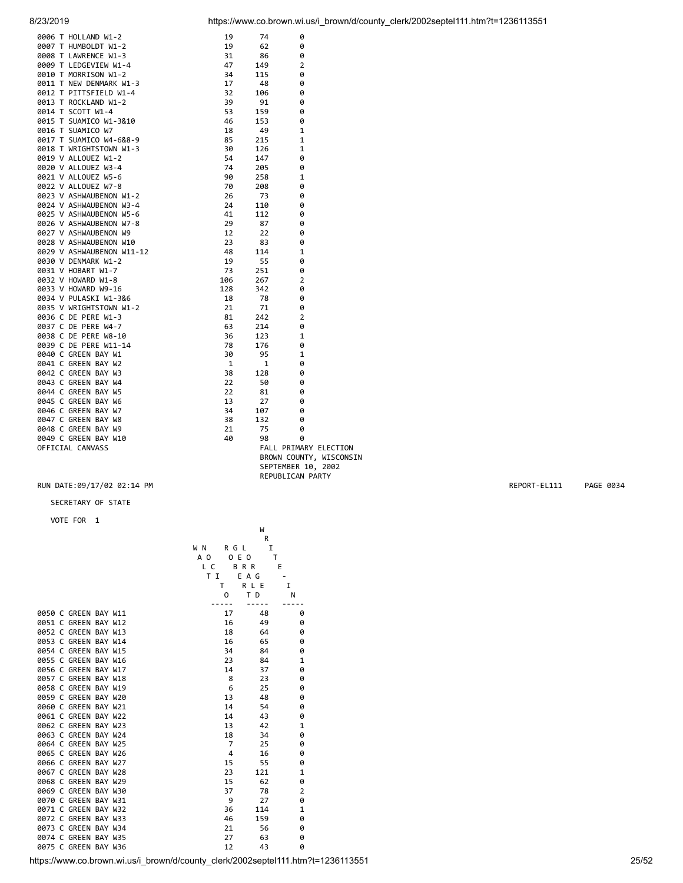| | | | |
|---|---|---|---|
| 0006 T HOLLAND W1-2 | 19 | 74 | 0 |
| 0007 T HUMBOLDT W1-2 | 19 | 62 | 0 |
| 0008 T LAWRENCE W1-3 | 31 | 86 | 0 |
| 0009 T LEDGEVIEW W1-4 | 47 | 149 | 2 |
| 0010 T MORRISON W1-2 | 34 | 115 | 0 |
| 0011 T NEW DENMARK W1-3 | 17 | 48 | 0 |
| 0012 T PITTSFIELD W1-4 | 32 | 106 | 0 |
| 0013 T ROCKLAND W1-2 | 39 | 91 | 0 |
| 0014 T SCOTT W1-4 | 53 | 159 | 0 |
| 0015 T SUAMICO W1-3&10 | 46 | 153 | 0 |
| 0016 T SUAMICO W7 | 18 | 49 | 1 |
| 0017 T SUAMICO W4-6&8-9 | 85 | 215 | 1 |
| 0018 T WRIGHTSTOWN W1-3 | 30 | 126 | 1 |
| 0019 V ALLOUEZ W1-2 | 54 | 147 | 0 |
| 0020 V ALLOUEZ W3-4 | 74 | 205 | 0 |
| 0021 V ALLOUEZ W5-6 | 90 | 258 | 1 |
| 0022 V ALLOUEZ W7-8 | 70 | 208 | 0 |
| 0023 V ASHWAUBENON W1-2 | 26 | 73 | 0 |
| 0024 V ASHWAUBENON W3-4 | 24 | 110 | 0 |
| 0025 V ASHWAUBENON W5-6 | 41 | 112 | 0 |
| 0026 V ASHWAUBENON W7-8 | 29 | 87 | 0 |
| 0027 V ASHWAUBENON W9 | 12 | 22 | 0 |
| 0028 V ASHWAUBENON W10 | 23 | 83 | 0 |
| 0029 V ASHWAUBENON W11-12 | 48 | 114 | 1 |
| 0030 V DENMARK W1-2 | 19 | 55 | 0 |
| 0031 V HOBART W1-7 | 73 | 251 | 0 |
| 0032 V HOWARD W1-8 | 106 | 267 | 2 |
| 0033 V HOWARD W9-16 | 128 | 342 | 0 |
| 0034 V PULASKI W1-3&6 | 18 | 78 | 0 |
| 0035 V WRIGHTSTOWN W1-2 | 21 | 71 | 0 |
| 0036 C DE PERE W1-3 | 81 | 242 | 2 |
| 0037 C DE PERE W4-7 | 63 | 214 | 0 |
| 0038 C DE PERE W8-10 | 36 | 123 | 1 |
| 0039 C DE PERE W11-14 | 78 | 176 | 0 |
| 0040 C GREEN BAY W1 | 30 | 95 | 1 |
| 0041 C GREEN BAY W2 | 1 | 1 | 0 |
| 0042 C GREEN BAY W3 | 38 | 128 | 0 |
| 0043 C GREEN BAY W4 | 22 | 50 | 0 |
| 0044 C GREEN BAY W5 | 22 | 81 | 0 |
| 0045 C GREEN BAY W6 | 13 | 27 | 0 |
| 0046 C GREEN BAY W7 | 34 | 107 | 0 |
| 0047 C GREEN BAY W8 | 38 | 132 | 0 |
| 0048 C GREEN BAY W9 | 21 | 75 | 0 |
| 0049 C GREEN BAY W10 | 40 | 98 | 0 |

OFFICIAL CANVASS

FALL PRIMARY ELECTION
BROWN COUNTY, WISCONSIN
SEPTEMBER 10, 2002
REPUBLICAN PARTY

RUN DATE:09/17/02 02:14 PM — REPORT-EL111 — PAGE 0034

SECRETARY OF STATE

VOTE FOR 1

| | WALT NOLTIO | ROBERT GLEASON LORD | WRITE-IN |
|---|---|---|---|
| 0050 C GREEN BAY W11 | 17 | 48 | 0 |
| 0051 C GREEN BAY W12 | 16 | 49 | 0 |
| 0052 C GREEN BAY W13 | 18 | 64 | 0 |
| 0053 C GREEN BAY W14 | 16 | 65 | 0 |
| 0054 C GREEN BAY W15 | 34 | 84 | 0 |
| 0055 C GREEN BAY W16 | 23 | 84 | 1 |
| 0056 C GREEN BAY W17 | 14 | 37 | 0 |
| 0057 C GREEN BAY W18 | 8 | 23 | 0 |
| 0058 C GREEN BAY W19 | 6 | 25 | 0 |
| 0059 C GREEN BAY W20 | 13 | 48 | 0 |
| 0060 C GREEN BAY W21 | 14 | 54 | 0 |
| 0061 C GREEN BAY W22 | 14 | 43 | 0 |
| 0062 C GREEN BAY W23 | 13 | 42 | 1 |
| 0063 C GREEN BAY W24 | 18 | 34 | 0 |
| 0064 C GREEN BAY W25 | 7 | 25 | 0 |
| 0065 C GREEN BAY W26 | 4 | 16 | 0 |
| 0066 C GREEN BAY W27 | 15 | 55 | 0 |
| 0067 C GREEN BAY W28 | 23 | 121 | 1 |
| 0068 C GREEN BAY W29 | 15 | 62 | 0 |
| 0069 C GREEN BAY W30 | 37 | 78 | 2 |
| 0070 C GREEN BAY W31 | 9 | 27 | 0 |
| 0071 C GREEN BAY W32 | 36 | 114 | 1 |
| 0072 C GREEN BAY W33 | 46 | 159 | 0 |
| 0073 C GREEN BAY W34 | 21 | 56 | 0 |
| 0074 C GREEN BAY W35 | 27 | 63 | 0 |
| 0075 C GREEN BAY W36 | 12 | 43 | 0 |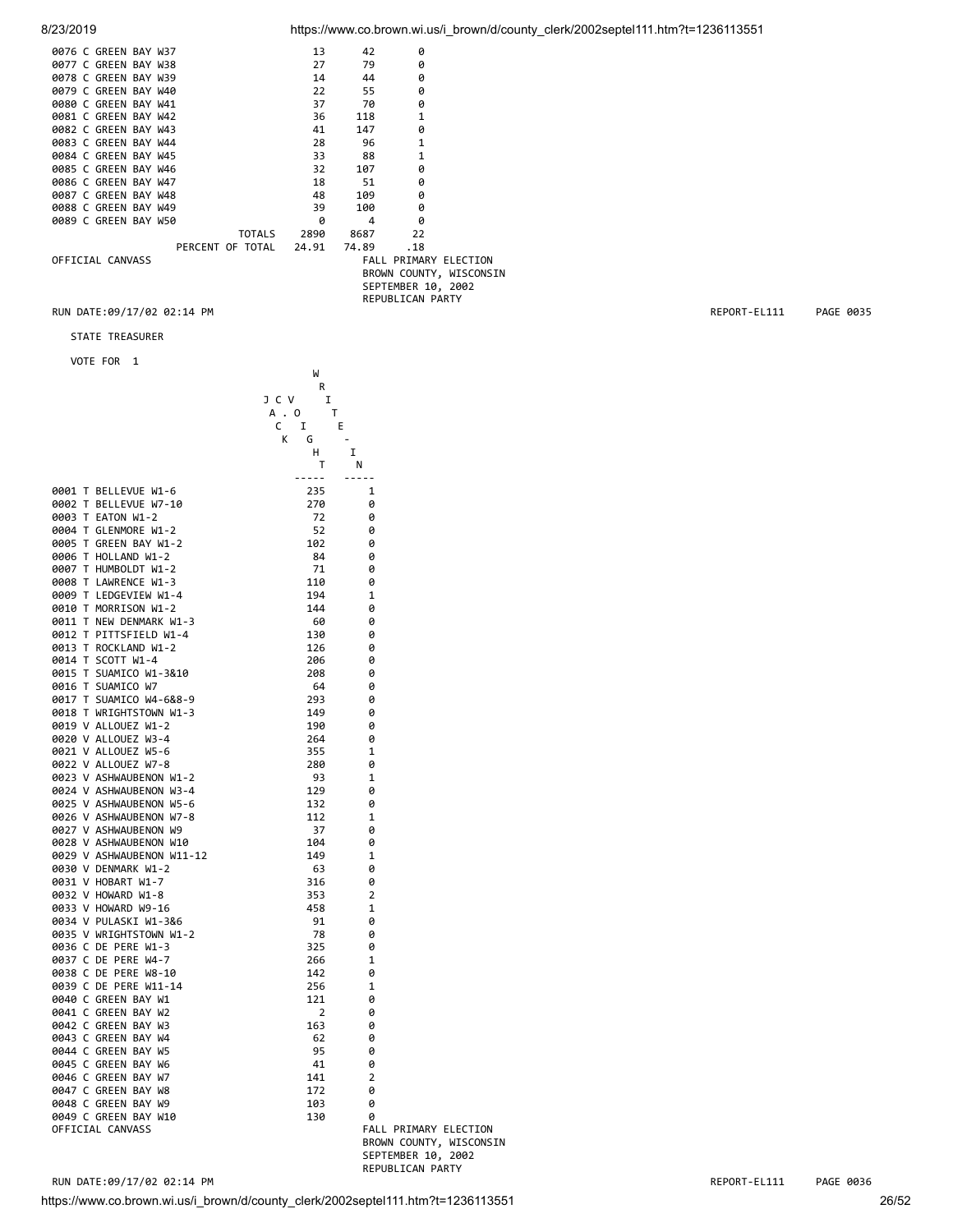| | | | |
|---|---|---|---|
| 0076 C GREEN BAY W37 | 13 | 42 | 0 |
| 0077 C GREEN BAY W38 | 27 | 79 | 0 |
| 0078 C GREEN BAY W39 | 14 | 44 | 0 |
| 0079 C GREEN BAY W40 | 22 | 55 | 0 |
| 0080 C GREEN BAY W41 | 37 | 70 | 0 |
| 0081 C GREEN BAY W42 | 36 | 118 | 1 |
| 0082 C GREEN BAY W43 | 41 | 147 | 0 |
| 0083 C GREEN BAY W44 | 28 | 96 | 1 |
| 0084 C GREEN BAY W45 | 33 | 88 | 1 |
| 0085 C GREEN BAY W46 | 32 | 107 | 0 |
| 0086 C GREEN BAY W47 | 18 | 51 | 0 |
| 0087 C GREEN BAY W48 | 48 | 109 | 0 |
| 0088 C GREEN BAY W49 | 39 | 100 | 0 |
| 0089 C GREEN BAY W50 | 0 | 4 | 0 |
| TOTALS | 2890 | 8687 | 22 |
| PERCENT OF TOTAL | 24.91 | 74.89 | .18 |

OFFICIAL CANVASS

FALL PRIMARY ELECTION
BROWN COUNTY, WISCONSIN
SEPTEMBER 10, 2002
REPUBLICAN PARTY

RUN DATE:09/17/02 02:14 PM REPORT-EL111 PAGE 0035

STATE TREASURER

VOTE FOR 1

| | JACK C. VOIGHT | WRITE-IN |
|---|---|---|
| 0001 T BELLEVUE W1-6 | 235 | 1 |
| 0002 T BELLEVUE W7-10 | 270 | 0 |
| 0003 T EATON W1-2 | 72 | 0 |
| 0004 T GLENMORE W1-2 | 52 | 0 |
| 0005 T GREEN BAY W1-2 | 102 | 0 |
| 0006 T HOLLAND W1-2 | 84 | 0 |
| 0007 T HUMBOLDT W1-2 | 71 | 0 |
| 0008 T LAWRENCE W1-3 | 110 | 0 |
| 0009 T LEDGEVIEW W1-4 | 194 | 1 |
| 0010 T MORRISON W1-2 | 144 | 0 |
| 0011 T NEW DENMARK W1-3 | 60 | 0 |
| 0012 T PITTSFIELD W1-4 | 130 | 0 |
| 0013 T ROCKLAND W1-2 | 126 | 0 |
| 0014 T SCOTT W1-4 | 206 | 0 |
| 0015 T SUAMICO W1-3&10 | 208 | 0 |
| 0016 T SUAMICO W7 | 64 | 0 |
| 0017 T SUAMICO W4-6&8-9 | 293 | 0 |
| 0018 T WRIGHTSTOWN W1-3 | 149 | 0 |
| 0019 V ALLOUEZ W1-2 | 190 | 0 |
| 0020 V ALLOUEZ W3-4 | 264 | 0 |
| 0021 V ALLOUEZ W5-6 | 355 | 1 |
| 0022 V ALLOUEZ W7-8 | 280 | 0 |
| 0023 V ASHWAUBENON W1-2 | 93 | 1 |
| 0024 V ASHWAUBENON W3-4 | 129 | 0 |
| 0025 V ASHWAUBENON W5-6 | 132 | 0 |
| 0026 V ASHWAUBENON W7-8 | 112 | 1 |
| 0027 V ASHWAUBENON W9 | 37 | 0 |
| 0028 V ASHWAUBENON W10 | 104 | 0 |
| 0029 V ASHWAUBENON W11-12 | 149 | 1 |
| 0030 V DENMARK W1-2 | 63 | 0 |
| 0031 V HOBART W1-7 | 316 | 0 |
| 0032 V HOWARD W1-8 | 353 | 2 |
| 0033 V HOWARD W9-16 | 458 | 1 |
| 0034 V PULASKI W1-3&6 | 91 | 0 |
| 0035 V WRIGHTSTOWN W1-2 | 78 | 0 |
| 0036 C DE PERE W1-3 | 325 | 0 |
| 0037 C DE PERE W4-7 | 266 | 1 |
| 0038 C DE PERE W8-10 | 142 | 0 |
| 0039 C DE PERE W11-14 | 256 | 1 |
| 0040 C GREEN BAY W1 | 121 | 0 |
| 0041 C GREEN BAY W2 | 2 | 0 |
| 0042 C GREEN BAY W3 | 163 | 0 |
| 0043 C GREEN BAY W4 | 62 | 0 |
| 0044 C GREEN BAY W5 | 95 | 0 |
| 0045 C GREEN BAY W6 | 41 | 0 |
| 0046 C GREEN BAY W7 | 141 | 2 |
| 0047 C GREEN BAY W8 | 172 | 0 |
| 0048 C GREEN BAY W9 | 103 | 0 |
| 0049 C GREEN BAY W10 | 130 | 0 |

OFFICIAL CANVASS

FALL PRIMARY ELECTION
BROWN COUNTY, WISCONSIN
SEPTEMBER 10, 2002
REPUBLICAN PARTY

RUN DATE:09/17/02 02:14 PM REPORT-EL111 PAGE 0036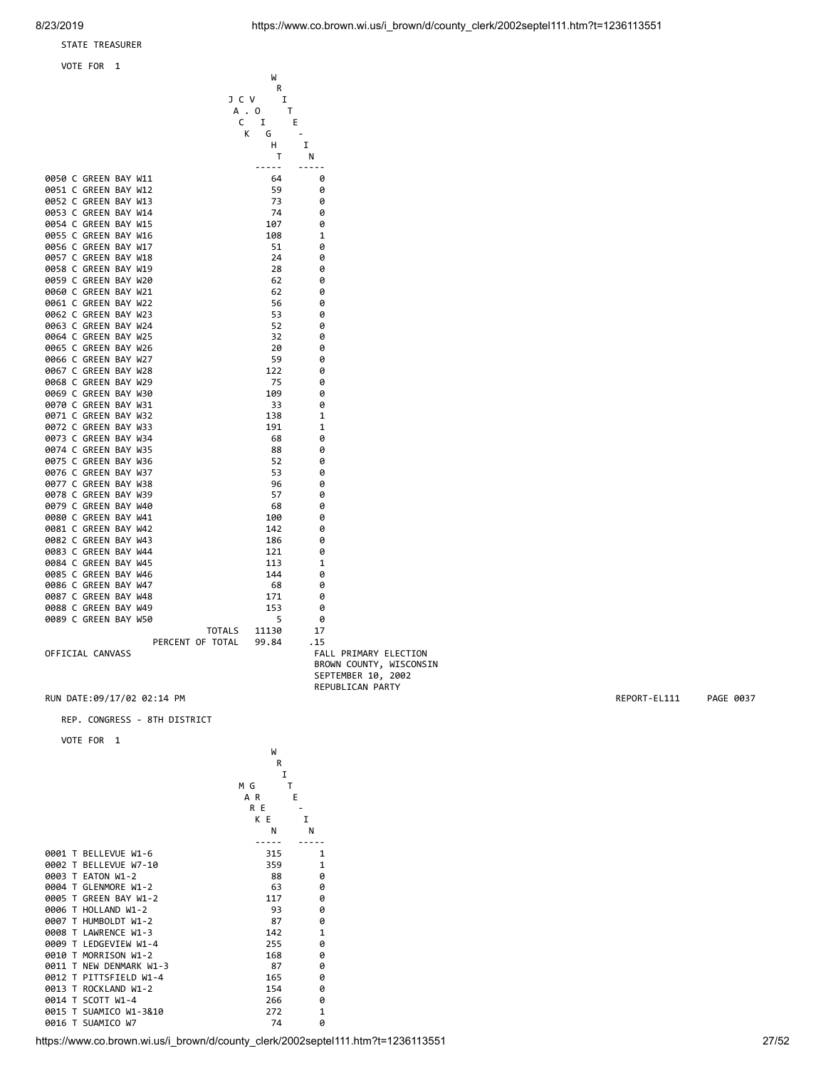STATE TREASURER

VOTE FOR 1

| | JACK C. VOIGHT | WRITE-IN |
|---|---|---|
| 0050 C GREEN BAY W11 | 64 | 0 |
| 0051 C GREEN BAY W12 | 59 | 0 |
| 0052 C GREEN BAY W13 | 73 | 0 |
| 0053 C GREEN BAY W14 | 74 | 0 |
| 0054 C GREEN BAY W15 | 107 | 0 |
| 0055 C GREEN BAY W16 | 108 | 1 |
| 0056 C GREEN BAY W17 | 51 | 0 |
| 0057 C GREEN BAY W18 | 24 | 0 |
| 0058 C GREEN BAY W19 | 28 | 0 |
| 0059 C GREEN BAY W20 | 62 | 0 |
| 0060 C GREEN BAY W21 | 62 | 0 |
| 0061 C GREEN BAY W22 | 56 | 0 |
| 0062 C GREEN BAY W23 | 53 | 0 |
| 0063 C GREEN BAY W24 | 52 | 0 |
| 0064 C GREEN BAY W25 | 32 | 0 |
| 0065 C GREEN BAY W26 | 20 | 0 |
| 0066 C GREEN BAY W27 | 59 | 0 |
| 0067 C GREEN BAY W28 | 122 | 0 |
| 0068 C GREEN BAY W29 | 75 | 0 |
| 0069 C GREEN BAY W30 | 109 | 0 |
| 0070 C GREEN BAY W31 | 33 | 0 |
| 0071 C GREEN BAY W32 | 138 | 1 |
| 0072 C GREEN BAY W33 | 191 | 1 |
| 0073 C GREEN BAY W34 | 68 | 0 |
| 0074 C GREEN BAY W35 | 88 | 0 |
| 0075 C GREEN BAY W36 | 52 | 0 |
| 0076 C GREEN BAY W37 | 53 | 0 |
| 0077 C GREEN BAY W38 | 96 | 0 |
| 0078 C GREEN BAY W39 | 57 | 0 |
| 0079 C GREEN BAY W40 | 68 | 0 |
| 0080 C GREEN BAY W41 | 100 | 0 |
| 0081 C GREEN BAY W42 | 142 | 0 |
| 0082 C GREEN BAY W43 | 186 | 0 |
| 0083 C GREEN BAY W44 | 121 | 0 |
| 0084 C GREEN BAY W45 | 113 | 1 |
| 0085 C GREEN BAY W46 | 144 | 0 |
| 0086 C GREEN BAY W47 | 68 | 0 |
| 0087 C GREEN BAY W48 | 171 | 0 |
| 0088 C GREEN BAY W49 | 153 | 0 |
| 0089 C GREEN BAY W50 | 5 | 0 |
| TOTALS | 11130 | 17 |
| PERCENT OF TOTAL | 99.84 | .15 |

OFFICIAL CANVASS

FALL PRIMARY ELECTION
BROWN COUNTY, WISCONSIN
SEPTEMBER 10, 2002
REPUBLICAN PARTY

RUN DATE:09/17/02 02:14 PM REPORT-EL111 PAGE 0037

REP. CONGRESS - 8TH DISTRICT

VOTE FOR 1

| | MARK GREEN | WRITE-IN |
|---|---|---|
| 0001 T BELLEVUE W1-6 | 315 | 1 |
| 0002 T BELLEVUE W7-10 | 359 | 1 |
| 0003 T EATON W1-2 | 88 | 0 |
| 0004 T GLENMORE W1-2 | 63 | 0 |
| 0005 T GREEN BAY W1-2 | 117 | 0 |
| 0006 T HOLLAND W1-2 | 93 | 0 |
| 0007 T HUMBOLDT W1-2 | 87 | 0 |
| 0008 T LAWRENCE W1-3 | 142 | 1 |
| 0009 T LEDGEVIEW W1-4 | 255 | 0 |
| 0010 T MORRISON W1-2 | 168 | 0 |
| 0011 T NEW DENMARK W1-3 | 87 | 0 |
| 0012 T PITTSFIELD W1-4 | 165 | 0 |
| 0013 T ROCKLAND W1-2 | 154 | 0 |
| 0014 T SCOTT W1-4 | 266 | 0 |
| 0015 T SUAMICO W1-3&10 | 272 | 1 |
| 0016 T SUAMICO W7 | 74 | 0 |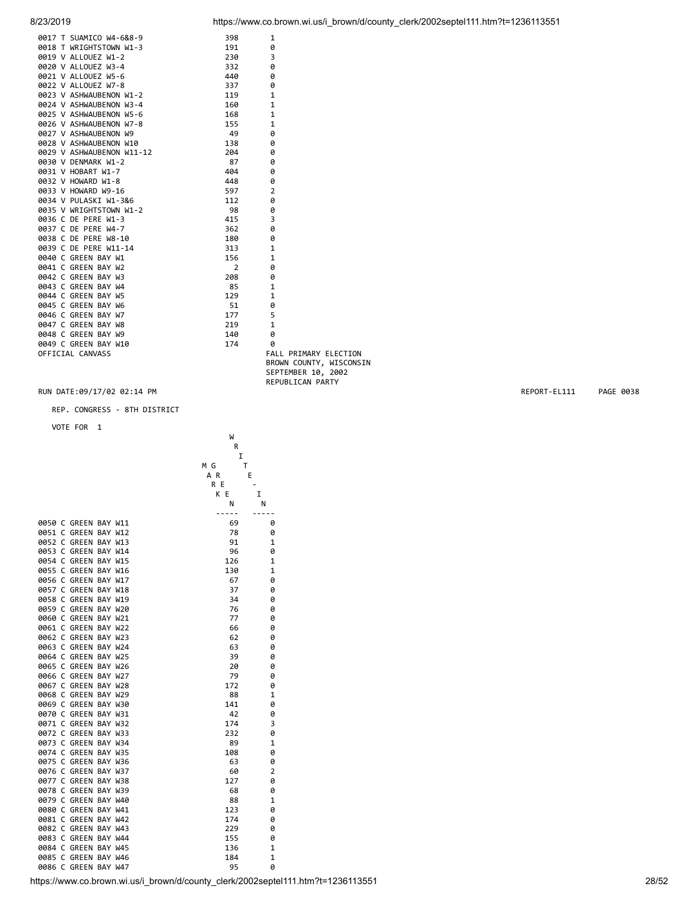| | | |
|---|---|---|
| 0017 T SUAMICO W4-6&8-9 | 398 | 1 |
| 0018 T WRIGHTSTOWN W1-3 | 191 | 0 |
| 0019 V ALLOUEZ W1-2 | 230 | 3 |
| 0020 V ALLOUEZ W3-4 | 332 | 0 |
| 0021 V ALLOUEZ W5-6 | 440 | 0 |
| 0022 V ALLOUEZ W7-8 | 337 | 0 |
| 0023 V ASHWAUBENON W1-2 | 119 | 1 |
| 0024 V ASHWAUBENON W3-4 | 160 | 1 |
| 0025 V ASHWAUBENON W5-6 | 168 | 1 |
| 0026 V ASHWAUBENON W7-8 | 155 | 1 |
| 0027 V ASHWAUBENON W9 | 49 | 0 |
| 0028 V ASHWAUBENON W10 | 138 | 0 |
| 0029 V ASHWAUBENON W11-12 | 204 | 0 |
| 0030 V DENMARK W1-2 | 87 | 0 |
| 0031 V HOBART W1-7 | 404 | 0 |
| 0032 V HOWARD W1-8 | 448 | 0 |
| 0033 V HOWARD W9-16 | 597 | 2 |
| 0034 V PULASKI W1-3&6 | 112 | 0 |
| 0035 V WRIGHTSTOWN W1-2 | 98 | 0 |
| 0036 C DE PERE W1-3 | 415 | 3 |
| 0037 C DE PERE W4-7 | 362 | 0 |
| 0038 C DE PERE W8-10 | 180 | 0 |
| 0039 C DE PERE W11-14 | 313 | 1 |
| 0040 C GREEN BAY W1 | 156 | 1 |
| 0041 C GREEN BAY W2 | 2 | 0 |
| 0042 C GREEN BAY W3 | 208 | 0 |
| 0043 C GREEN BAY W4 | 85 | 1 |
| 0044 C GREEN BAY W5 | 129 | 1 |
| 0045 C GREEN BAY W6 | 51 | 0 |
| 0046 C GREEN BAY W7 | 177 | 5 |
| 0047 C GREEN BAY W8 | 219 | 1 |
| 0048 C GREEN BAY W9 | 140 | 0 |
| 0049 C GREEN BAY W10 | 174 | 0 |

OFFICIAL CANVASS

FALL PRIMARY ELECTION
BROWN COUNTY, WISCONSIN
SEPTEMBER 10, 2002
REPUBLICAN PARTY

RUN DATE:09/17/02 02:14 PM — REPORT-EL111 PAGE 0038

REP. CONGRESS - 8TH DISTRICT

VOTE FOR 1

| | MARK GREEN | WRITE-IN |
|---|---|---|
| 0050 C GREEN BAY W11 | 69 | 0 |
| 0051 C GREEN BAY W12 | 78 | 0 |
| 0052 C GREEN BAY W13 | 91 | 1 |
| 0053 C GREEN BAY W14 | 96 | 0 |
| 0054 C GREEN BAY W15 | 126 | 1 |
| 0055 C GREEN BAY W16 | 130 | 1 |
| 0056 C GREEN BAY W17 | 67 | 0 |
| 0057 C GREEN BAY W18 | 37 | 0 |
| 0058 C GREEN BAY W19 | 34 | 0 |
| 0059 C GREEN BAY W20 | 76 | 0 |
| 0060 C GREEN BAY W21 | 77 | 0 |
| 0061 C GREEN BAY W22 | 66 | 0 |
| 0062 C GREEN BAY W23 | 62 | 0 |
| 0063 C GREEN BAY W24 | 63 | 0 |
| 0064 C GREEN BAY W25 | 39 | 0 |
| 0065 C GREEN BAY W26 | 20 | 0 |
| 0066 C GREEN BAY W27 | 79 | 0 |
| 0067 C GREEN BAY W28 | 172 | 0 |
| 0068 C GREEN BAY W29 | 88 | 1 |
| 0069 C GREEN BAY W30 | 141 | 0 |
| 0070 C GREEN BAY W31 | 42 | 0 |
| 0071 C GREEN BAY W32 | 174 | 3 |
| 0072 C GREEN BAY W33 | 232 | 0 |
| 0073 C GREEN BAY W34 | 89 | 1 |
| 0074 C GREEN BAY W35 | 108 | 0 |
| 0075 C GREEN BAY W36 | 63 | 0 |
| 0076 C GREEN BAY W37 | 60 | 2 |
| 0077 C GREEN BAY W38 | 127 | 0 |
| 0078 C GREEN BAY W39 | 68 | 0 |
| 0079 C GREEN BAY W40 | 88 | 1 |
| 0080 C GREEN BAY W41 | 123 | 0 |
| 0081 C GREEN BAY W42 | 174 | 0 |
| 0082 C GREEN BAY W43 | 229 | 0 |
| 0083 C GREEN BAY W44 | 155 | 0 |
| 0084 C GREEN BAY W45 | 136 | 1 |
| 0085 C GREEN BAY W46 | 184 | 1 |
| 0086 C GREEN BAY W47 | 95 | 0 |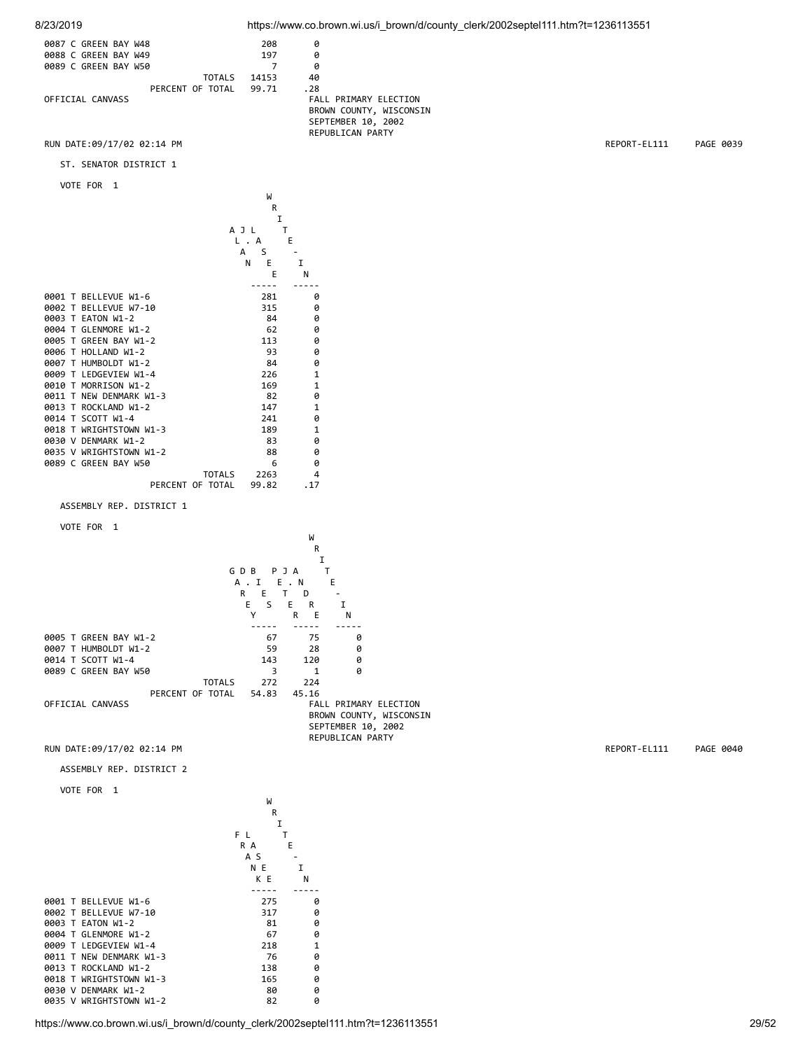| | | |
|---|---|---|
| 0087 C GREEN BAY W48 | 208 | 0 |
| 0088 C GREEN BAY W49 | 197 | 0 |
| 0089 C GREEN BAY W50 | 7 | 0 |
| TOTALS | 14153 | 40 |
| PERCENT OF TOTAL | 99.71 | .28 |

OFFICIAL CANVASS

FALL PRIMARY ELECTION
BROWN COUNTY, WISCONSIN
SEPTEMBER 10, 2002
REPUBLICAN PARTY

RUN DATE:09/17/02 02:14 PM REPORT-EL111 PAGE 0039

ST. SENATOR DISTRICT 1

VOTE FOR 1

| | ALAN J. LASEE | WRITE-IN |
|---|---|---|
| 0001 T BELLEVUE W1-6 | 281 | 0 |
| 0002 T BELLEVUE W7-10 | 315 | 0 |
| 0003 T EATON W1-2 | 84 | 0 |
| 0004 T GLENMORE W1-2 | 62 | 0 |
| 0005 T GREEN BAY W1-2 | 113 | 0 |
| 0006 T HOLLAND W1-2 | 93 | 0 |
| 0007 T HUMBOLDT W1-2 | 84 | 0 |
| 0009 T LEDGEVIEW W1-4 | 226 | 1 |
| 0010 T MORRISON W1-2 | 169 | 1 |
| 0011 T NEW DENMARK W1-3 | 82 | 0 |
| 0013 T ROCKLAND W1-2 | 147 | 1 |
| 0014 T SCOTT W1-4 | 241 | 0 |
| 0018 T WRIGHTSTOWN W1-3 | 189 | 1 |
| 0030 V DENMARK W1-2 | 83 | 0 |
| 0035 V WRIGHTSTOWN W1-2 | 88 | 0 |
| 0089 C GREEN BAY W50 | 6 | 0 |
| TOTALS | 2263 | 4 |
| PERCENT OF TOTAL | 99.82 | .17 |

ASSEMBLY REP. DISTRICT 1

VOTE FOR 1

| | GARY D. BIES | PETER J. ANDRE | WRITE-IN |
|---|---|---|---|
| 0005 T GREEN BAY W1-2 | 67 | 75 | 0 |
| 0007 T HUMBOLDT W1-2 | 59 | 28 | 0 |
| 0014 T SCOTT W1-4 | 143 | 120 | 0 |
| 0089 C GREEN BAY W50 | 3 | 1 | 0 |
| TOTALS | 272 | 224 | |
| PERCENT OF TOTAL | 54.83 | 45.16 | |

OFFICIAL CANVASS

FALL PRIMARY ELECTION
BROWN COUNTY, WISCONSIN
SEPTEMBER 10, 2002
REPUBLICAN PARTY

RUN DATE:09/17/02 02:14 PM REPORT-EL111 PAGE 0040

ASSEMBLY REP. DISTRICT 2

VOTE FOR 1

| | FRANK LASEE | WRITE-IN |
|---|---|---|
| 0001 T BELLEVUE W1-6 | 275 | 0 |
| 0002 T BELLEVUE W7-10 | 317 | 0 |
| 0003 T EATON W1-2 | 81 | 0 |
| 0004 T GLENMORE W1-2 | 67 | 0 |
| 0009 T LEDGEVIEW W1-4 | 218 | 1 |
| 0011 T NEW DENMARK W1-3 | 76 | 0 |
| 0013 T ROCKLAND W1-2 | 138 | 0 |
| 0018 T WRIGHTSTOWN W1-3 | 165 | 0 |
| 0030 V DENMARK W1-2 | 80 | 0 |
| 0035 V WRIGHTSTOWN W1-2 | 82 | 0 |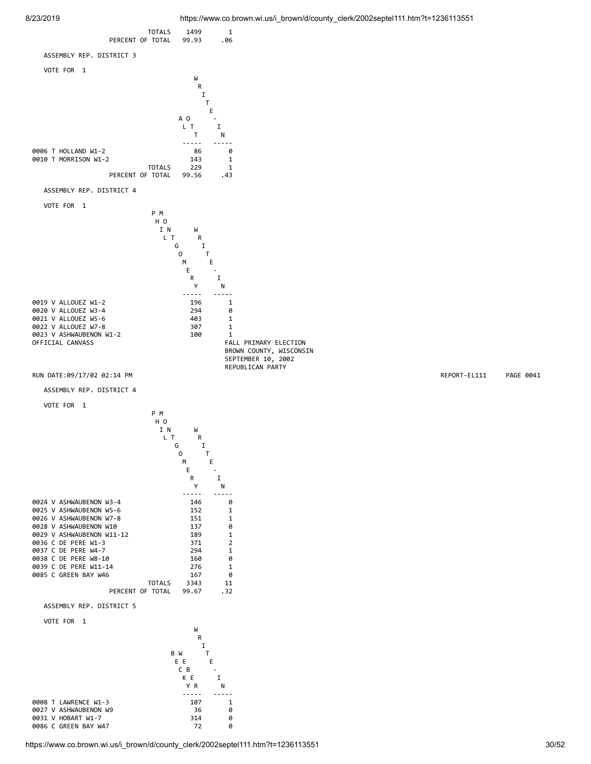| | | |
|---|---|---|
| TOTALS | 1499 | 1 |
| PERCENT OF TOTAL | 99.93 | .06 |

ASSEMBLY REP. DISTRICT 3

VOTE FOR 1

| | AL OTT | WRITE-IN |
|---|---|---|
| 0006 T HOLLAND W1-2 | 86 | 0 |
| 0010 T MORRISON W1-2 | 143 | 1 |
| TOTALS | 229 | 1 |
| PERCENT OF TOTAL | 99.56 | .43 |

ASSEMBLY REP. DISTRICT 4

VOTE FOR 1

| | PHIL MONTGOMERY | WRITE-IN |
|---|---|---|
| 0019 V ALLOUEZ W1-2 | 196 | 1 |
| 0020 V ALLOUEZ W3-4 | 294 | 0 |
| 0021 V ALLOUEZ W5-6 | 403 | 1 |
| 0022 V ALLOUEZ W7-8 | 307 | 1 |
| 0023 V ASHWAUBENON W1-2 | 100 | 1 |

OFFICIAL CANVASS

FALL PRIMARY ELECTION
BROWN COUNTY, WISCONSIN
SEPTEMBER 10, 2002
REPUBLICAN PARTY

RUN DATE:09/17/02 02:14 PM REPORT-EL111 PAGE 0041

ASSEMBLY REP. DISTRICT 4

VOTE FOR 1

| | PHIL MONTGOMERY | WRITE-IN |
|---|---|---|
| 0024 V ASHWAUBENON W3-4 | 146 | 0 |
| 0025 V ASHWAUBENON W5-6 | 152 | 1 |
| 0026 V ASHWAUBENON W7-8 | 151 | 1 |
| 0028 V ASHWAUBENON W10 | 137 | 0 |
| 0029 V ASHWAUBENON W11-12 | 189 | 1 |
| 0036 C DE PERE W1-3 | 371 | 2 |
| 0037 C DE PERE W4-7 | 294 | 1 |
| 0038 C DE PERE W8-10 | 160 | 0 |
| 0039 C DE PERE W11-14 | 276 | 1 |
| 0085 C GREEN BAY W46 | 167 | 0 |
| TOTALS | 3343 | 11 |
| PERCENT OF TOTAL | 99.67 | .32 |

ASSEMBLY REP. DISTRICT 5

VOTE FOR 1

| | BECKY WEBER | WRITE-IN |
|---|---|---|
| 0008 T LAWRENCE W1-3 | 107 | 1 |
| 0027 V ASHWAUBENON W9 | 36 | 0 |
| 0031 V HOBART W1-7 | 314 | 0 |
| 0086 C GREEN BAY W47 | 72 | 0 |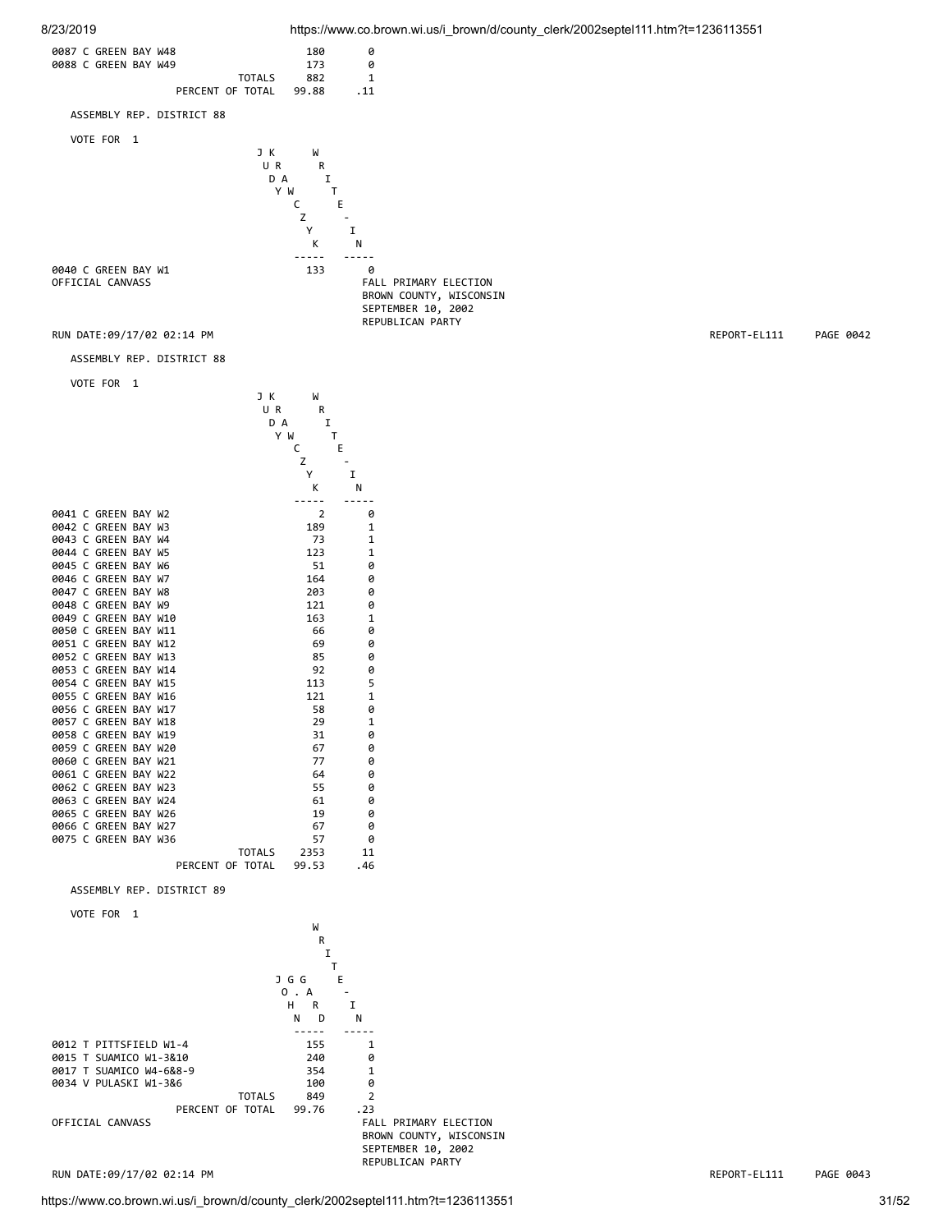| | | |
|---|---|---|
| 0087 C GREEN BAY W48 | 180 | 0 |
| 0088 C GREEN BAY W49 | 173 | 0 |
| TOTALS | 882 | 1 |
| PERCENT OF TOTAL | 99.88 | .11 |

ASSEMBLY REP. DISTRICT 88

VOTE FOR 1

| | JUDY KRAWCZYK | WRITE-IN |
|---|---|---|
| 0040 C GREEN BAY W1 | 133 | 0 |

OFFICIAL CANVASS

FALL PRIMARY ELECTION
BROWN COUNTY, WISCONSIN
SEPTEMBER 10, 2002
REPUBLICAN PARTY

RUN DATE:09/17/02 02:14 PM

REPORT-EL111 PAGE 0042

ASSEMBLY REP. DISTRICT 88

VOTE FOR 1

| | JUDY KRAWCZYK | WRITE-IN |
|---|---|---|
| 0041 C GREEN BAY W2 | 2 | 0 |
| 0042 C GREEN BAY W3 | 189 | 1 |
| 0043 C GREEN BAY W4 | 73 | 1 |
| 0044 C GREEN BAY W5 | 123 | 1 |
| 0045 C GREEN BAY W6 | 51 | 0 |
| 0046 C GREEN BAY W7 | 164 | 0 |
| 0047 C GREEN BAY W8 | 203 | 0 |
| 0048 C GREEN BAY W9 | 121 | 0 |
| 0049 C GREEN BAY W10 | 163 | 1 |
| 0050 C GREEN BAY W11 | 66 | 0 |
| 0051 C GREEN BAY W12 | 69 | 0 |
| 0052 C GREEN BAY W13 | 85 | 0 |
| 0053 C GREEN BAY W14 | 92 | 0 |
| 0054 C GREEN BAY W15 | 113 | 5 |
| 0055 C GREEN BAY W16 | 121 | 1 |
| 0056 C GREEN BAY W17 | 58 | 0 |
| 0057 C GREEN BAY W18 | 29 | 1 |
| 0058 C GREEN BAY W19 | 31 | 0 |
| 0059 C GREEN BAY W20 | 67 | 0 |
| 0060 C GREEN BAY W21 | 77 | 0 |
| 0061 C GREEN BAY W22 | 64 | 0 |
| 0062 C GREEN BAY W23 | 55 | 0 |
| 0063 C GREEN BAY W24 | 61 | 0 |
| 0065 C GREEN BAY W26 | 19 | 0 |
| 0066 C GREEN BAY W27 | 67 | 0 |
| 0075 C GREEN BAY W36 | 57 | 0 |
| TOTALS | 2353 | 11 |
| PERCENT OF TOTAL | 99.53 | .46 |

ASSEMBLY REP. DISTRICT 89

VOTE FOR 1

| | JOHN G. GARD | WRITE-IN |
|---|---|---|
| 0012 T PITTSFIELD W1-4 | 155 | 1 |
| 0015 T SUAMICO W1-3&10 | 240 | 0 |
| 0017 T SUAMICO W4-6&8-9 | 354 | 1 |
| 0034 V PULASKI W1-3&6 | 100 | 0 |
| TOTALS | 849 | 2 |
| PERCENT OF TOTAL | 99.76 | .23 |

OFFICIAL CANVASS

FALL PRIMARY ELECTION
BROWN COUNTY, WISCONSIN
SEPTEMBER 10, 2002
REPUBLICAN PARTY

RUN DATE:09/17/02 02:14 PM

REPORT-EL111 PAGE 0043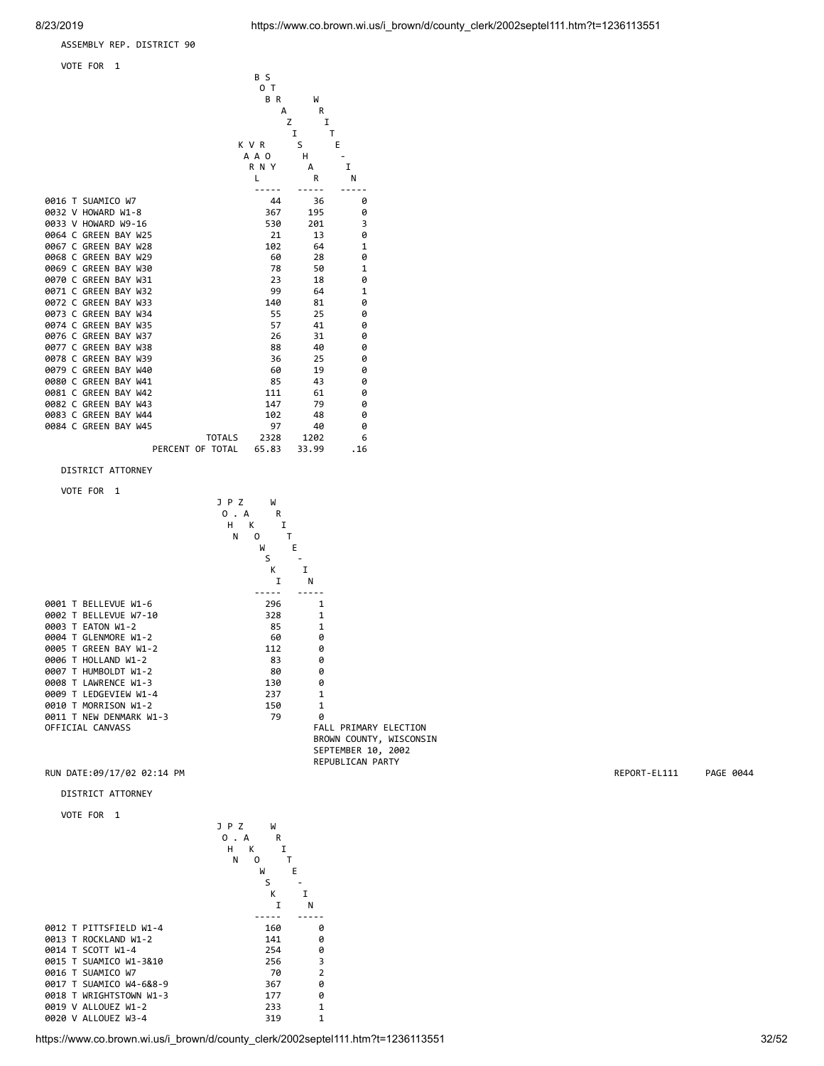ASSEMBLY REP. DISTRICT 90

VOTE FOR 1

| | BOSTROM KAVANAUGH | BRAZ WRITE-IN | WRITE-IN |
|---|---|---|---|

Header as printed (vertical names): KARL BOSTROM / BRAZ... Reproduced values:

| Ward | KARL BOSTROM... (col 1) | (col 2) | WRITE-IN |
|---|---|---|---|
| 0016 T SUAMICO W7 | 44 | 36 | 0 |
| 0032 V HOWARD W1-8 | 367 | 195 | 0 |
| 0033 V HOWARD W9-16 | 530 | 201 | 3 |
| 0064 C GREEN BAY W25 | 21 | 13 | 0 |
| 0067 C GREEN BAY W28 | 102 | 64 | 1 |
| 0068 C GREEN BAY W29 | 60 | 28 | 0 |
| 0069 C GREEN BAY W30 | 78 | 50 | 1 |
| 0070 C GREEN BAY W31 | 23 | 18 | 0 |
| 0071 C GREEN BAY W32 | 99 | 64 | 1 |
| 0072 C GREEN BAY W33 | 140 | 81 | 0 |
| 0073 C GREEN BAY W34 | 55 | 25 | 0 |
| 0074 C GREEN BAY W35 | 57 | 41 | 0 |
| 0076 C GREEN BAY W37 | 26 | 31 | 0 |
| 0077 C GREEN BAY W38 | 88 | 40 | 0 |
| 0078 C GREEN BAY W39 | 36 | 25 | 0 |
| 0079 C GREEN BAY W40 | 60 | 19 | 0 |
| 0080 C GREEN BAY W41 | 85 | 43 | 0 |
| 0081 C GREEN BAY W42 | 111 | 61 | 0 |
| 0082 C GREEN BAY W43 | 147 | 79 | 0 |
| 0083 C GREEN BAY W44 | 102 | 48 | 0 |
| 0084 C GREEN BAY W45 | 97 | 40 | 0 |
| TOTALS | 2328 | 1202 | 6 |
| PERCENT OF TOTAL | 65.83 | 33.99 | .16 |

DISTRICT ATTORNEY

VOTE FOR 1

| Ward | JOHN P. ZAKOWSKI | WRITE-IN |
|---|---|---|
| 0001 T BELLEVUE W1-6 | 296 | 1 |
| 0002 T BELLEVUE W7-10 | 328 | 1 |
| 0003 T EATON W1-2 | 85 | 1 |
| 0004 T GLENMORE W1-2 | 60 | 0 |
| 0005 T GREEN BAY W1-2 | 112 | 0 |
| 0006 T HOLLAND W1-2 | 83 | 0 |
| 0007 T HUMBOLDT W1-2 | 80 | 0 |
| 0008 T LAWRENCE W1-3 | 130 | 0 |
| 0009 T LEDGEVIEW W1-4 | 237 | 1 |
| 0010 T MORRISON W1-2 | 150 | 1 |
| 0011 T NEW DENMARK W1-3 | 79 | 0 |

OFFICIAL CANVASS

FALL PRIMARY ELECTION
BROWN COUNTY, WISCONSIN
SEPTEMBER 10, 2002
REPUBLICAN PARTY

RUN DATE:09/17/02 02:14 PM REPORT-EL111 PAGE 0044

DISTRICT ATTORNEY

VOTE FOR 1

| Ward | JOHN P. ZAKOWSKI | WRITE-IN |
|---|---|---|
| 0012 T PITTSFIELD W1-4 | 160 | 0 |
| 0013 T ROCKLAND W1-2 | 141 | 0 |
| 0014 T SCOTT W1-4 | 254 | 0 |
| 0015 T SUAMICO W1-3&10 | 256 | 3 |
| 0016 T SUAMICO W7 | 70 | 2 |
| 0017 T SUAMICO W4-6&8-9 | 367 | 0 |
| 0018 T WRIGHTSTOWN W1-3 | 177 | 0 |
| 0019 V ALLOUEZ W1-2 | 233 | 1 |
| 0020 V ALLOUEZ W3-4 | 319 | 1 |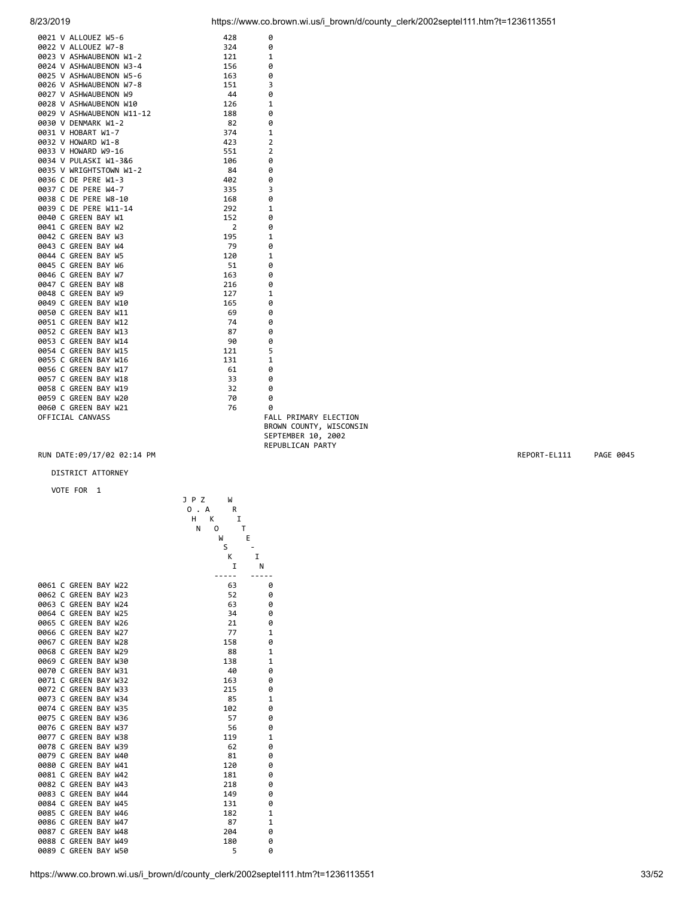| | | |
|---|---|---|
| 0021 V ALLOUEZ W5-6 | 428 | 0 |
| 0022 V ALLOUEZ W7-8 | 324 | 0 |
| 0023 V ASHWAUBENON W1-2 | 121 | 1 |
| 0024 V ASHWAUBENON W3-4 | 156 | 0 |
| 0025 V ASHWAUBENON W5-6 | 163 | 0 |
| 0026 V ASHWAUBENON W7-8 | 151 | 3 |
| 0027 V ASHWAUBENON W9 | 44 | 0 |
| 0028 V ASHWAUBENON W10 | 126 | 1 |
| 0029 V ASHWAUBENON W11-12 | 188 | 0 |
| 0030 V DENMARK W1-2 | 82 | 0 |
| 0031 V HOBART W1-7 | 374 | 1 |
| 0032 V HOWARD W1-8 | 423 | 2 |
| 0033 V HOWARD W9-16 | 551 | 2 |
| 0034 V PULASKI W1-3&6 | 106 | 0 |
| 0035 V WRIGHTSTOWN W1-2 | 84 | 0 |
| 0036 C DE PERE W1-3 | 402 | 0 |
| 0037 C DE PERE W4-7 | 335 | 3 |
| 0038 C DE PERE W8-10 | 168 | 0 |
| 0039 C DE PERE W11-14 | 292 | 1 |
| 0040 C GREEN BAY W1 | 152 | 0 |
| 0041 C GREEN BAY W2 | 2 | 0 |
| 0042 C GREEN BAY W3 | 195 | 1 |
| 0043 C GREEN BAY W4 | 79 | 0 |
| 0044 C GREEN BAY W5 | 120 | 1 |
| 0045 C GREEN BAY W6 | 51 | 0 |
| 0046 C GREEN BAY W7 | 163 | 0 |
| 0047 C GREEN BAY W8 | 216 | 0 |
| 0048 C GREEN BAY W9 | 127 | 1 |
| 0049 C GREEN BAY W10 | 165 | 0 |
| 0050 C GREEN BAY W11 | 69 | 0 |
| 0051 C GREEN BAY W12 | 74 | 0 |
| 0052 C GREEN BAY W13 | 87 | 0 |
| 0053 C GREEN BAY W14 | 90 | 0 |
| 0054 C GREEN BAY W15 | 121 | 5 |
| 0055 C GREEN BAY W16 | 131 | 1 |
| 0056 C GREEN BAY W17 | 61 | 0 |
| 0057 C GREEN BAY W18 | 33 | 0 |
| 0058 C GREEN BAY W19 | 32 | 0 |
| 0059 C GREEN BAY W20 | 70 | 0 |
| 0060 C GREEN BAY W21 | 76 | 0 |

OFFICIAL CANVASS

FALL PRIMARY ELECTION
BROWN COUNTY, WISCONSIN
SEPTEMBER 10, 2002
REPUBLICAN PARTY

RUN DATE:09/17/02 02:14 PM

REPORT-EL111 PAGE 0045

DISTRICT ATTORNEY

VOTE FOR 1

| | JOHN P. ZAKOWSKI | WRITE-IN |
|---|---|---|
| 0061 C GREEN BAY W22 | 63 | 0 |
| 0062 C GREEN BAY W23 | 52 | 0 |
| 0063 C GREEN BAY W24 | 63 | 0 |
| 0064 C GREEN BAY W25 | 34 | 0 |
| 0065 C GREEN BAY W26 | 21 | 0 |
| 0066 C GREEN BAY W27 | 77 | 1 |
| 0067 C GREEN BAY W28 | 158 | 0 |
| 0068 C GREEN BAY W29 | 88 | 1 |
| 0069 C GREEN BAY W30 | 138 | 1 |
| 0070 C GREEN BAY W31 | 40 | 0 |
| 0071 C GREEN BAY W32 | 163 | 0 |
| 0072 C GREEN BAY W33 | 215 | 0 |
| 0073 C GREEN BAY W34 | 85 | 1 |
| 0074 C GREEN BAY W35 | 102 | 0 |
| 0075 C GREEN BAY W36 | 57 | 0 |
| 0076 C GREEN BAY W37 | 56 | 0 |
| 0077 C GREEN BAY W38 | 119 | 1 |
| 0078 C GREEN BAY W39 | 62 | 0 |
| 0079 C GREEN BAY W40 | 81 | 0 |
| 0080 C GREEN BAY W41 | 120 | 0 |
| 0081 C GREEN BAY W42 | 181 | 0 |
| 0082 C GREEN BAY W43 | 218 | 0 |
| 0083 C GREEN BAY W44 | 149 | 0 |
| 0084 C GREEN BAY W45 | 131 | 0 |
| 0085 C GREEN BAY W46 | 182 | 1 |
| 0086 C GREEN BAY W47 | 87 | 1 |
| 0087 C GREEN BAY W48 | 204 | 0 |
| 0088 C GREEN BAY W49 | 180 | 0 |
| 0089 C GREEN BAY W50 | 5 | 0 |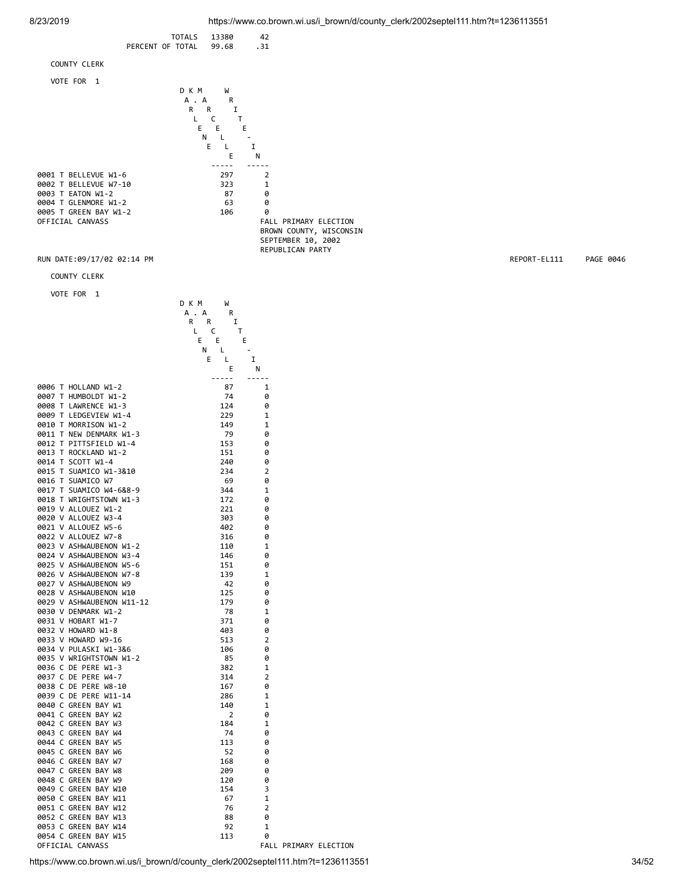| | | |
|---|---|---|
| TOTALS | 13380 | 42 |
| PERCENT OF TOTAL | 99.68 | .31 |

COUNTY CLERK

VOTE FOR 1

| | DARLENE K. MARCELLE | WRITE-IN |
|---|---|---|
| 0001 T BELLEVUE W1-6 | 297 | 2 |
| 0002 T BELLEVUE W7-10 | 323 | 1 |
| 0003 T EATON W1-2 | 87 | 0 |
| 0004 T GLENMORE W1-2 | 63 | 0 |
| 0005 T GREEN BAY W1-2 | 106 | 0 |

OFFICIAL CANVASS

FALL PRIMARY ELECTION
BROWN COUNTY, WISCONSIN
SEPTEMBER 10, 2002
REPUBLICAN PARTY

RUN DATE:09/17/02 02:14 PM

REPORT-EL111 PAGE 0046

COUNTY CLERK

VOTE FOR 1

| | DARLENE K. MARCELLE | WRITE-IN |
|---|---|---|
| 0006 T HOLLAND W1-2 | 87 | 1 |
| 0007 T HUMBOLDT W1-2 | 74 | 0 |
| 0008 T LAWRENCE W1-3 | 124 | 0 |
| 0009 T LEDGEVIEW W1-4 | 229 | 1 |
| 0010 T MORRISON W1-2 | 149 | 1 |
| 0011 T NEW DENMARK W1-3 | 79 | 0 |
| 0012 T PITTSFIELD W1-4 | 153 | 0 |
| 0013 T ROCKLAND W1-2 | 151 | 0 |
| 0014 T SCOTT W1-4 | 240 | 0 |
| 0015 T SUAMICO W1-3&10 | 234 | 2 |
| 0016 T SUAMICO W7 | 69 | 0 |
| 0017 T SUAMICO W4-6&8-9 | 344 | 1 |
| 0018 T WRIGHTSTOWN W1-3 | 172 | 0 |
| 0019 V ALLOUEZ W1-2 | 221 | 0 |
| 0020 V ALLOUEZ W3-4 | 303 | 0 |
| 0021 V ALLOUEZ W5-6 | 402 | 0 |
| 0022 V ALLOUEZ W7-8 | 316 | 0 |
| 0023 V ASHWAUBENON W1-2 | 110 | 1 |
| 0024 V ASHWAUBENON W3-4 | 146 | 0 |
| 0025 V ASHWAUBENON W5-6 | 151 | 0 |
| 0026 V ASHWAUBENON W7-8 | 139 | 1 |
| 0027 V ASHWAUBENON W9 | 42 | 0 |
| 0028 V ASHWAUBENON W10 | 125 | 0 |
| 0029 V ASHWAUBENON W11-12 | 179 | 0 |
| 0030 V DENMARK W1-2 | 78 | 1 |
| 0031 V HOBART W1-7 | 371 | 0 |
| 0032 V HOWARD W1-8 | 403 | 0 |
| 0033 V HOWARD W9-16 | 513 | 2 |
| 0034 V PULASKI W1-3&6 | 106 | 0 |
| 0035 V WRIGHTSTOWN W1-2 | 85 | 0 |
| 0036 C DE PERE W1-3 | 382 | 1 |
| 0037 C DE PERE W4-7 | 314 | 2 |
| 0038 C DE PERE W8-10 | 167 | 0 |
| 0039 C DE PERE W11-14 | 286 | 1 |
| 0040 C GREEN BAY W1 | 140 | 1 |
| 0041 C GREEN BAY W2 | 2 | 0 |
| 0042 C GREEN BAY W3 | 184 | 1 |
| 0043 C GREEN BAY W4 | 74 | 0 |
| 0044 C GREEN BAY W5 | 113 | 0 |
| 0045 C GREEN BAY W6 | 52 | 0 |
| 0046 C GREEN BAY W7 | 168 | 0 |
| 0047 C GREEN BAY W8 | 209 | 0 |
| 0048 C GREEN BAY W9 | 120 | 0 |
| 0049 C GREEN BAY W10 | 154 | 3 |
| 0050 C GREEN BAY W11 | 67 | 1 |
| 0051 C GREEN BAY W12 | 76 | 2 |
| 0052 C GREEN BAY W13 | 88 | 0 |
| 0053 C GREEN BAY W14 | 92 | 1 |
| 0054 C GREEN BAY W15 | 113 | 0 |

OFFICIAL CANVASS

FALL PRIMARY ELECTION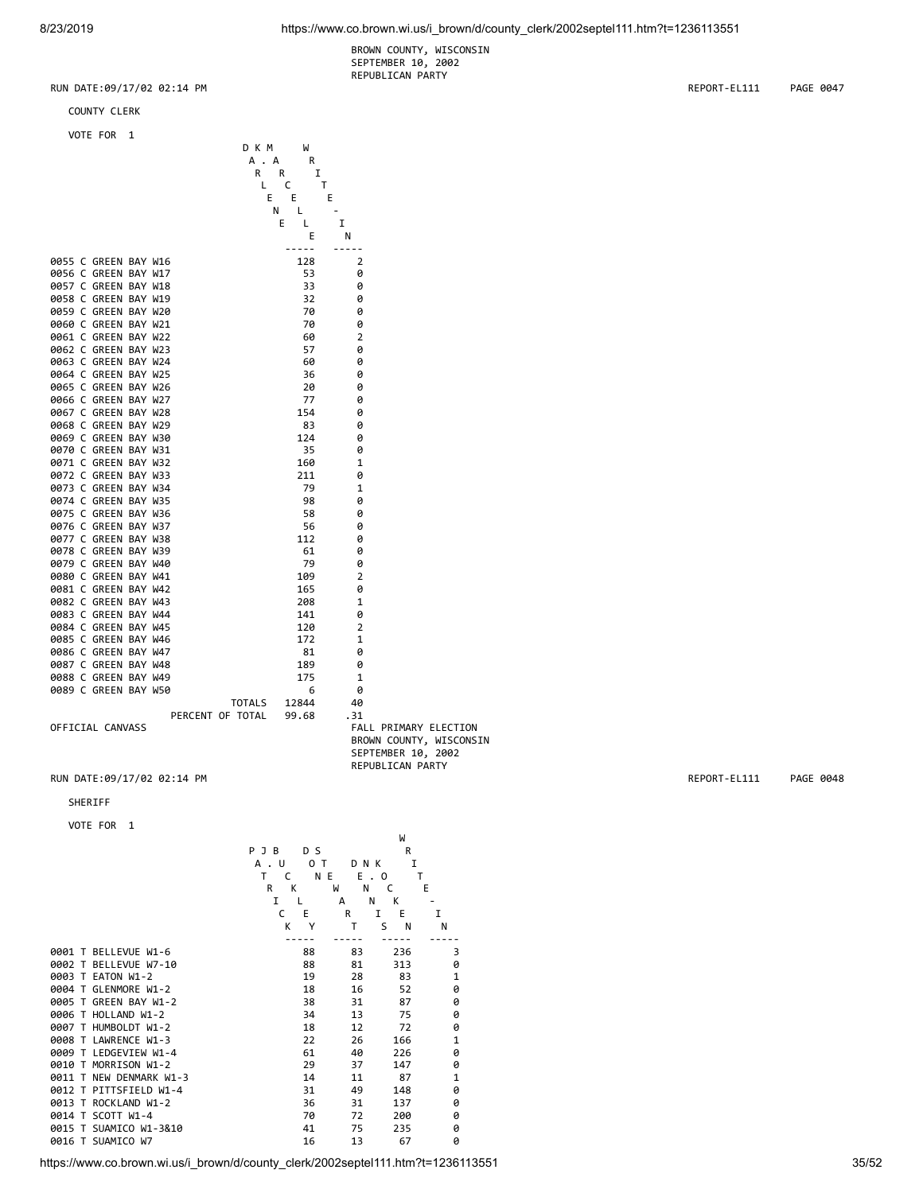BROWN COUNTY, WISCONSIN
SEPTEMBER 10, 2002
REPUBLICAN PARTY

RUN DATE:09/17/02 02:14 PM REPORT-EL111 PAGE 0047

COUNTY CLERK

VOTE FOR 1

| | DARLENE K. MARCELLE | WRITE-IN |
|---|---|---|
| 0055 C GREEN BAY W16 | 128 | 2 |
| 0056 C GREEN BAY W17 | 53 | 0 |
| 0057 C GREEN BAY W18 | 33 | 0 |
| 0058 C GREEN BAY W19 | 32 | 0 |
| 0059 C GREEN BAY W20 | 70 | 0 |
| 0060 C GREEN BAY W21 | 70 | 0 |
| 0061 C GREEN BAY W22 | 60 | 2 |
| 0062 C GREEN BAY W23 | 57 | 0 |
| 0063 C GREEN BAY W24 | 60 | 0 |
| 0064 C GREEN BAY W25 | 36 | 0 |
| 0065 C GREEN BAY W26 | 20 | 0 |
| 0066 C GREEN BAY W27 | 77 | 0 |
| 0067 C GREEN BAY W28 | 154 | 0 |
| 0068 C GREEN BAY W29 | 83 | 0 |
| 0069 C GREEN BAY W30 | 124 | 0 |
| 0070 C GREEN BAY W31 | 35 | 0 |
| 0071 C GREEN BAY W32 | 160 | 1 |
| 0072 C GREEN BAY W33 | 211 | 0 |
| 0073 C GREEN BAY W34 | 79 | 1 |
| 0074 C GREEN BAY W35 | 98 | 0 |
| 0075 C GREEN BAY W36 | 58 | 0 |
| 0076 C GREEN BAY W37 | 56 | 0 |
| 0077 C GREEN BAY W38 | 112 | 0 |
| 0078 C GREEN BAY W39 | 61 | 0 |
| 0079 C GREEN BAY W40 | 79 | 0 |
| 0080 C GREEN BAY W41 | 109 | 2 |
| 0081 C GREEN BAY W42 | 165 | 0 |
| 0082 C GREEN BAY W43 | 208 | 1 |
| 0083 C GREEN BAY W44 | 141 | 0 |
| 0084 C GREEN BAY W45 | 120 | 2 |
| 0085 C GREEN BAY W46 | 172 | 1 |
| 0086 C GREEN BAY W47 | 81 | 0 |
| 0087 C GREEN BAY W48 | 189 | 0 |
| 0088 C GREEN BAY W49 | 175 | 1 |
| 0089 C GREEN BAY W50 | 6 | 0 |
| TOTALS | 12844 | 40 |
| PERCENT OF TOTAL | 99.68 | .31 |

OFFICIAL CANVASS

FALL PRIMARY ELECTION
BROWN COUNTY, WISCONSIN
SEPTEMBER 10, 2002
REPUBLICAN PARTY

RUN DATE:09/17/02 02:14 PM REPORT-EL111 PAGE 0048

SHERIFF

VOTE FOR 1

| | PATRICK J. BUCKLEY | DAN STEWART | DENNIS K. KOCH | WRITE-IN |
|---|---|---|---|---|
| 0001 T BELLEVUE W1-6 | 88 | 83 | 236 | 3 |
| 0002 T BELLEVUE W7-10 | 88 | 81 | 313 | 0 |
| 0003 T EATON W1-2 | 19 | 28 | 83 | 1 |
| 0004 T GLENMORE W1-2 | 18 | 16 | 52 | 0 |
| 0005 T GREEN BAY W1-2 | 38 | 31 | 87 | 0 |
| 0006 T HOLLAND W1-2 | 34 | 13 | 75 | 0 |
| 0007 T HUMBOLDT W1-2 | 18 | 12 | 72 | 0 |
| 0008 T LAWRENCE W1-3 | 22 | 26 | 166 | 1 |
| 0009 T LEDGEVIEW W1-4 | 61 | 40 | 226 | 0 |
| 0010 T MORRISON W1-2 | 29 | 37 | 147 | 0 |
| 0011 T NEW DENMARK W1-3 | 14 | 11 | 87 | 1 |
| 0012 T PITTSFIELD W1-4 | 31 | 49 | 148 | 0 |
| 0013 T ROCKLAND W1-2 | 36 | 31 | 137 | 0 |
| 0014 T SCOTT W1-4 | 70 | 72 | 200 | 0 |
| 0015 T SUAMICO W1-3&10 | 41 | 75 | 235 | 0 |
| 0016 T SUAMICO W7 | 16 | 13 | 67 | 0 |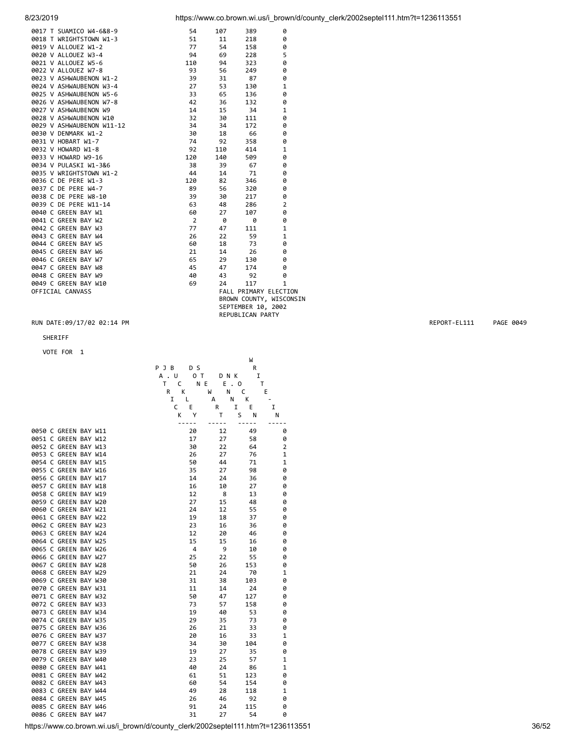| | | | | |
|---|---|---|---|---|
| 0017 T SUAMICO W4-6&8-9 | 54 | 107 | 389 | 0 |
| 0018 T WRIGHTSTOWN W1-3 | 51 | 11 | 218 | 0 |
| 0019 V ALLOUEZ W1-2 | 77 | 54 | 158 | 0 |
| 0020 V ALLOUEZ W3-4 | 94 | 69 | 228 | 5 |
| 0021 V ALLOUEZ W5-6 | 110 | 94 | 323 | 0 |
| 0022 V ALLOUEZ W7-8 | 93 | 56 | 249 | 0 |
| 0023 V ASHWAUBENON W1-2 | 39 | 31 | 87 | 0 |
| 0024 V ASHWAUBENON W3-4 | 27 | 53 | 130 | 1 |
| 0025 V ASHWAUBENON W5-6 | 33 | 65 | 136 | 0 |
| 0026 V ASHWAUBENON W7-8 | 42 | 36 | 132 | 0 |
| 0027 V ASHWAUBENON W9 | 14 | 15 | 34 | 1 |
| 0028 V ASHWAUBENON W10 | 32 | 30 | 111 | 0 |
| 0029 V ASHWAUBENON W11-12 | 34 | 34 | 172 | 0 |
| 0030 V DENMARK W1-2 | 30 | 18 | 66 | 0 |
| 0031 V HOBART W1-7 | 74 | 92 | 358 | 0 |
| 0032 V HOWARD W1-8 | 92 | 110 | 414 | 1 |
| 0033 V HOWARD W9-16 | 120 | 140 | 509 | 0 |
| 0034 V PULASKI W1-3&6 | 38 | 39 | 67 | 0 |
| 0035 V WRIGHTSTOWN W1-2 | 44 | 14 | 71 | 0 |
| 0036 C DE PERE W1-3 | 120 | 82 | 346 | 0 |
| 0037 C DE PERE W4-7 | 89 | 56 | 320 | 0 |
| 0038 C DE PERE W8-10 | 39 | 30 | 217 | 0 |
| 0039 C DE PERE W11-14 | 63 | 48 | 286 | 2 |
| 0040 C GREEN BAY W1 | 60 | 27 | 107 | 0 |
| 0041 C GREEN BAY W2 | 2 | 0 | 0 | 0 |
| 0042 C GREEN BAY W3 | 77 | 47 | 111 | 1 |
| 0043 C GREEN BAY W4 | 26 | 22 | 59 | 1 |
| 0044 C GREEN BAY W5 | 60 | 18 | 73 | 0 |
| 0045 C GREEN BAY W6 | 21 | 14 | 26 | 0 |
| 0046 C GREEN BAY W7 | 65 | 29 | 130 | 0 |
| 0047 C GREEN BAY W8 | 45 | 47 | 174 | 0 |
| 0048 C GREEN BAY W9 | 40 | 43 | 92 | 0 |
| 0049 C GREEN BAY W10 | 69 | 24 | 117 | 1 |

OFFICIAL CANVASS

FALL PRIMARY ELECTION
BROWN COUNTY, WISCONSIN
SEPTEMBER 10, 2002
REPUBLICAN PARTY

RUN DATE:09/17/02 02:14 PM

REPORT-EL111 PAGE 0049

SHERIFF

VOTE FOR 1

| | PATRICIA BUCK | DON STEWART | DENNIS KOCKEN | WRITE-IN |
|---|---|---|---|---|
| 0050 C GREEN BAY W11 | 20 | 12 | 49 | 0 |
| 0051 C GREEN BAY W12 | 17 | 27 | 58 | 0 |
| 0052 C GREEN BAY W13 | 30 | 22 | 64 | 2 |
| 0053 C GREEN BAY W14 | 26 | 27 | 76 | 1 |
| 0054 C GREEN BAY W15 | 50 | 44 | 71 | 1 |
| 0055 C GREEN BAY W16 | 35 | 27 | 98 | 0 |
| 0056 C GREEN BAY W17 | 14 | 24 | 36 | 0 |
| 0057 C GREEN BAY W18 | 16 | 10 | 27 | 0 |
| 0058 C GREEN BAY W19 | 12 | 8 | 13 | 0 |
| 0059 C GREEN BAY W20 | 27 | 15 | 48 | 0 |
| 0060 C GREEN BAY W21 | 24 | 12 | 55 | 0 |
| 0061 C GREEN BAY W22 | 19 | 18 | 37 | 0 |
| 0062 C GREEN BAY W23 | 23 | 16 | 36 | 0 |
| 0063 C GREEN BAY W24 | 12 | 20 | 46 | 0 |
| 0064 C GREEN BAY W25 | 15 | 15 | 16 | 0 |
| 0065 C GREEN BAY W26 | 4 | 9 | 10 | 0 |
| 0066 C GREEN BAY W27 | 25 | 22 | 55 | 0 |
| 0067 C GREEN BAY W28 | 50 | 26 | 153 | 0 |
| 0068 C GREEN BAY W29 | 21 | 24 | 70 | 1 |
| 0069 C GREEN BAY W30 | 31 | 38 | 103 | 0 |
| 0070 C GREEN BAY W31 | 11 | 14 | 24 | 0 |
| 0071 C GREEN BAY W32 | 50 | 47 | 127 | 0 |
| 0072 C GREEN BAY W33 | 73 | 57 | 158 | 0 |
| 0073 C GREEN BAY W34 | 19 | 40 | 53 | 0 |
| 0074 C GREEN BAY W35 | 29 | 35 | 73 | 0 |
| 0075 C GREEN BAY W36 | 26 | 21 | 33 | 0 |
| 0076 C GREEN BAY W37 | 20 | 16 | 33 | 1 |
| 0077 C GREEN BAY W38 | 34 | 30 | 104 | 0 |
| 0078 C GREEN BAY W39 | 19 | 27 | 35 | 0 |
| 0079 C GREEN BAY W40 | 23 | 25 | 57 | 1 |
| 0080 C GREEN BAY W41 | 40 | 24 | 86 | 1 |
| 0081 C GREEN BAY W42 | 61 | 51 | 123 | 0 |
| 0082 C GREEN BAY W43 | 60 | 54 | 154 | 0 |
| 0083 C GREEN BAY W44 | 49 | 28 | 118 | 1 |
| 0084 C GREEN BAY W45 | 26 | 46 | 92 | 0 |
| 0085 C GREEN BAY W46 | 91 | 24 | 115 | 0 |
| 0086 C GREEN BAY W47 | 31 | 27 | 54 | 0 |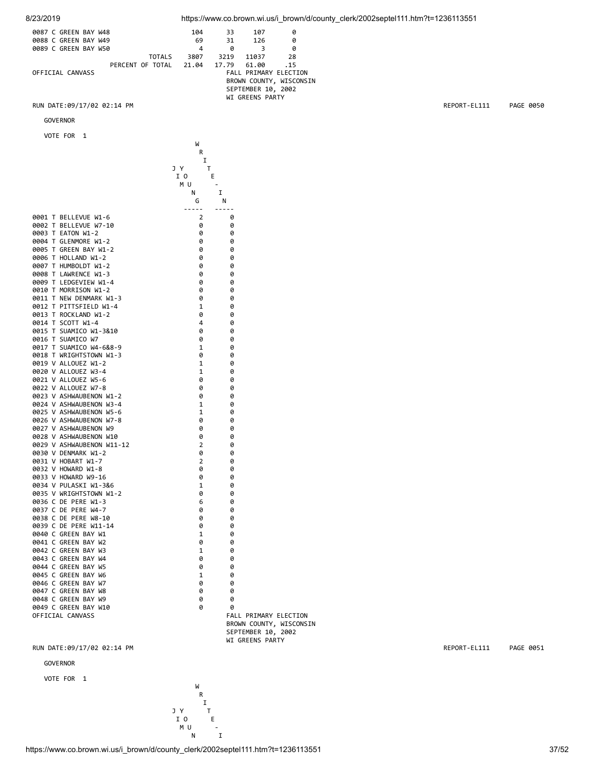| | | | | |
|---|---|---|---|---|
| 0087 C GREEN BAY W48 | 104 | 33 | 107 | 0 |
| 0088 C GREEN BAY W49 | 69 | 31 | 126 | 0 |
| 0089 C GREEN BAY W50 | 4 | 0 | 3 | 0 |
| TOTALS | 3807 | 3219 | 11037 | 28 |
| PERCENT OF TOTAL | 21.04 | 17.79 | 61.00 | .15 |

OFFICIAL CANVASS

FALL PRIMARY ELECTION
BROWN COUNTY, WISCONSIN
SEPTEMBER 10, 2002
WI GREENS PARTY

RUN DATE:09/17/02 02:14 PM

REPORT-EL111 PAGE 0050

GOVERNOR

VOTE FOR 1

| | JIM YOUNG | WRITE-IN |
|---|---|---|
| 0001 T BELLEVUE W1-6 | 2 | 0 |
| 0002 T BELLEVUE W7-10 | 0 | 0 |
| 0003 T EATON W1-2 | 0 | 0 |
| 0004 T GLENMORE W1-2 | 0 | 0 |
| 0005 T GREEN BAY W1-2 | 0 | 0 |
| 0006 T HOLLAND W1-2 | 0 | 0 |
| 0007 T HUMBOLDT W1-2 | 0 | 0 |
| 0008 T LAWRENCE W1-3 | 0 | 0 |
| 0009 T LEDGEVIEW W1-4 | 0 | 0 |
| 0010 T MORRISON W1-2 | 0 | 0 |
| 0011 T NEW DENMARK W1-3 | 0 | 0 |
| 0012 T PITTSFIELD W1-4 | 1 | 0 |
| 0013 T ROCKLAND W1-2 | 0 | 0 |
| 0014 T SCOTT W1-4 | 4 | 0 |
| 0015 T SUAMICO W1-3&10 | 0 | 0 |
| 0016 T SUAMICO W7 | 0 | 0 |
| 0017 T SUAMICO W4-6&8-9 | 1 | 0 |
| 0018 T WRIGHTSTOWN W1-3 | 0 | 0 |
| 0019 V ALLOUEZ W1-2 | 1 | 0 |
| 0020 V ALLOUEZ W3-4 | 1 | 0 |
| 0021 V ALLOUEZ W5-6 | 0 | 0 |
| 0022 V ALLOUEZ W7-8 | 0 | 0 |
| 0023 V ASHWAUBENON W1-2 | 0 | 0 |
| 0024 V ASHWAUBENON W3-4 | 1 | 0 |
| 0025 V ASHWAUBENON W5-6 | 1 | 0 |
| 0026 V ASHWAUBENON W7-8 | 0 | 0 |
| 0027 V ASHWAUBENON W9 | 0 | 0 |
| 0028 V ASHWAUBENON W10 | 0 | 0 |
| 0029 V ASHWAUBENON W11-12 | 2 | 0 |
| 0030 V DENMARK W1-2 | 0 | 0 |
| 0031 V HOBART W1-7 | 2 | 0 |
| 0032 V HOWARD W1-8 | 0 | 0 |
| 0033 V HOWARD W9-16 | 0 | 0 |
| 0034 V PULASKI W1-3&6 | 1 | 0 |
| 0035 V WRIGHTSTOWN W1-2 | 0 | 0 |
| 0036 C DE PERE W1-3 | 6 | 0 |
| 0037 C DE PERE W4-7 | 0 | 0 |
| 0038 C DE PERE W8-10 | 0 | 0 |
| 0039 C DE PERE W11-14 | 0 | 0 |
| 0040 C GREEN BAY W1 | 1 | 0 |
| 0041 C GREEN BAY W2 | 0 | 0 |
| 0042 C GREEN BAY W3 | 1 | 0 |
| 0043 C GREEN BAY W4 | 0 | 0 |
| 0044 C GREEN BAY W5 | 0 | 0 |
| 0045 C GREEN BAY W6 | 1 | 0 |
| 0046 C GREEN BAY W7 | 0 | 0 |
| 0047 C GREEN BAY W8 | 0 | 0 |
| 0048 C GREEN BAY W9 | 0 | 0 |
| 0049 C GREEN BAY W10 | 0 | 0 |

OFFICIAL CANVASS

FALL PRIMARY ELECTION
BROWN COUNTY, WISCONSIN
SEPTEMBER 10, 2002
WI GREENS PARTY

RUN DATE:09/17/02 02:14 PM

REPORT-EL111 PAGE 0051

GOVERNOR

VOTE FOR 1

| JIM YOUN | WRITE-I |
|---|---|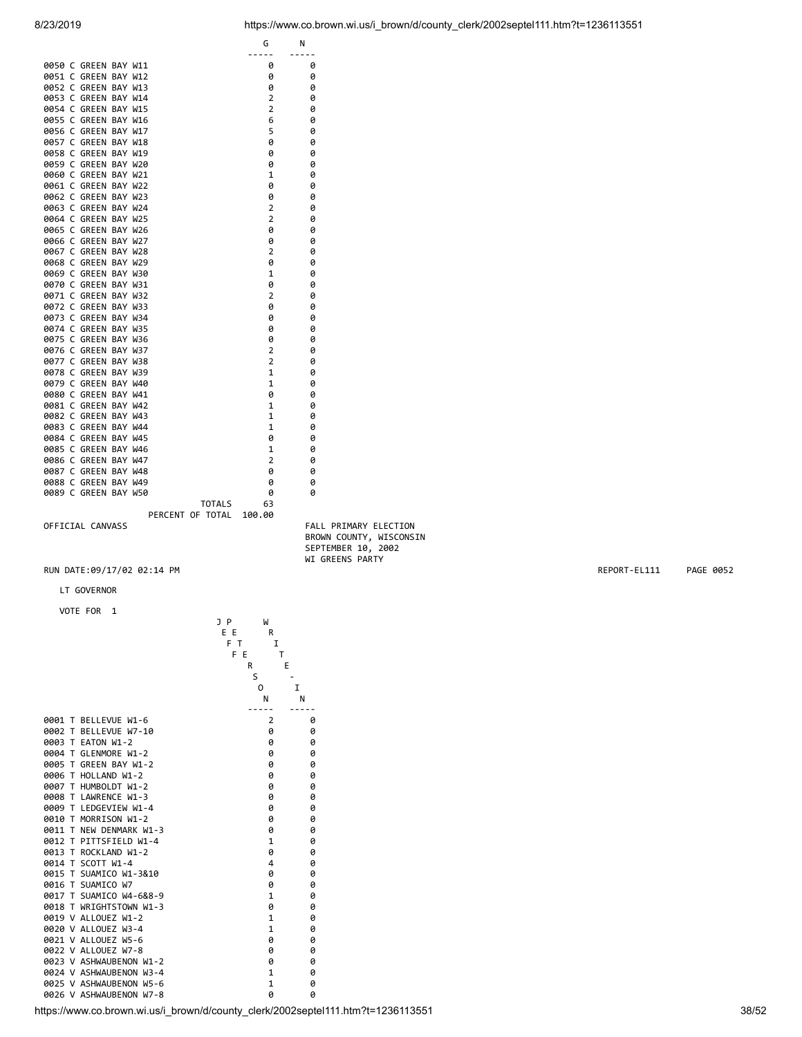| | G | N |
|---|---|---|
| 0050 C GREEN BAY W11 | 0 | 0 |
| 0051 C GREEN BAY W12 | 0 | 0 |
| 0052 C GREEN BAY W13 | 0 | 0 |
| 0053 C GREEN BAY W14 | 2 | 0 |
| 0054 C GREEN BAY W15 | 2 | 0 |
| 0055 C GREEN BAY W16 | 6 | 0 |
| 0056 C GREEN BAY W17 | 5 | 0 |
| 0057 C GREEN BAY W18 | 0 | 0 |
| 0058 C GREEN BAY W19 | 0 | 0 |
| 0059 C GREEN BAY W20 | 0 | 0 |
| 0060 C GREEN BAY W21 | 1 | 0 |
| 0061 C GREEN BAY W22 | 0 | 0 |
| 0062 C GREEN BAY W23 | 0 | 0 |
| 0063 C GREEN BAY W24 | 2 | 0 |
| 0064 C GREEN BAY W25 | 2 | 0 |
| 0065 C GREEN BAY W26 | 0 | 0 |
| 0066 C GREEN BAY W27 | 0 | 0 |
| 0067 C GREEN BAY W28 | 2 | 0 |
| 0068 C GREEN BAY W29 | 0 | 0 |
| 0069 C GREEN BAY W30 | 1 | 0 |
| 0070 C GREEN BAY W31 | 0 | 0 |
| 0071 C GREEN BAY W32 | 2 | 0 |
| 0072 C GREEN BAY W33 | 0 | 0 |
| 0073 C GREEN BAY W34 | 0 | 0 |
| 0074 C GREEN BAY W35 | 0 | 0 |
| 0075 C GREEN BAY W36 | 0 | 0 |
| 0076 C GREEN BAY W37 | 2 | 0 |
| 0077 C GREEN BAY W38 | 2 | 0 |
| 0078 C GREEN BAY W39 | 1 | 0 |
| 0079 C GREEN BAY W40 | 1 | 0 |
| 0080 C GREEN BAY W41 | 0 | 0 |
| 0081 C GREEN BAY W42 | 1 | 0 |
| 0082 C GREEN BAY W43 | 1 | 0 |
| 0083 C GREEN BAY W44 | 1 | 0 |
| 0084 C GREEN BAY W45 | 0 | 0 |
| 0085 C GREEN BAY W46 | 1 | 0 |
| 0086 C GREEN BAY W47 | 2 | 0 |
| 0087 C GREEN BAY W48 | 0 | 0 |
| 0088 C GREEN BAY W49 | 0 | 0 |
| 0089 C GREEN BAY W50 | 0 | 0 |
| TOTALS | 63 | |
| PERCENT OF TOTAL | 100.00 | |

OFFICIAL CANVASS

FALL PRIMARY ELECTION
BROWN COUNTY, WISCONSIN
SEPTEMBER 10, 2002
WI GREENS PARTY

RUN DATE:09/17/02 02:14 PM

REPORT-EL111 PAGE 0052

LT GOVERNOR

VOTE FOR 1

| | JEFF PETERSON | WRITE-IN |
|---|---|---|
| 0001 T BELLEVUE W1-6 | 2 | 0 |
| 0002 T BELLEVUE W7-10 | 0 | 0 |
| 0003 T EATON W1-2 | 0 | 0 |
| 0004 T GLENMORE W1-2 | 0 | 0 |
| 0005 T GREEN BAY W1-2 | 0 | 0 |
| 0006 T HOLLAND W1-2 | 0 | 0 |
| 0007 T HUMBOLDT W1-2 | 0 | 0 |
| 0008 T LAWRENCE W1-3 | 0 | 0 |
| 0009 T LEDGEVIEW W1-4 | 0 | 0 |
| 0010 T MORRISON W1-2 | 0 | 0 |
| 0011 T NEW DENMARK W1-3 | 0 | 0 |
| 0012 T PITTSFIELD W1-4 | 1 | 0 |
| 0013 T ROCKLAND W1-2 | 0 | 0 |
| 0014 T SCOTT W1-4 | 4 | 0 |
| 0015 T SUAMICO W1-3&10 | 0 | 0 |
| 0016 T SUAMICO W7 | 0 | 0 |
| 0017 T SUAMICO W4-6&8-9 | 1 | 0 |
| 0018 T WRIGHTSTOWN W1-3 | 0 | 0 |
| 0019 V ALLOUEZ W1-2 | 1 | 0 |
| 0020 V ALLOUEZ W3-4 | 1 | 0 |
| 0021 V ALLOUEZ W5-6 | 0 | 0 |
| 0022 V ALLOUEZ W7-8 | 0 | 0 |
| 0023 V ASHWAUBENON W1-2 | 0 | 0 |
| 0024 V ASHWAUBENON W3-4 | 1 | 0 |
| 0025 V ASHWAUBENON W5-6 | 1 | 0 |
| 0026 V ASHWAUBENON W7-8 | 0 | 0 |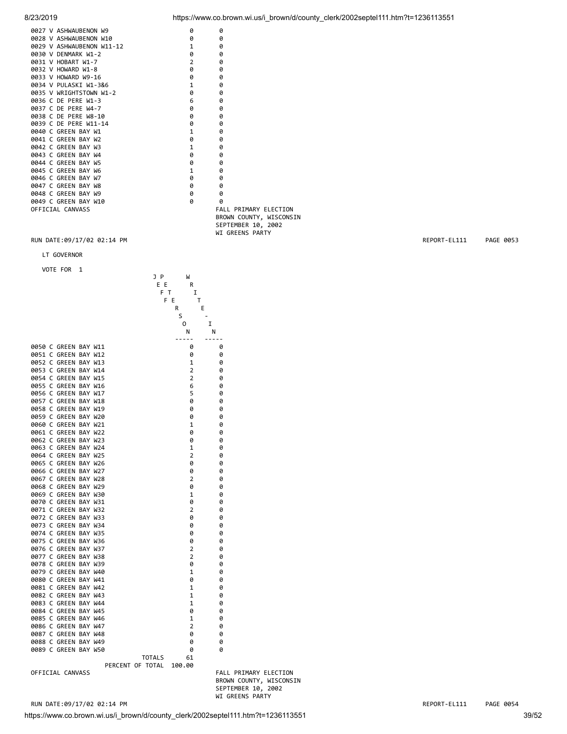| | | |
|---|---|---|
| 0027 V ASHWAUBENON W9 | 0 | 0 |
| 0028 V ASHWAUBENON W10 | 0 | 0 |
| 0029 V ASHWAUBENON W11-12 | 1 | 0 |
| 0030 V DENMARK W1-2 | 0 | 0 |
| 0031 V HOBART W1-7 | 2 | 0 |
| 0032 V HOWARD W1-8 | 0 | 0 |
| 0033 V HOWARD W9-16 | 0 | 0 |
| 0034 V PULASKI W1-3&6 | 1 | 0 |
| 0035 V WRIGHTSTOWN W1-2 | 0 | 0 |
| 0036 C DE PERE W1-3 | 6 | 0 |
| 0037 C DE PERE W4-7 | 0 | 0 |
| 0038 C DE PERE W8-10 | 0 | 0 |
| 0039 C DE PERE W11-14 | 0 | 0 |
| 0040 C GREEN BAY W1 | 1 | 0 |
| 0041 C GREEN BAY W2 | 0 | 0 |
| 0042 C GREEN BAY W3 | 1 | 0 |
| 0043 C GREEN BAY W4 | 0 | 0 |
| 0044 C GREEN BAY W5 | 0 | 0 |
| 0045 C GREEN BAY W6 | 1 | 0 |
| 0046 C GREEN BAY W7 | 0 | 0 |
| 0047 C GREEN BAY W8 | 0 | 0 |
| 0048 C GREEN BAY W9 | 0 | 0 |
| 0049 C GREEN BAY W10 | 0 | 0 |

OFFICIAL CANVASS

FALL PRIMARY ELECTION
BROWN COUNTY, WISCONSIN
SEPTEMBER 10, 2002
WI GREENS PARTY

RUN DATE:09/17/02 02:14 PM REPORT-EL111 PAGE 0053

LT GOVERNOR

VOTE FOR 1

| | JEFF PETERSON | WRITE-IN |
|---|---|---|
| 0050 C GREEN BAY W11 | 0 | 0 |
| 0051 C GREEN BAY W12 | 0 | 0 |
| 0052 C GREEN BAY W13 | 1 | 0 |
| 0053 C GREEN BAY W14 | 2 | 0 |
| 0054 C GREEN BAY W15 | 2 | 0 |
| 0055 C GREEN BAY W16 | 6 | 0 |
| 0056 C GREEN BAY W17 | 5 | 0 |
| 0057 C GREEN BAY W18 | 0 | 0 |
| 0058 C GREEN BAY W19 | 0 | 0 |
| 0059 C GREEN BAY W20 | 0 | 0 |
| 0060 C GREEN BAY W21 | 1 | 0 |
| 0061 C GREEN BAY W22 | 0 | 0 |
| 0062 C GREEN BAY W23 | 0 | 0 |
| 0063 C GREEN BAY W24 | 1 | 0 |
| 0064 C GREEN BAY W25 | 2 | 0 |
| 0065 C GREEN BAY W26 | 0 | 0 |
| 0066 C GREEN BAY W27 | 0 | 0 |
| 0067 C GREEN BAY W28 | 2 | 0 |
| 0068 C GREEN BAY W29 | 0 | 0 |
| 0069 C GREEN BAY W30 | 1 | 0 |
| 0070 C GREEN BAY W31 | 0 | 0 |
| 0071 C GREEN BAY W32 | 2 | 0 |
| 0072 C GREEN BAY W33 | 0 | 0 |
| 0073 C GREEN BAY W34 | 0 | 0 |
| 0074 C GREEN BAY W35 | 0 | 0 |
| 0075 C GREEN BAY W36 | 0 | 0 |
| 0076 C GREEN BAY W37 | 2 | 0 |
| 0077 C GREEN BAY W38 | 2 | 0 |
| 0078 C GREEN BAY W39 | 0 | 0 |
| 0079 C GREEN BAY W40 | 1 | 0 |
| 0080 C GREEN BAY W41 | 0 | 0 |
| 0081 C GREEN BAY W42 | 1 | 0 |
| 0082 C GREEN BAY W43 | 1 | 0 |
| 0083 C GREEN BAY W44 | 1 | 0 |
| 0084 C GREEN BAY W45 | 0 | 0 |
| 0085 C GREEN BAY W46 | 1 | 0 |
| 0086 C GREEN BAY W47 | 2 | 0 |
| 0087 C GREEN BAY W48 | 0 | 0 |
| 0088 C GREEN BAY W49 | 0 | 0 |
| 0089 C GREEN BAY W50 | 0 | 0 |
| TOTALS | 61 | |
| PERCENT OF TOTAL | 100.00 | |

OFFICIAL CANVASS

FALL PRIMARY ELECTION
BROWN COUNTY, WISCONSIN
SEPTEMBER 10, 2002
WI GREENS PARTY

RUN DATE:09/17/02 02:14 PM REPORT-EL111 PAGE 0054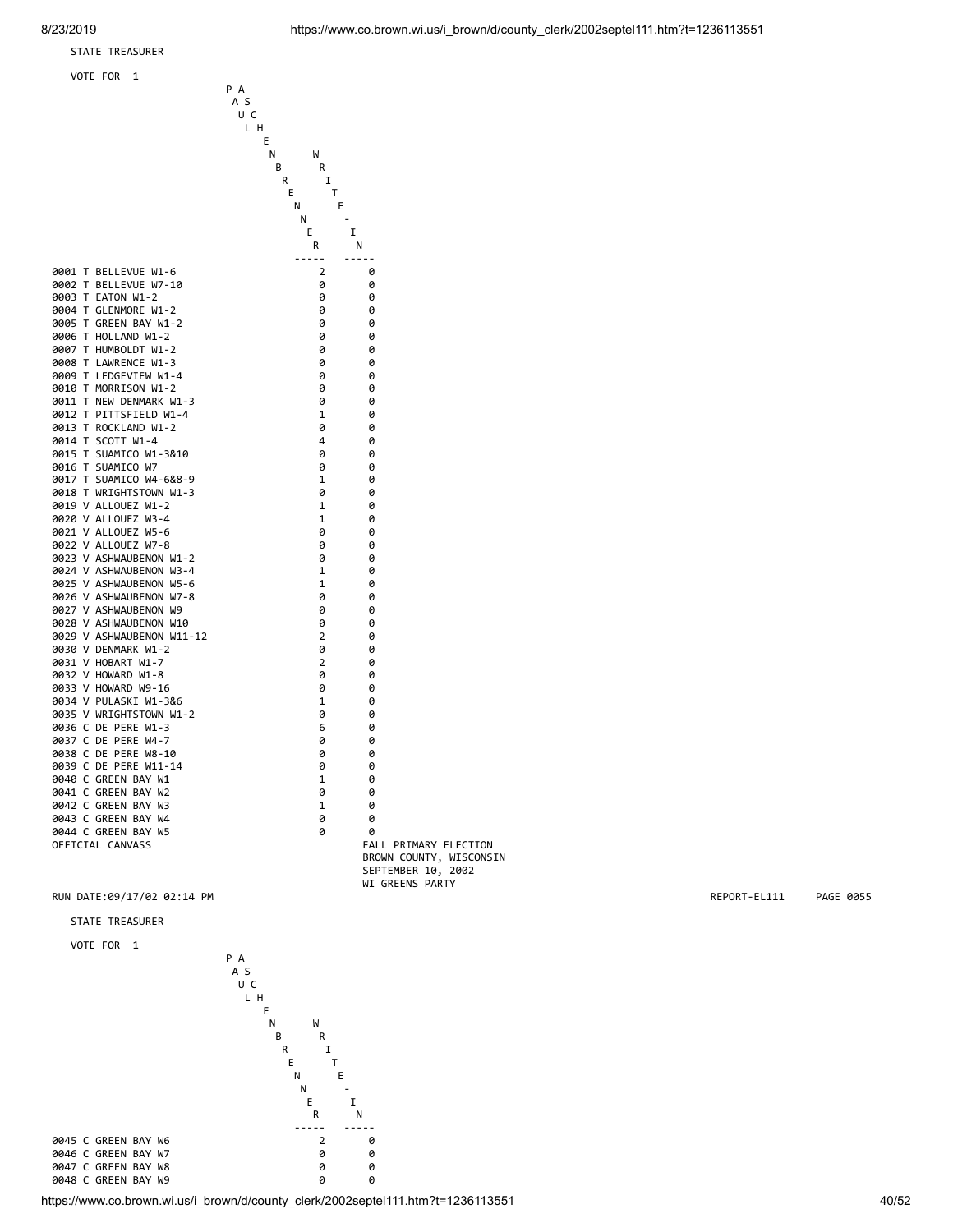STATE TREASURER

VOTE FOR 1

| | PAUL ASCHENBRENNER | WRITE-IN |
|---|---|---|
| 0001 T BELLEVUE W1-6 | 2 | 0 |
| 0002 T BELLEVUE W7-10 | 0 | 0 |
| 0003 T EATON W1-2 | 0 | 0 |
| 0004 T GLENMORE W1-2 | 0 | 0 |
| 0005 T GREEN BAY W1-2 | 0 | 0 |
| 0006 T HOLLAND W1-2 | 0 | 0 |
| 0007 T HUMBOLDT W1-2 | 0 | 0 |
| 0008 T LAWRENCE W1-3 | 0 | 0 |
| 0009 T LEDGEVIEW W1-4 | 0 | 0 |
| 0010 T MORRISON W1-2 | 0 | 0 |
| 0011 T NEW DENMARK W1-3 | 0 | 0 |
| 0012 T PITTSFIELD W1-4 | 1 | 0 |
| 0013 T ROCKLAND W1-2 | 0 | 0 |
| 0014 T SCOTT W1-4 | 4 | 0 |
| 0015 T SUAMICO W1-3&10 | 0 | 0 |
| 0016 T SUAMICO W7 | 0 | 0 |
| 0017 T SUAMICO W4-6&8-9 | 1 | 0 |
| 0018 T WRIGHTSTOWN W1-3 | 0 | 0 |
| 0019 V ALLOUEZ W1-2 | 1 | 0 |
| 0020 V ALLOUEZ W3-4 | 1 | 0 |
| 0021 V ALLOUEZ W5-6 | 0 | 0 |
| 0022 V ALLOUEZ W7-8 | 0 | 0 |
| 0023 V ASHWAUBENON W1-2 | 0 | 0 |
| 0024 V ASHWAUBENON W3-4 | 1 | 0 |
| 0025 V ASHWAUBENON W5-6 | 1 | 0 |
| 0026 V ASHWAUBENON W7-8 | 0 | 0 |
| 0027 V ASHWAUBENON W9 | 0 | 0 |
| 0028 V ASHWAUBENON W10 | 0 | 0 |
| 0029 V ASHWAUBENON W11-12 | 2 | 0 |
| 0030 V DENMARK W1-2 | 0 | 0 |
| 0031 V HOBART W1-7 | 2 | 0 |
| 0032 V HOWARD W1-8 | 0 | 0 |
| 0033 V HOWARD W9-16 | 0 | 0 |
| 0034 V PULASKI W1-3&6 | 1 | 0 |
| 0035 V WRIGHTSTOWN W1-2 | 0 | 0 |
| 0036 C DE PERE W1-3 | 6 | 0 |
| 0037 C DE PERE W4-7 | 0 | 0 |
| 0038 C DE PERE W8-10 | 0 | 0 |
| 0039 C DE PERE W11-14 | 0 | 0 |
| 0040 C GREEN BAY W1 | 1 | 0 |
| 0041 C GREEN BAY W2 | 0 | 0 |
| 0042 C GREEN BAY W3 | 1 | 0 |
| 0043 C GREEN BAY W4 | 0 | 0 |
| 0044 C GREEN BAY W5 | 0 | 0 |

OFFICIAL CANVASS

FALL PRIMARY ELECTION
BROWN COUNTY, WISCONSIN
SEPTEMBER 10, 2002
WI GREENS PARTY

RUN DATE:09/17/02 02:14 PM REPORT-EL111 PAGE 0055

STATE TREASURER

VOTE FOR 1

| | PAUL ASCHENBRENNER | WRITE-IN |
|---|---|---|
| 0045 C GREEN BAY W6 | 2 | 0 |
| 0046 C GREEN BAY W7 | 0 | 0 |
| 0047 C GREEN BAY W8 | 0 | 0 |
| 0048 C GREEN BAY W9 | 0 | 0 |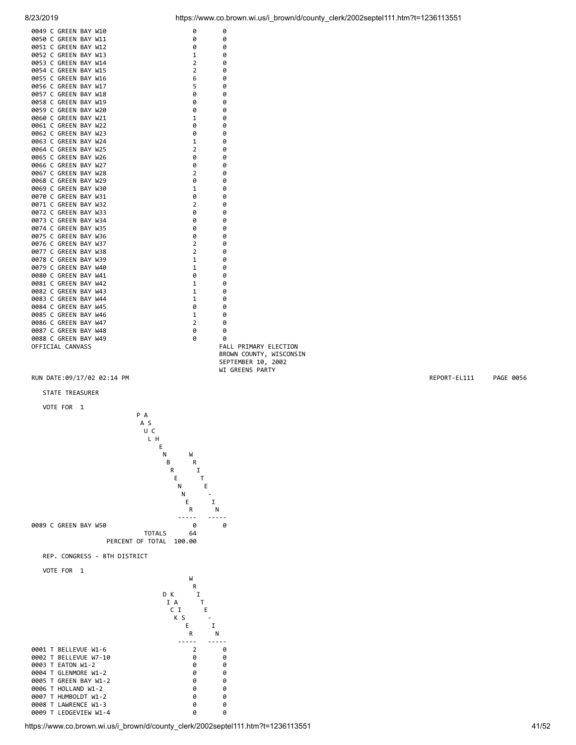| | | |
|---|---|---|
| 0049 C GREEN BAY W10 | 0 | 0 |
| 0050 C GREEN BAY W11 | 0 | 0 |
| 0051 C GREEN BAY W12 | 0 | 0 |
| 0052 C GREEN BAY W13 | 1 | 0 |
| 0053 C GREEN BAY W14 | 2 | 0 |
| 0054 C GREEN BAY W15 | 2 | 0 |
| 0055 C GREEN BAY W16 | 6 | 0 |
| 0056 C GREEN BAY W17 | 5 | 0 |
| 0057 C GREEN BAY W18 | 0 | 0 |
| 0058 C GREEN BAY W19 | 0 | 0 |
| 0059 C GREEN BAY W20 | 0 | 0 |
| 0060 C GREEN BAY W21 | 1 | 0 |
| 0061 C GREEN BAY W22 | 0 | 0 |
| 0062 C GREEN BAY W23 | 0 | 0 |
| 0063 C GREEN BAY W24 | 1 | 0 |
| 0064 C GREEN BAY W25 | 2 | 0 |
| 0065 C GREEN BAY W26 | 0 | 0 |
| 0066 C GREEN BAY W27 | 0 | 0 |
| 0067 C GREEN BAY W28 | 2 | 0 |
| 0068 C GREEN BAY W29 | 0 | 0 |
| 0069 C GREEN BAY W30 | 1 | 0 |
| 0070 C GREEN BAY W31 | 0 | 0 |
| 0071 C GREEN BAY W32 | 2 | 0 |
| 0072 C GREEN BAY W33 | 0 | 0 |
| 0073 C GREEN BAY W34 | 0 | 0 |
| 0074 C GREEN BAY W35 | 0 | 0 |
| 0075 C GREEN BAY W36 | 0 | 0 |
| 0076 C GREEN BAY W37 | 2 | 0 |
| 0077 C GREEN BAY W38 | 2 | 0 |
| 0078 C GREEN BAY W39 | 1 | 0 |
| 0079 C GREEN BAY W40 | 1 | 0 |
| 0080 C GREEN BAY W41 | 0 | 0 |
| 0081 C GREEN BAY W42 | 1 | 0 |
| 0082 C GREEN BAY W43 | 1 | 0 |
| 0083 C GREEN BAY W44 | 1 | 0 |
| 0084 C GREEN BAY W45 | 0 | 0 |
| 0085 C GREEN BAY W46 | 1 | 0 |
| 0086 C GREEN BAY W47 | 2 | 0 |
| 0087 C GREEN BAY W48 | 0 | 0 |
| 0088 C GREEN BAY W49 | 0 | 0 |

OFFICIAL CANVASS

FALL PRIMARY ELECTION
BROWN COUNTY, WISCONSIN
SEPTEMBER 10, 2002
WI GREENS PARTY

RUN DATE:09/17/02 02:14 PM REPORT-EL111 PAGE 0056

STATE TREASURER

VOTE FOR 1

| | PAUL ASCHENBRENNER | WRITE-IN |
|---|---|---|
| 0089 C GREEN BAY W50 | 0 | 0 |
| TOTALS | 64 | |
| PERCENT OF TOTAL | 100.00 | |

REP. CONGRESS - 8TH DISTRICT

VOTE FOR 1

| | DIK KAISER | WRITE-IN |
|---|---|---|
| 0001 T BELLEVUE W1-6 | 2 | 0 |
| 0002 T BELLEVUE W7-10 | 0 | 0 |
| 0003 T EATON W1-2 | 0 | 0 |
| 0004 T GLENMORE W1-2 | 0 | 0 |
| 0005 T GREEN BAY W1-2 | 0 | 0 |
| 0006 T HOLLAND W1-2 | 0 | 0 |
| 0007 T HUMBOLDT W1-2 | 0 | 0 |
| 0008 T LAWRENCE W1-3 | 0 | 0 |
| 0009 T LEDGEVIEW W1-4 | 0 | 0 |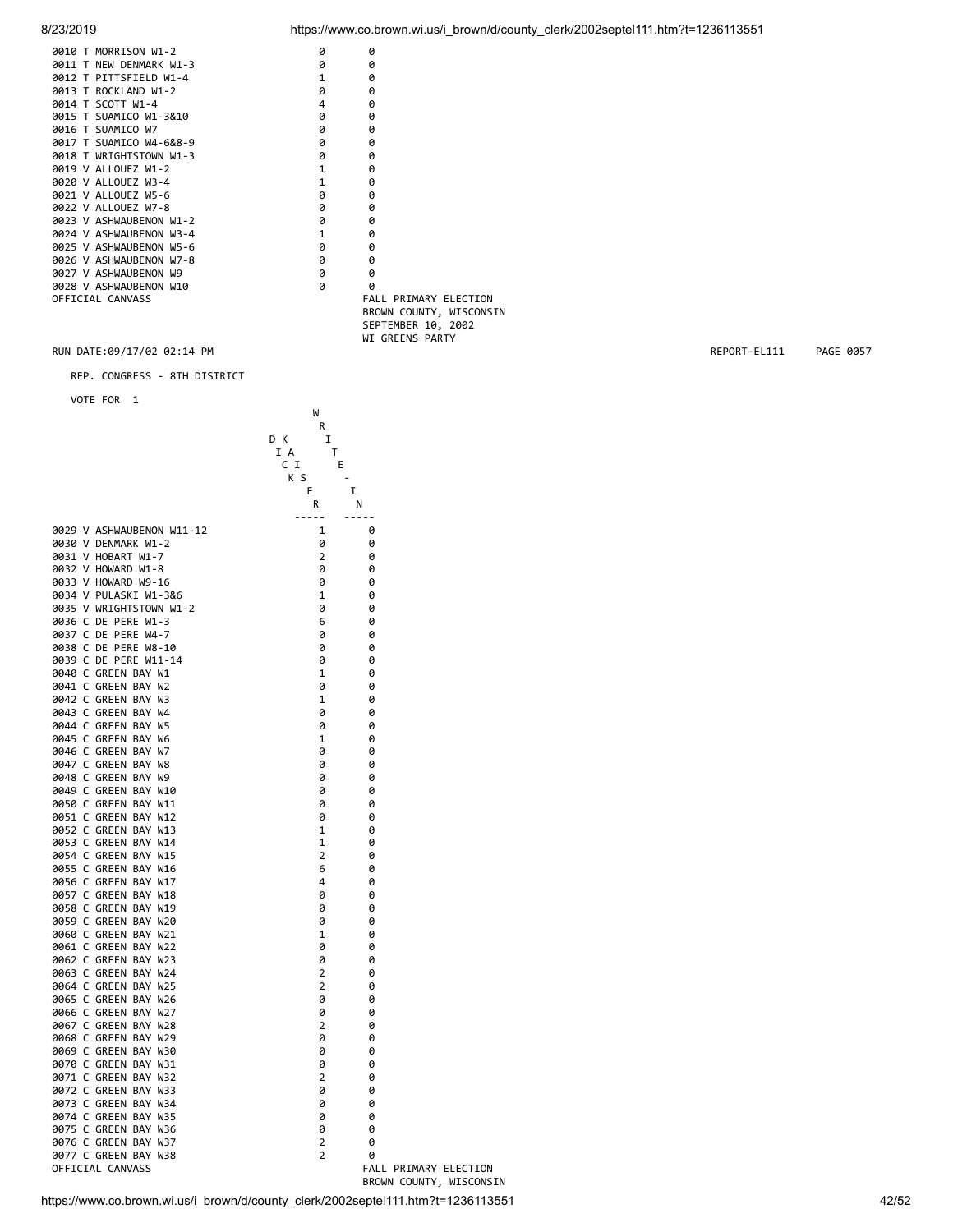| | | |
|---|---|---|
| 0010 T MORRISON W1-2 | 0 | 0 |
| 0011 T NEW DENMARK W1-3 | 0 | 0 |
| 0012 T PITTSFIELD W1-4 | 1 | 0 |
| 0013 T ROCKLAND W1-2 | 0 | 0 |
| 0014 T SCOTT W1-4 | 4 | 0 |
| 0015 T SUAMICO W1-3&10 | 0 | 0 |
| 0016 T SUAMICO W7 | 0 | 0 |
| 0017 T SUAMICO W4-6&8-9 | 0 | 0 |
| 0018 T WRIGHTSTOWN W1-3 | 0 | 0 |
| 0019 V ALLOUEZ W1-2 | 1 | 0 |
| 0020 V ALLOUEZ W3-4 | 1 | 0 |
| 0021 V ALLOUEZ W5-6 | 0 | 0 |
| 0022 V ALLOUEZ W7-8 | 0 | 0 |
| 0023 V ASHWAUBENON W1-2 | 0 | 0 |
| 0024 V ASHWAUBENON W3-4 | 1 | 0 |
| 0025 V ASHWAUBENON W5-6 | 0 | 0 |
| 0026 V ASHWAUBENON W7-8 | 0 | 0 |
| 0027 V ASHWAUBENON W9 | 0 | 0 |
| 0028 V ASHWAUBENON W10 | 0 | 0 |

OFFICIAL CANVASS

FALL PRIMARY ELECTION
BROWN COUNTY, WISCONSIN
SEPTEMBER 10, 2002
WI GREENS PARTY

RUN DATE:09/17/02 02:14 PM — REPORT-EL111 PAGE 0057

REP. CONGRESS - 8TH DISTRICT

VOTE FOR 1

| | DICK KASIER | WRITE-IN |
|---|---|---|
| 0029 V ASHWAUBENON W11-12 | 1 | 0 |
| 0030 V DENMARK W1-2 | 0 | 0 |
| 0031 V HOBART W1-7 | 2 | 0 |
| 0032 V HOWARD W1-8 | 0 | 0 |
| 0033 V HOWARD W9-16 | 0 | 0 |
| 0034 V PULASKI W1-3&6 | 1 | 0 |
| 0035 V WRIGHTSTOWN W1-2 | 0 | 0 |
| 0036 C DE PERE W1-3 | 6 | 0 |
| 0037 C DE PERE W4-7 | 0 | 0 |
| 0038 C DE PERE W8-10 | 0 | 0 |
| 0039 C DE PERE W11-14 | 0 | 0 |
| 0040 C GREEN BAY W1 | 1 | 0 |
| 0041 C GREEN BAY W2 | 0 | 0 |
| 0042 C GREEN BAY W3 | 1 | 0 |
| 0043 C GREEN BAY W4 | 0 | 0 |
| 0044 C GREEN BAY W5 | 0 | 0 |
| 0045 C GREEN BAY W6 | 1 | 0 |
| 0046 C GREEN BAY W7 | 0 | 0 |
| 0047 C GREEN BAY W8 | 0 | 0 |
| 0048 C GREEN BAY W9 | 0 | 0 |
| 0049 C GREEN BAY W10 | 0 | 0 |
| 0050 C GREEN BAY W11 | 0 | 0 |
| 0051 C GREEN BAY W12 | 0 | 0 |
| 0052 C GREEN BAY W13 | 1 | 0 |
| 0053 C GREEN BAY W14 | 1 | 0 |
| 0054 C GREEN BAY W15 | 2 | 0 |
| 0055 C GREEN BAY W16 | 6 | 0 |
| 0056 C GREEN BAY W17 | 4 | 0 |
| 0057 C GREEN BAY W18 | 0 | 0 |
| 0058 C GREEN BAY W19 | 0 | 0 |
| 0059 C GREEN BAY W20 | 0 | 0 |
| 0060 C GREEN BAY W21 | 1 | 0 |
| 0061 C GREEN BAY W22 | 0 | 0 |
| 0062 C GREEN BAY W23 | 0 | 0 |
| 0063 C GREEN BAY W24 | 2 | 0 |
| 0064 C GREEN BAY W25 | 2 | 0 |
| 0065 C GREEN BAY W26 | 0 | 0 |
| 0066 C GREEN BAY W27 | 0 | 0 |
| 0067 C GREEN BAY W28 | 2 | 0 |
| 0068 C GREEN BAY W29 | 0 | 0 |
| 0069 C GREEN BAY W30 | 0 | 0 |
| 0070 C GREEN BAY W31 | 0 | 0 |
| 0071 C GREEN BAY W32 | 2 | 0 |
| 0072 C GREEN BAY W33 | 0 | 0 |
| 0073 C GREEN BAY W34 | 0 | 0 |
| 0074 C GREEN BAY W35 | 0 | 0 |
| 0075 C GREEN BAY W36 | 0 | 0 |
| 0076 C GREEN BAY W37 | 2 | 0 |
| 0077 C GREEN BAY W38 | 2 | 0 |

OFFICIAL CANVASS

FALL PRIMARY ELECTION
BROWN COUNTY, WISCONSIN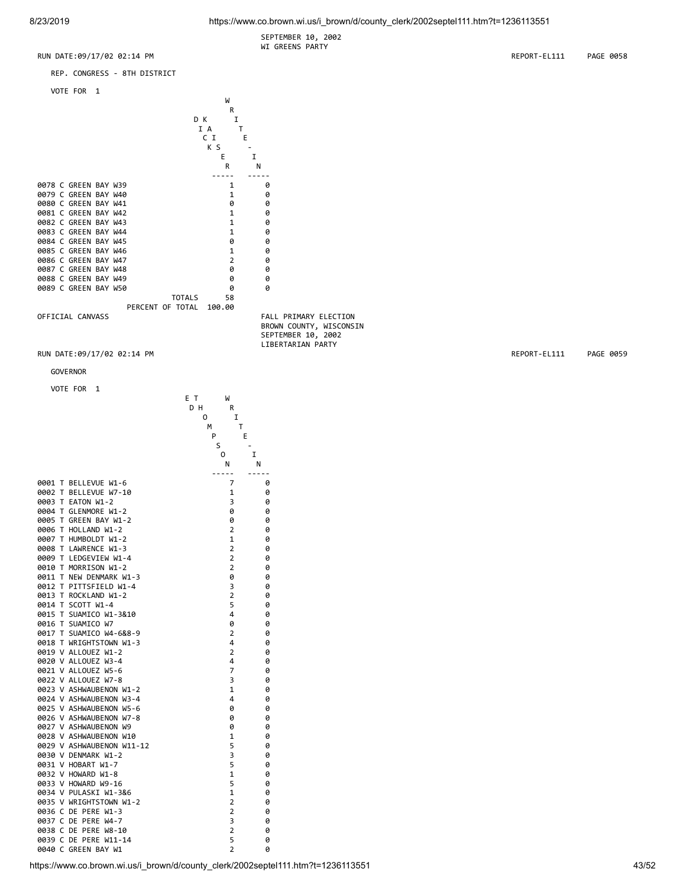SEPTEMBER 10, 2002
WI GREENS PARTY

RUN DATE:09/17/02 02:14 PM REPORT-EL111 PAGE 0058

REP. CONGRESS - 8TH DISTRICT

VOTE FOR 1

| | DICK KASIER | WRITE-IN |
|---|---|---|
| 0078 C GREEN BAY W39 | 1 | 0 |
| 0079 C GREEN BAY W40 | 1 | 0 |
| 0080 C GREEN BAY W41 | 0 | 0 |
| 0081 C GREEN BAY W42 | 1 | 0 |
| 0082 C GREEN BAY W43 | 1 | 0 |
| 0083 C GREEN BAY W44 | 1 | 0 |
| 0084 C GREEN BAY W45 | 0 | 0 |
| 0085 C GREEN BAY W46 | 1 | 0 |
| 0086 C GREEN BAY W47 | 2 | 0 |
| 0087 C GREEN BAY W48 | 0 | 0 |
| 0088 C GREEN BAY W49 | 0 | 0 |
| 0089 C GREEN BAY W50 | 0 | 0 |
| TOTALS | 58 | |
| PERCENT OF TOTAL | 100.00 | |

OFFICIAL CANVASS

FALL PRIMARY ELECTION
BROWN COUNTY, WISCONSIN
SEPTEMBER 10, 2002
LIBERTARIAN PARTY

RUN DATE:09/17/02 02:14 PM REPORT-EL111 PAGE 0059

GOVERNOR

VOTE FOR 1

| | ED THOMPSON | WRITE-IN |
|---|---|---|
| 0001 T BELLEVUE W1-6 | 7 | 0 |
| 0002 T BELLEVUE W7-10 | 1 | 0 |
| 0003 T EATON W1-2 | 3 | 0 |
| 0004 T GLENMORE W1-2 | 0 | 0 |
| 0005 T GREEN BAY W1-2 | 0 | 0 |
| 0006 T HOLLAND W1-2 | 2 | 0 |
| 0007 T HUMBOLDT W1-2 | 1 | 0 |
| 0008 T LAWRENCE W1-3 | 2 | 0 |
| 0009 T LEDGEVIEW W1-4 | 2 | 0 |
| 0010 T MORRISON W1-2 | 2 | 0 |
| 0011 T NEW DENMARK W1-3 | 0 | 0 |
| 0012 T PITTSFIELD W1-4 | 3 | 0 |
| 0013 T ROCKLAND W1-2 | 2 | 0 |
| 0014 T SCOTT W1-4 | 5 | 0 |
| 0015 T SUAMICO W1-3&10 | 4 | 0 |
| 0016 T SUAMICO W7 | 0 | 0 |
| 0017 T SUAMICO W4-6&8-9 | 2 | 0 |
| 0018 T WRIGHTSTOWN W1-3 | 4 | 0 |
| 0019 V ALLOUEZ W1-2 | 2 | 0 |
| 0020 V ALLOUEZ W3-4 | 4 | 0 |
| 0021 V ALLOUEZ W5-6 | 7 | 0 |
| 0022 V ALLOUEZ W7-8 | 3 | 0 |
| 0023 V ASHWAUBENON W1-2 | 1 | 0 |
| 0024 V ASHWAUBENON W3-4 | 4 | 0 |
| 0025 V ASHWAUBENON W5-6 | 0 | 0 |
| 0026 V ASHWAUBENON W7-8 | 0 | 0 |
| 0027 V ASHWAUBENON W9 | 0 | 0 |
| 0028 V ASHWAUBENON W10 | 1 | 0 |
| 0029 V ASHWAUBENON W11-12 | 5 | 0 |
| 0030 V DENMARK W1-2 | 3 | 0 |
| 0031 V HOBART W1-7 | 5 | 0 |
| 0032 V HOWARD W1-8 | 1 | 0 |
| 0033 V HOWARD W9-16 | 5 | 0 |
| 0034 V PULASKI W1-3&6 | 1 | 0 |
| 0035 V WRIGHTSTOWN W1-2 | 2 | 0 |
| 0036 C DE PERE W1-3 | 2 | 0 |
| 0037 C DE PERE W4-7 | 3 | 0 |
| 0038 C DE PERE W8-10 | 2 | 0 |
| 0039 C DE PERE W11-14 | 5 | 0 |
| 0040 C GREEN BAY W1 | 2 | 0 |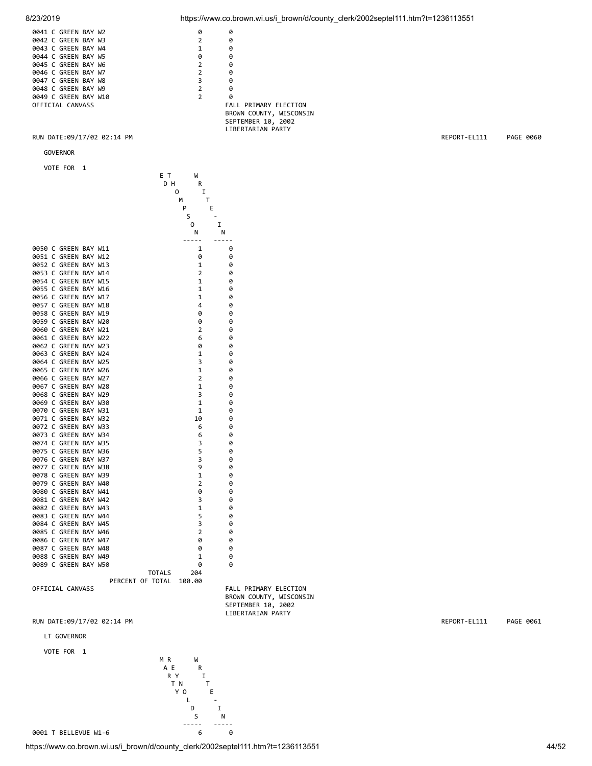| | | |
|---|---|---|
| 0041 C GREEN BAY W2 | 0 | 0 |
| 0042 C GREEN BAY W3 | 2 | 0 |
| 0043 C GREEN BAY W4 | 1 | 0 |
| 0044 C GREEN BAY W5 | 0 | 0 |
| 0045 C GREEN BAY W6 | 2 | 0 |
| 0046 C GREEN BAY W7 | 2 | 0 |
| 0047 C GREEN BAY W8 | 3 | 0 |
| 0048 C GREEN BAY W9 | 2 | 0 |
| 0049 C GREEN BAY W10 | 2 | 0 |

OFFICIAL CANVASS

FALL PRIMARY ELECTION
BROWN COUNTY, WISCONSIN
SEPTEMBER 10, 2002
LIBERTARIAN PARTY

RUN DATE:09/17/02 02:14 PM REPORT-EL111 PAGE 0060

GOVERNOR

VOTE FOR 1

| | ED THOMPSON | WRITE-IN |
|---|---|---|
| 0050 C GREEN BAY W11 | 1 | 0 |
| 0051 C GREEN BAY W12 | 0 | 0 |
| 0052 C GREEN BAY W13 | 1 | 0 |
| 0053 C GREEN BAY W14 | 2 | 0 |
| 0054 C GREEN BAY W15 | 1 | 0 |
| 0055 C GREEN BAY W16 | 1 | 0 |
| 0056 C GREEN BAY W17 | 1 | 0 |
| 0057 C GREEN BAY W18 | 4 | 0 |
| 0058 C GREEN BAY W19 | 0 | 0 |
| 0059 C GREEN BAY W20 | 0 | 0 |
| 0060 C GREEN BAY W21 | 2 | 0 |
| 0061 C GREEN BAY W22 | 6 | 0 |
| 0062 C GREEN BAY W23 | 0 | 0 |
| 0063 C GREEN BAY W24 | 1 | 0 |
| 0064 C GREEN BAY W25 | 3 | 0 |
| 0065 C GREEN BAY W26 | 1 | 0 |
| 0066 C GREEN BAY W27 | 2 | 0 |
| 0067 C GREEN BAY W28 | 1 | 0 |
| 0068 C GREEN BAY W29 | 3 | 0 |
| 0069 C GREEN BAY W30 | 1 | 0 |
| 0070 C GREEN BAY W31 | 1 | 0 |
| 0071 C GREEN BAY W32 | 10 | 0 |
| 0072 C GREEN BAY W33 | 6 | 0 |
| 0073 C GREEN BAY W34 | 6 | 0 |
| 0074 C GREEN BAY W35 | 3 | 0 |
| 0075 C GREEN BAY W36 | 5 | 0 |
| 0076 C GREEN BAY W37 | 3 | 0 |
| 0077 C GREEN BAY W38 | 9 | 0 |
| 0078 C GREEN BAY W39 | 1 | 0 |
| 0079 C GREEN BAY W40 | 2 | 0 |
| 0080 C GREEN BAY W41 | 0 | 0 |
| 0081 C GREEN BAY W42 | 3 | 0 |
| 0082 C GREEN BAY W43 | 1 | 0 |
| 0083 C GREEN BAY W44 | 5 | 0 |
| 0084 C GREEN BAY W45 | 3 | 0 |
| 0085 C GREEN BAY W46 | 2 | 0 |
| 0086 C GREEN BAY W47 | 0 | 0 |
| 0087 C GREEN BAY W48 | 0 | 0 |
| 0088 C GREEN BAY W49 | 1 | 0 |
| 0089 C GREEN BAY W50 | 0 | 0 |
| TOTALS | 204 | |
| PERCENT OF TOTAL | 100.00 | |

OFFICIAL CANVASS

FALL PRIMARY ELECTION
BROWN COUNTY, WISCONSIN
SEPTEMBER 10, 2002
LIBERTARIAN PARTY

RUN DATE:09/17/02 02:14 PM REPORT-EL111 PAGE 0061

LT GOVERNOR

VOTE FOR 1

| | MARY TEREYNOLDS | WRITE-IN |
|---|---|---|
| 0001 T BELLEVUE W1-6 | 6 | 0 |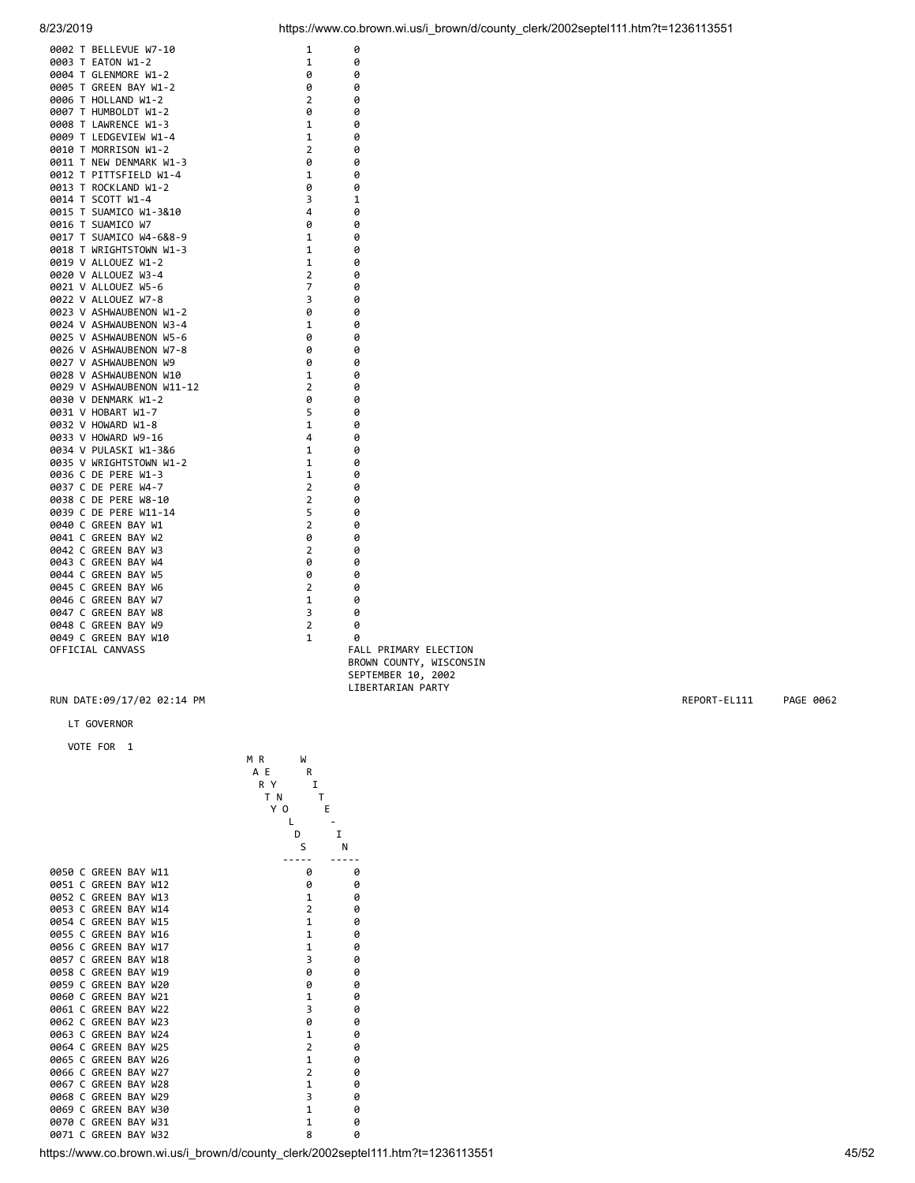| | | |
|---|---|---|
| 0002 T BELLEVUE W7-10 | 1 | 0 |
| 0003 T EATON W1-2 | 1 | 0 |
| 0004 T GLENMORE W1-2 | 0 | 0 |
| 0005 T GREEN BAY W1-2 | 0 | 0 |
| 0006 T HOLLAND W1-2 | 2 | 0 |
| 0007 T HUMBOLDT W1-2 | 0 | 0 |
| 0008 T LAWRENCE W1-3 | 1 | 0 |
| 0009 T LEDGEVIEW W1-4 | 1 | 0 |
| 0010 T MORRISON W1-2 | 2 | 0 |
| 0011 T NEW DENMARK W1-3 | 0 | 0 |
| 0012 T PITTSFIELD W1-4 | 1 | 0 |
| 0013 T ROCKLAND W1-2 | 0 | 0 |
| 0014 T SCOTT W1-4 | 3 | 1 |
| 0015 T SUAMICO W1-3&10 | 4 | 0 |
| 0016 T SUAMICO W7 | 0 | 0 |
| 0017 T SUAMICO W4-6&8-9 | 1 | 0 |
| 0018 T WRIGHTSTOWN W1-3 | 1 | 0 |
| 0019 V ALLOUEZ W1-2 | 1 | 0 |
| 0020 V ALLOUEZ W3-4 | 2 | 0 |
| 0021 V ALLOUEZ W5-6 | 7 | 0 |
| 0022 V ALLOUEZ W7-8 | 3 | 0 |
| 0023 V ASHWAUBENON W1-2 | 0 | 0 |
| 0024 V ASHWAUBENON W3-4 | 1 | 0 |
| 0025 V ASHWAUBENON W5-6 | 0 | 0 |
| 0026 V ASHWAUBENON W7-8 | 0 | 0 |
| 0027 V ASHWAUBENON W9 | 0 | 0 |
| 0028 V ASHWAUBENON W10 | 1 | 0 |
| 0029 V ASHWAUBENON W11-12 | 2 | 0 |
| 0030 V DENMARK W1-2 | 0 | 0 |
| 0031 V HOBART W1-7 | 5 | 0 |
| 0032 V HOWARD W1-8 | 1 | 0 |
| 0033 V HOWARD W9-16 | 4 | 0 |
| 0034 V PULASKI W1-3&6 | 1 | 0 |
| 0035 V WRIGHTSTOWN W1-2 | 1 | 0 |
| 0036 C DE PERE W1-3 | 1 | 0 |
| 0037 C DE PERE W4-7 | 2 | 0 |
| 0038 C DE PERE W8-10 | 2 | 0 |
| 0039 C DE PERE W11-14 | 5 | 0 |
| 0040 C GREEN BAY W1 | 2 | 0 |
| 0041 C GREEN BAY W2 | 0 | 0 |
| 0042 C GREEN BAY W3 | 2 | 0 |
| 0043 C GREEN BAY W4 | 0 | 0 |
| 0044 C GREEN BAY W5 | 0 | 0 |
| 0045 C GREEN BAY W6 | 2 | 0 |
| 0046 C GREEN BAY W7 | 1 | 0 |
| 0047 C GREEN BAY W8 | 3 | 0 |
| 0048 C GREEN BAY W9 | 2 | 0 |
| 0049 C GREEN BAY W10 | 1 | 0 |

OFFICIAL CANVASS

FALL PRIMARY ELECTION
BROWN COUNTY, WISCONSIN
SEPTEMBER 10, 2002
LIBERTARIAN PARTY

RUN DATE:09/17/02 02:14 PM    REPORT-EL111    PAGE 0062

LT GOVERNOR

VOTE FOR 1

| | MARY TEYNOLDS | WRITE-IN |
|---|---|---|
| 0050 C GREEN BAY W11 | 0 | 0 |
| 0051 C GREEN BAY W12 | 0 | 0 |
| 0052 C GREEN BAY W13 | 1 | 0 |
| 0053 C GREEN BAY W14 | 2 | 0 |
| 0054 C GREEN BAY W15 | 1 | 0 |
| 0055 C GREEN BAY W16 | 1 | 0 |
| 0056 C GREEN BAY W17 | 1 | 0 |
| 0057 C GREEN BAY W18 | 3 | 0 |
| 0058 C GREEN BAY W19 | 0 | 0 |
| 0059 C GREEN BAY W20 | 0 | 0 |
| 0060 C GREEN BAY W21 | 1 | 0 |
| 0061 C GREEN BAY W22 | 3 | 0 |
| 0062 C GREEN BAY W23 | 0 | 0 |
| 0063 C GREEN BAY W24 | 1 | 0 |
| 0064 C GREEN BAY W25 | 2 | 0 |
| 0065 C GREEN BAY W26 | 1 | 0 |
| 0066 C GREEN BAY W27 | 2 | 0 |
| 0067 C GREEN BAY W28 | 1 | 0 |
| 0068 C GREEN BAY W29 | 3 | 0 |
| 0069 C GREEN BAY W30 | 1 | 0 |
| 0070 C GREEN BAY W31 | 1 | 0 |
| 0071 C GREEN BAY W32 | 8 | 0 |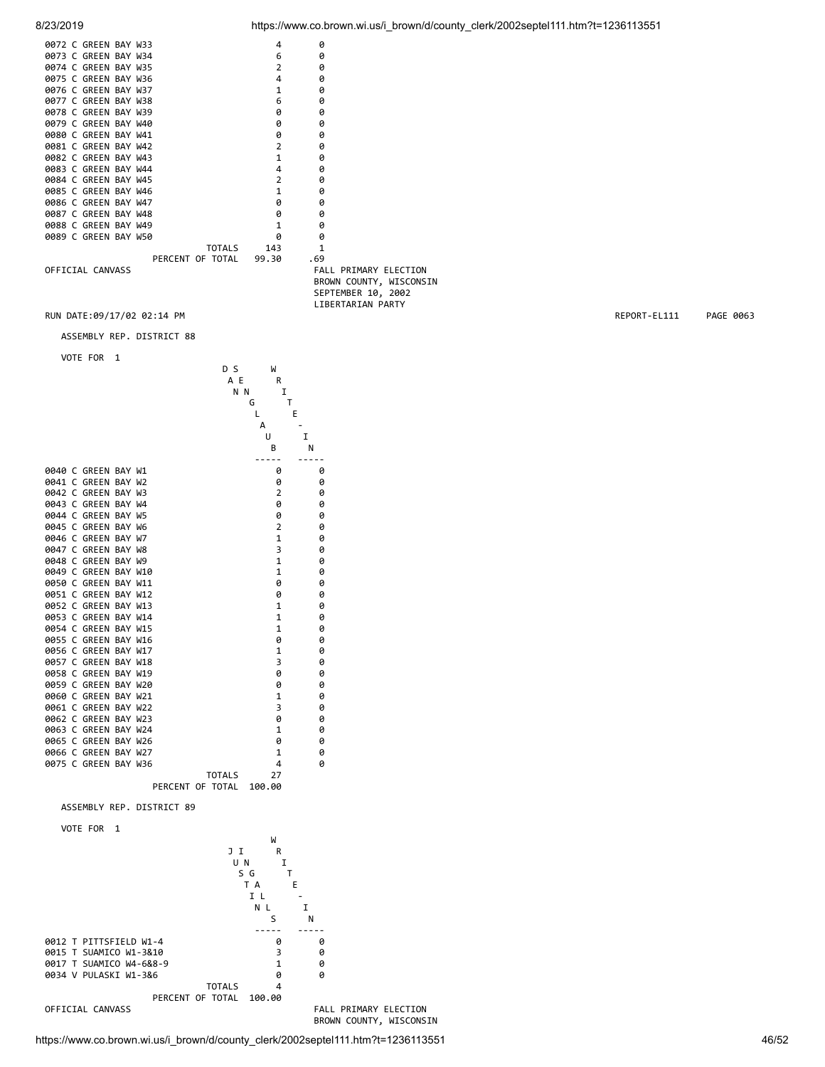| | | |
|---|---|---|
| 0072 C GREEN BAY W33 | 4 | 0 |
| 0073 C GREEN BAY W34 | 6 | 0 |
| 0074 C GREEN BAY W35 | 2 | 0 |
| 0075 C GREEN BAY W36 | 4 | 0 |
| 0076 C GREEN BAY W37 | 1 | 0 |
| 0077 C GREEN BAY W38 | 6 | 0 |
| 0078 C GREEN BAY W39 | 0 | 0 |
| 0079 C GREEN BAY W40 | 0 | 0 |
| 0080 C GREEN BAY W41 | 0 | 0 |
| 0081 C GREEN BAY W42 | 2 | 0 |
| 0082 C GREEN BAY W43 | 1 | 0 |
| 0083 C GREEN BAY W44 | 4 | 0 |
| 0084 C GREEN BAY W45 | 2 | 0 |
| 0085 C GREEN BAY W46 | 1 | 0 |
| 0086 C GREEN BAY W47 | 0 | 0 |
| 0087 C GREEN BAY W48 | 0 | 0 |
| 0088 C GREEN BAY W49 | 1 | 0 |
| 0089 C GREEN BAY W50 | 0 | 0 |
| TOTALS | 143 | 1 |
| PERCENT OF TOTAL | 99.30 | .69 |

OFFICIAL CANVASS

FALL PRIMARY ELECTION
BROWN COUNTY, WISCONSIN
SEPTEMBER 10, 2002
LIBERTARIAN PARTY

RUN DATE:09/17/02 02:14 PM REPORT-EL111 PAGE 0063

ASSEMBLY REP. DISTRICT 88

VOTE FOR 1

| | DAN SENGLAUB | WRITE-IN |
|---|---|---|
| 0040 C GREEN BAY W1 | 0 | 0 |
| 0041 C GREEN BAY W2 | 0 | 0 |
| 0042 C GREEN BAY W3 | 2 | 0 |
| 0043 C GREEN BAY W4 | 0 | 0 |
| 0044 C GREEN BAY W5 | 0 | 0 |
| 0045 C GREEN BAY W6 | 2 | 0 |
| 0046 C GREEN BAY W7 | 1 | 0 |
| 0047 C GREEN BAY W8 | 3 | 0 |
| 0048 C GREEN BAY W9 | 1 | 0 |
| 0049 C GREEN BAY W10 | 1 | 0 |
| 0050 C GREEN BAY W11 | 0 | 0 |
| 0051 C GREEN BAY W12 | 0 | 0 |
| 0052 C GREEN BAY W13 | 1 | 0 |
| 0053 C GREEN BAY W14 | 1 | 0 |
| 0054 C GREEN BAY W15 | 1 | 0 |
| 0055 C GREEN BAY W16 | 0 | 0 |
| 0056 C GREEN BAY W17 | 1 | 0 |
| 0057 C GREEN BAY W18 | 3 | 0 |
| 0058 C GREEN BAY W19 | 0 | 0 |
| 0059 C GREEN BAY W20 | 0 | 0 |
| 0060 C GREEN BAY W21 | 1 | 0 |
| 0061 C GREEN BAY W22 | 3 | 0 |
| 0062 C GREEN BAY W23 | 0 | 0 |
| 0063 C GREEN BAY W24 | 1 | 0 |
| 0065 C GREEN BAY W26 | 0 | 0 |
| 0066 C GREEN BAY W27 | 1 | 0 |
| 0075 C GREEN BAY W36 | 4 | 0 |
| TOTALS | 27 | |
| PERCENT OF TOTAL | 100.00 | |

ASSEMBLY REP. DISTRICT 89

VOTE FOR 1

| | JUSTIN INGALLS | WRITE-IN |
|---|---|---|
| 0012 T PITTSFIELD W1-4 | 0 | 0 |
| 0015 T SUAMICO W1-3&10 | 3 | 0 |
| 0017 T SUAMICO W4-6&8-9 | 1 | 0 |
| 0034 V PULASKI W1-3&6 | 0 | 0 |
| TOTALS | 4 | |
| PERCENT OF TOTAL | 100.00 | |

OFFICIAL CANVASS

FALL PRIMARY ELECTION
BROWN COUNTY, WISCONSIN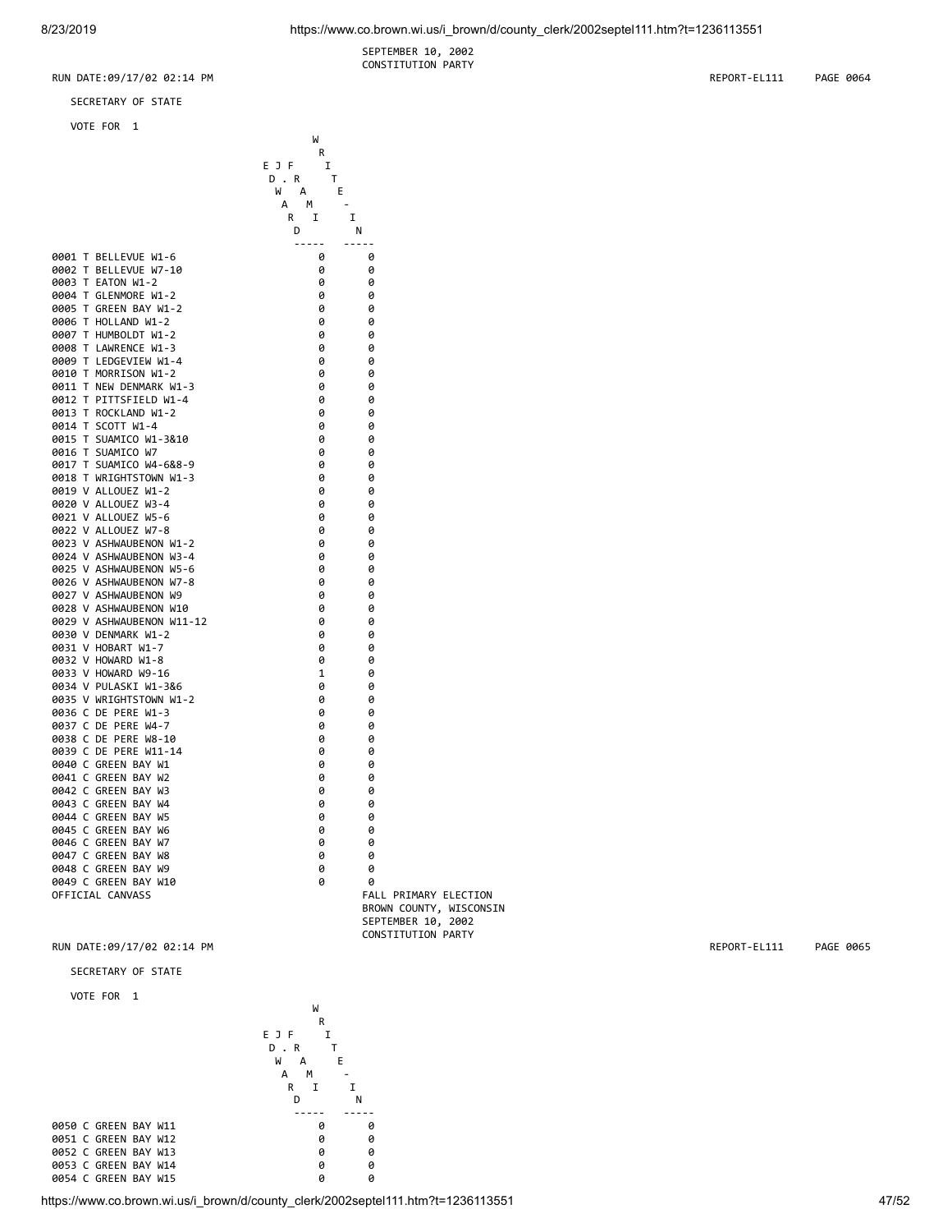SEPTEMBER 10, 2002
CONSTITUTION PARTY

RUN DATE:09/17/02 02:14 PM REPORT-EL111 PAGE 0064

SECRETARY OF STATE

VOTE FOR 1

| | EDWARD J. FRAMI | WRITE-IN |
|---|---|---|
| 0001 T BELLEVUE W1-6 | 0 | 0 |
| 0002 T BELLEVUE W7-10 | 0 | 0 |
| 0003 T EATON W1-2 | 0 | 0 |
| 0004 T GLENMORE W1-2 | 0 | 0 |
| 0005 T GREEN BAY W1-2 | 0 | 0 |
| 0006 T HOLLAND W1-2 | 0 | 0 |
| 0007 T HUMBOLDT W1-2 | 0 | 0 |
| 0008 T LAWRENCE W1-3 | 0 | 0 |
| 0009 T LEDGEVIEW W1-4 | 0 | 0 |
| 0010 T MORRISON W1-2 | 0 | 0 |
| 0011 T NEW DENMARK W1-3 | 0 | 0 |
| 0012 T PITTSFIELD W1-4 | 0 | 0 |
| 0013 T ROCKLAND W1-2 | 0 | 0 |
| 0014 T SCOTT W1-4 | 0 | 0 |
| 0015 T SUAMICO W1-3&10 | 0 | 0 |
| 0016 T SUAMICO W7 | 0 | 0 |
| 0017 T SUAMICO W4-6&8-9 | 0 | 0 |
| 0018 T WRIGHTSTOWN W1-3 | 0 | 0 |
| 0019 V ALLOUEZ W1-2 | 0 | 0 |
| 0020 V ALLOUEZ W3-4 | 0 | 0 |
| 0021 V ALLOUEZ W5-6 | 0 | 0 |
| 0022 V ALLOUEZ W7-8 | 0 | 0 |
| 0023 V ASHWAUBENON W1-2 | 0 | 0 |
| 0024 V ASHWAUBENON W3-4 | 0 | 0 |
| 0025 V ASHWAUBENON W5-6 | 0 | 0 |
| 0026 V ASHWAUBENON W7-8 | 0 | 0 |
| 0027 V ASHWAUBENON W9 | 0 | 0 |
| 0028 V ASHWAUBENON W10 | 0 | 0 |
| 0029 V ASHWAUBENON W11-12 | 0 | 0 |
| 0030 V DENMARK W1-2 | 0 | 0 |
| 0031 V HOBART W1-7 | 0 | 0 |
| 0032 V HOWARD W1-8 | 0 | 0 |
| 0033 V HOWARD W9-16 | 1 | 0 |
| 0034 V PULASKI W1-3&6 | 0 | 0 |
| 0035 V WRIGHTSTOWN W1-2 | 0 | 0 |
| 0036 C DE PERE W1-3 | 0 | 0 |
| 0037 C DE PERE W4-7 | 0 | 0 |
| 0038 C DE PERE W8-10 | 0 | 0 |
| 0039 C DE PERE W11-14 | 0 | 0 |
| 0040 C GREEN BAY W1 | 0 | 0 |
| 0041 C GREEN BAY W2 | 0 | 0 |
| 0042 C GREEN BAY W3 | 0 | 0 |
| 0043 C GREEN BAY W4 | 0 | 0 |
| 0044 C GREEN BAY W5 | 0 | 0 |
| 0045 C GREEN BAY W6 | 0 | 0 |
| 0046 C GREEN BAY W7 | 0 | 0 |
| 0047 C GREEN BAY W8 | 0 | 0 |
| 0048 C GREEN BAY W9 | 0 | 0 |
| 0049 C GREEN BAY W10 | 0 | 0 |

OFFICIAL CANVASS

FALL PRIMARY ELECTION
BROWN COUNTY, WISCONSIN
SEPTEMBER 10, 2002
CONSTITUTION PARTY

RUN DATE:09/17/02 02:14 PM REPORT-EL111 PAGE 0065

SECRETARY OF STATE

VOTE FOR 1

| | EDWARD J. FRAMI | WRITE-IN |
|---|---|---|
| 0050 C GREEN BAY W11 | 0 | 0 |
| 0051 C GREEN BAY W12 | 0 | 0 |
| 0052 C GREEN BAY W13 | 0 | 0 |
| 0053 C GREEN BAY W14 | 0 | 0 |
| 0054 C GREEN BAY W15 | 0 | 0 |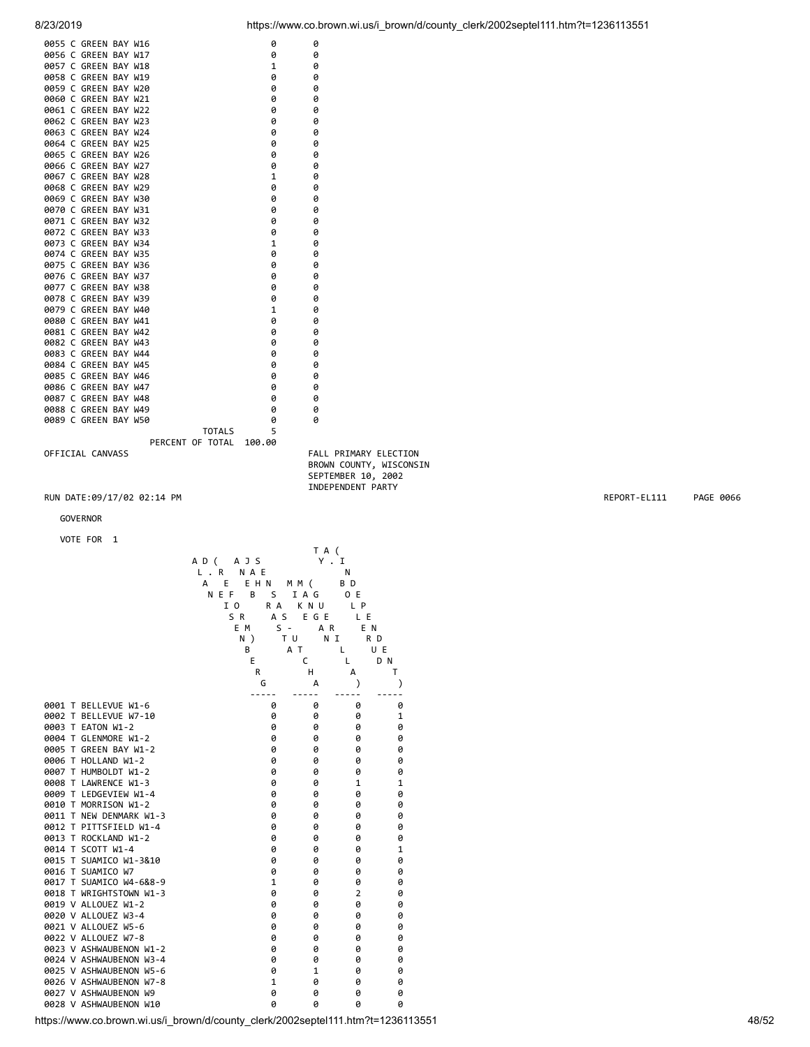| | | |
|---|---|---|
| 0055 C GREEN BAY W16 | 0 | 0 |
| 0056 C GREEN BAY W17 | 0 | 0 |
| 0057 C GREEN BAY W18 | 1 | 0 |
| 0058 C GREEN BAY W19 | 0 | 0 |
| 0059 C GREEN BAY W20 | 0 | 0 |
| 0060 C GREEN BAY W21 | 0 | 0 |
| 0061 C GREEN BAY W22 | 0 | 0 |
| 0062 C GREEN BAY W23 | 0 | 0 |
| 0063 C GREEN BAY W24 | 0 | 0 |
| 0064 C GREEN BAY W25 | 0 | 0 |
| 0065 C GREEN BAY W26 | 0 | 0 |
| 0066 C GREEN BAY W27 | 0 | 0 |
| 0067 C GREEN BAY W28 | 1 | 0 |
| 0068 C GREEN BAY W29 | 0 | 0 |
| 0069 C GREEN BAY W30 | 0 | 0 |
| 0070 C GREEN BAY W31 | 0 | 0 |
| 0071 C GREEN BAY W32 | 0 | 0 |
| 0072 C GREEN BAY W33 | 0 | 0 |
| 0073 C GREEN BAY W34 | 1 | 0 |
| 0074 C GREEN BAY W35 | 0 | 0 |
| 0075 C GREEN BAY W36 | 0 | 0 |
| 0076 C GREEN BAY W37 | 0 | 0 |
| 0077 C GREEN BAY W38 | 0 | 0 |
| 0078 C GREEN BAY W39 | 0 | 0 |
| 0079 C GREEN BAY W40 | 1 | 0 |
| 0080 C GREEN BAY W41 | 0 | 0 |
| 0081 C GREEN BAY W42 | 0 | 0 |
| 0082 C GREEN BAY W43 | 0 | 0 |
| 0083 C GREEN BAY W44 | 0 | 0 |
| 0084 C GREEN BAY W45 | 0 | 0 |
| 0085 C GREEN BAY W46 | 0 | 0 |
| 0086 C GREEN BAY W47 | 0 | 0 |
| 0087 C GREEN BAY W48 | 0 | 0 |
| 0088 C GREEN BAY W49 | 0 | 0 |
| 0089 C GREEN BAY W50 | 0 | 0 |
| TOTALS | 5 | |
| PERCENT OF TOTAL | 100.00 | |

OFFICIAL CANVASS

FALL PRIMARY ELECTION
BROWN COUNTY, WISCONSIN
SEPTEMBER 10, 2002
INDEPENDENT PARTY

RUN DATE:09/17/02 02:14 PM — REPORT-EL111 — PAGE 0066

GOVERNOR

VOTE FOR 1

| | ALAN D. EISENBERG (REFORM) | ANEB JAH RASTA SENSAS-UTCHA ASCASHA | MIKE MANGAN (GUERILLA) | TY A. BOLLERUD (INDEPENDENT) |
|---|---|---|---|---|
| 0001 T BELLEVUE W1-6 | 0 | 0 | 0 | 0 |
| 0002 T BELLEVUE W7-10 | 0 | 0 | 0 | 1 |
| 0003 T EATON W1-2 | 0 | 0 | 0 | 0 |
| 0004 T GLENMORE W1-2 | 0 | 0 | 0 | 0 |
| 0005 T GREEN BAY W1-2 | 0 | 0 | 0 | 0 |
| 0006 T HOLLAND W1-2 | 0 | 0 | 0 | 0 |
| 0007 T HUMBOLDT W1-2 | 0 | 0 | 0 | 0 |
| 0008 T LAWRENCE W1-3 | 0 | 0 | 1 | 1 |
| 0009 T LEDGEVIEW W1-4 | 0 | 0 | 0 | 0 |
| 0010 T MORRISON W1-2 | 0 | 0 | 0 | 0 |
| 0011 T NEW DENMARK W1-3 | 0 | 0 | 0 | 0 |
| 0012 T PITTSFIELD W1-4 | 0 | 0 | 0 | 0 |
| 0013 T ROCKLAND W1-2 | 0 | 0 | 0 | 0 |
| 0014 T SCOTT W1-4 | 0 | 0 | 0 | 1 |
| 0015 T SUAMICO W1-3&10 | 0 | 0 | 0 | 0 |
| 0016 T SUAMICO W7 | 0 | 0 | 0 | 0 |
| 0017 T SUAMICO W4-6&8-9 | 1 | 0 | 0 | 0 |
| 0018 T WRIGHTSTOWN W1-3 | 0 | 0 | 2 | 0 |
| 0019 V ALLOUEZ W1-2 | 0 | 0 | 0 | 0 |
| 0020 V ALLOUEZ W3-4 | 0 | 0 | 0 | 0 |
| 0021 V ALLOUEZ W5-6 | 0 | 0 | 0 | 0 |
| 0022 V ALLOUEZ W7-8 | 0 | 0 | 0 | 0 |
| 0023 V ASHWAUBENON W1-2 | 0 | 0 | 0 | 0 |
| 0024 V ASHWAUBENON W3-4 | 0 | 0 | 0 | 0 |
| 0025 V ASHWAUBENON W5-6 | 0 | 1 | 0 | 0 |
| 0026 V ASHWAUBENON W7-8 | 1 | 0 | 0 | 0 |
| 0027 V ASHWAUBENON W9 | 0 | 0 | 0 | 0 |
| 0028 V ASHWAUBENON W10 | 0 | 0 | 0 | 0 |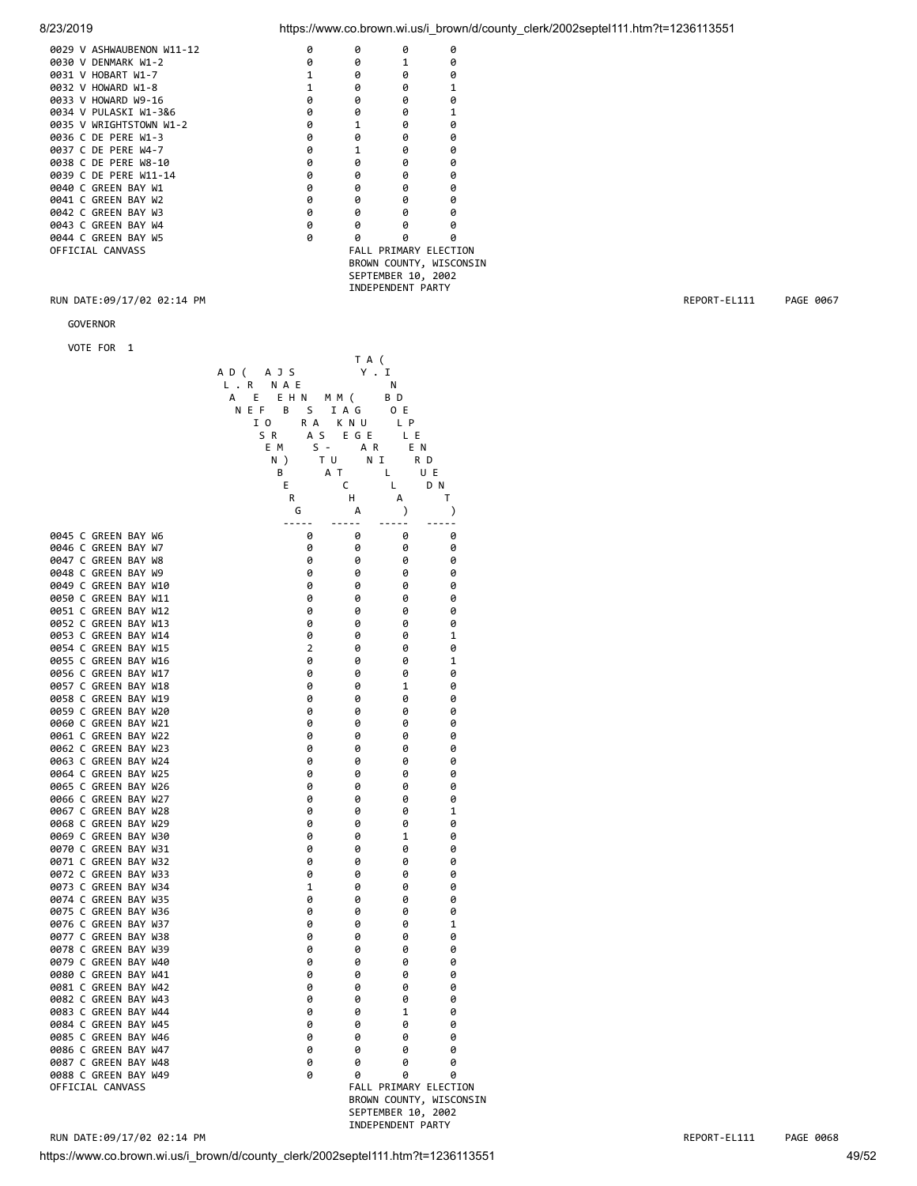| | | | | |
|---|---|---|---|---|
| 0029 V ASHWAUBENON W11-12 | 0 | 0 | 0 | 0 |
| 0030 V DENMARK W1-2 | 0 | 0 | 1 | 0 |
| 0031 V HOBART W1-7 | 1 | 0 | 0 | 0 |
| 0032 V HOWARD W1-8 | 1 | 0 | 0 | 1 |
| 0033 V HOWARD W9-16 | 0 | 0 | 0 | 0 |
| 0034 V PULASKI W1-3&6 | 0 | 0 | 0 | 1 |
| 0035 V WRIGHTSTOWN W1-2 | 0 | 1 | 0 | 0 |
| 0036 C DE PERE W1-3 | 0 | 0 | 0 | 0 |
| 0037 C DE PERE W4-7 | 0 | 1 | 0 | 0 |
| 0038 C DE PERE W8-10 | 0 | 0 | 0 | 0 |
| 0039 C DE PERE W11-14 | 0 | 0 | 0 | 0 |
| 0040 C GREEN BAY W1 | 0 | 0 | 0 | 0 |
| 0041 C GREEN BAY W2 | 0 | 0 | 0 | 0 |
| 0042 C GREEN BAY W3 | 0 | 0 | 0 | 0 |
| 0043 C GREEN BAY W4 | 0 | 0 | 0 | 0 |
| 0044 C GREEN BAY W5 | 0 | 0 | 0 | 0 |

OFFICIAL CANVASS

FALL PRIMARY ELECTION
BROWN COUNTY, WISCONSIN
SEPTEMBER 10, 2002
INDEPENDENT PARTY

RUN DATE:09/17/02 02:14 PM REPORT-EL111 PAGE 0067

GOVERNOR

VOTE FOR 1

| | ALAN D. EISENBERG (REFORM) | ANEB JAH RASTA SENSAS-UTCHA | MIKE MANGAN (GUERILLA) | TY A. BOLLERUD (INDEPENDENT) |
|---|---|---|---|---|
| 0045 C GREEN BAY W6 | 0 | 0 | 0 | 0 |
| 0046 C GREEN BAY W7 | 0 | 0 | 0 | 0 |
| 0047 C GREEN BAY W8 | 0 | 0 | 0 | 0 |
| 0048 C GREEN BAY W9 | 0 | 0 | 0 | 0 |
| 0049 C GREEN BAY W10 | 0 | 0 | 0 | 0 |
| 0050 C GREEN BAY W11 | 0 | 0 | 0 | 0 |
| 0051 C GREEN BAY W12 | 0 | 0 | 0 | 0 |
| 0052 C GREEN BAY W13 | 0 | 0 | 0 | 0 |
| 0053 C GREEN BAY W14 | 0 | 0 | 0 | 1 |
| 0054 C GREEN BAY W15 | 2 | 0 | 0 | 0 |
| 0055 C GREEN BAY W16 | 0 | 0 | 0 | 1 |
| 0056 C GREEN BAY W17 | 0 | 0 | 0 | 0 |
| 0057 C GREEN BAY W18 | 0 | 0 | 1 | 0 |
| 0058 C GREEN BAY W19 | 0 | 0 | 0 | 0 |
| 0059 C GREEN BAY W20 | 0 | 0 | 0 | 0 |
| 0060 C GREEN BAY W21 | 0 | 0 | 0 | 0 |
| 0061 C GREEN BAY W22 | 0 | 0 | 0 | 0 |
| 0062 C GREEN BAY W23 | 0 | 0 | 0 | 0 |
| 0063 C GREEN BAY W24 | 0 | 0 | 0 | 0 |
| 0064 C GREEN BAY W25 | 0 | 0 | 0 | 0 |
| 0065 C GREEN BAY W26 | 0 | 0 | 0 | 0 |
| 0066 C GREEN BAY W27 | 0 | 0 | 0 | 0 |
| 0067 C GREEN BAY W28 | 0 | 0 | 0 | 1 |
| 0068 C GREEN BAY W29 | 0 | 0 | 0 | 0 |
| 0069 C GREEN BAY W30 | 0 | 0 | 1 | 0 |
| 0070 C GREEN BAY W31 | 0 | 0 | 0 | 0 |
| 0071 C GREEN BAY W32 | 0 | 0 | 0 | 0 |
| 0072 C GREEN BAY W33 | 0 | 0 | 0 | 0 |
| 0073 C GREEN BAY W34 | 1 | 0 | 0 | 0 |
| 0074 C GREEN BAY W35 | 0 | 0 | 0 | 0 |
| 0075 C GREEN BAY W36 | 0 | 0 | 0 | 0 |
| 0076 C GREEN BAY W37 | 0 | 0 | 0 | 1 |
| 0077 C GREEN BAY W38 | 0 | 0 | 0 | 0 |
| 0078 C GREEN BAY W39 | 0 | 0 | 0 | 0 |
| 0079 C GREEN BAY W40 | 0 | 0 | 0 | 0 |
| 0080 C GREEN BAY W41 | 0 | 0 | 0 | 0 |
| 0081 C GREEN BAY W42 | 0 | 0 | 0 | 0 |
| 0082 C GREEN BAY W43 | 0 | 0 | 0 | 0 |
| 0083 C GREEN BAY W44 | 0 | 0 | 1 | 0 |
| 0084 C GREEN BAY W45 | 0 | 0 | 0 | 0 |
| 0085 C GREEN BAY W46 | 0 | 0 | 0 | 0 |
| 0086 C GREEN BAY W47 | 0 | 0 | 0 | 0 |
| 0087 C GREEN BAY W48 | 0 | 0 | 0 | 0 |
| 0088 C GREEN BAY W49 | 0 | 0 | 0 | 0 |

OFFICIAL CANVASS

FALL PRIMARY ELECTION
BROWN COUNTY, WISCONSIN
SEPTEMBER 10, 2002
INDEPENDENT PARTY

RUN DATE:09/17/02 02:14 PM REPORT-EL111 PAGE 0068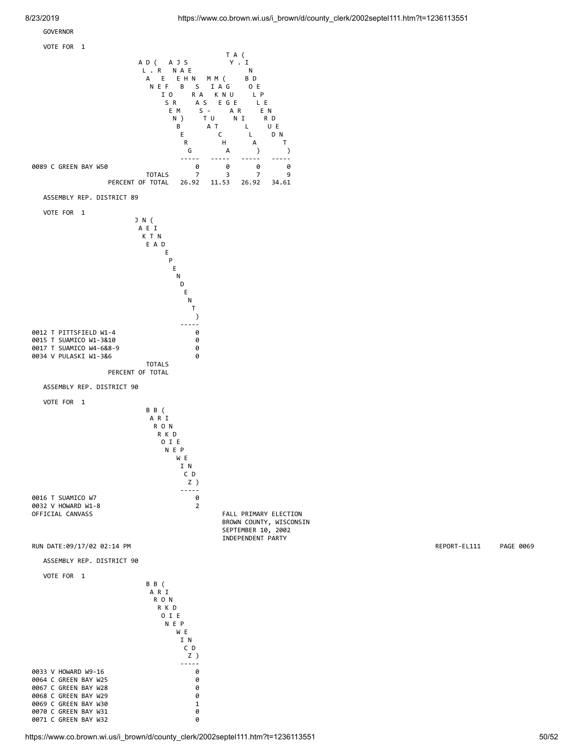GOVERNOR

VOTE FOR 1

| | ALAN D. EISENBERG (REFORM) | ANEB JAH RASTA SENSAS-UTCHA | MIKE MANGAN (GUERILLA) | TY A. BOLLERUD (INDEPENDENT) |
|---|---|---|---|---|
| 0089 C GREEN BAY W50 | 0 | 0 | 0 | 0 |
| TOTALS | 7 | 3 | 7 | 9 |
| PERCENT OF TOTAL | 26.92 | 11.53 | 26.92 | 34.61 |

ASSEMBLY REP. DISTRICT 89

VOTE FOR 1

| | JAKE NETA (INDEPENDENT) |
|---|---|
| 0012 T PITTSFIELD W1-4 | 0 |
| 0015 T SUAMICO W1-3&10 | 0 |
| 0017 T SUAMICO W4-6&8-9 | 0 |
| 0034 V PULASKI W1-3&6 | 0 |
| TOTALS | |
| PERCENT OF TOTAL | |

ASSEMBLY REP. DISTRICT 90

VOTE FOR 1

| | BARRON BROKIEWICZ (INDEPENDENT) |
|---|---|
| 0016 T SUAMICO W7 | 0 |
| 0032 V HOWARD W1-8 | 2 |

OFFICIAL CANVASS

FALL PRIMARY ELECTION
BROWN COUNTY, WISCONSIN
SEPTEMBER 10, 2002
INDEPENDENT PARTY

RUN DATE:09/17/02 02:14 PM REPORT-EL111 PAGE 0069

ASSEMBLY REP. DISTRICT 90

VOTE FOR 1

| | BARRON BROKIEWICZ (INDEPENDENT) |
|---|---|
| 0033 V HOWARD W9-16 | 0 |
| 0064 C GREEN BAY W25 | 0 |
| 0067 C GREEN BAY W28 | 0 |
| 0068 C GREEN BAY W29 | 0 |
| 0069 C GREEN BAY W30 | 1 |
| 0070 C GREEN BAY W31 | 0 |
| 0071 C GREEN BAY W32 | 0 |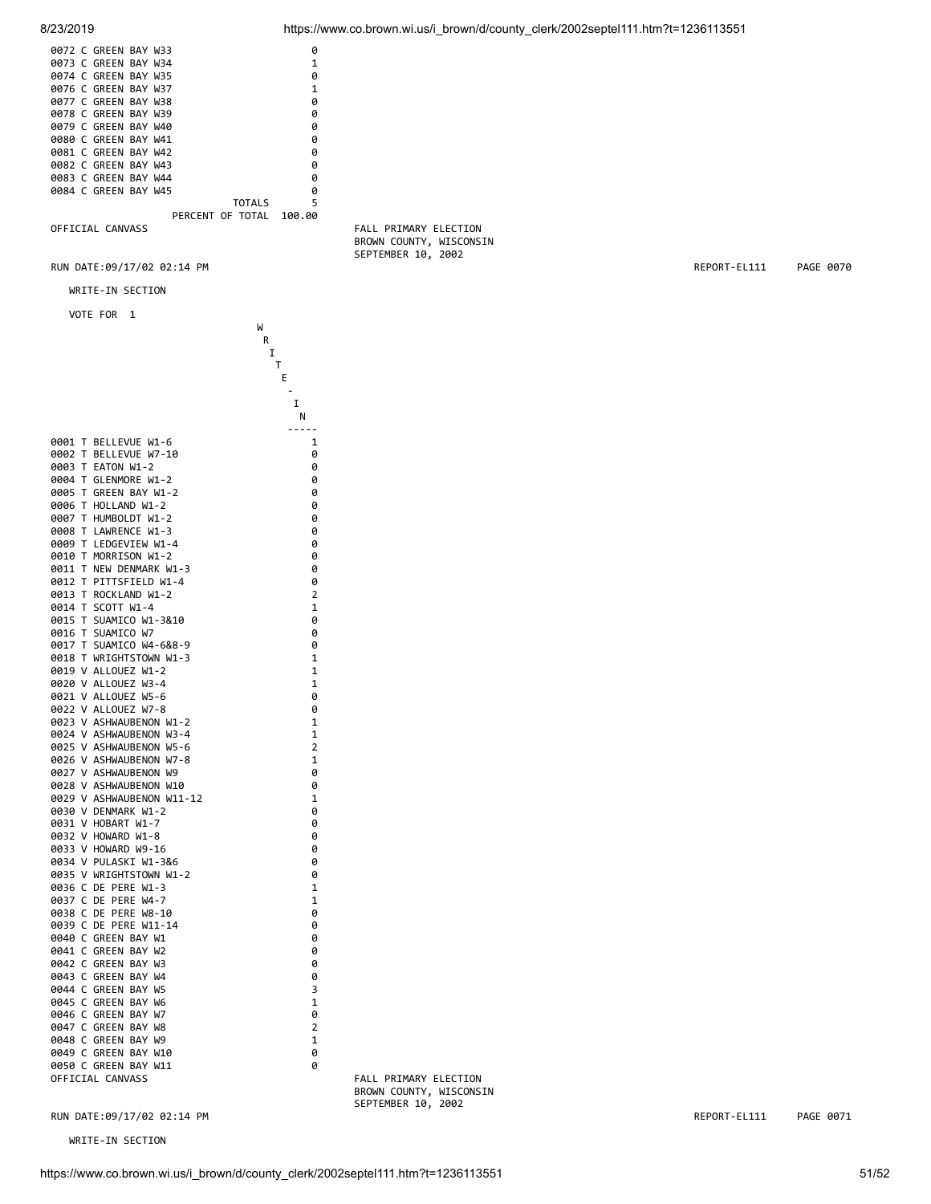| | |
|---|---|
| 0072 C GREEN BAY W33 | 0 |
| 0073 C GREEN BAY W34 | 1 |
| 0074 C GREEN BAY W35 | 0 |
| 0076 C GREEN BAY W37 | 1 |
| 0077 C GREEN BAY W38 | 0 |
| 0078 C GREEN BAY W39 | 0 |
| 0079 C GREEN BAY W40 | 0 |
| 0080 C GREEN BAY W41 | 0 |
| 0081 C GREEN BAY W42 | 0 |
| 0082 C GREEN BAY W43 | 0 |
| 0083 C GREEN BAY W44 | 0 |
| 0084 C GREEN BAY W45 | 0 |
| TOTALS | 5 |
| PERCENT OF TOTAL | 100.00 |

OFFICIAL CANVASS

FALL PRIMARY ELECTION
BROWN COUNTY, WISCONSIN
SEPTEMBER 10, 2002

RUN DATE:09/17/02 02:14 PM — REPORT-EL111 PAGE 0070

WRITE-IN SECTION

VOTE FOR 1

| | WRITE-IN |
|---|---|
| 0001 T BELLEVUE W1-6 | 1 |
| 0002 T BELLEVUE W7-10 | 0 |
| 0003 T EATON W1-2 | 0 |
| 0004 T GLENMORE W1-2 | 0 |
| 0005 T GREEN BAY W1-2 | 0 |
| 0006 T HOLLAND W1-2 | 0 |
| 0007 T HUMBOLDT W1-2 | 0 |
| 0008 T LAWRENCE W1-3 | 0 |
| 0009 T LEDGEVIEW W1-4 | 0 |
| 0010 T MORRISON W1-2 | 0 |
| 0011 T NEW DENMARK W1-3 | 0 |
| 0012 T PITTSFIELD W1-4 | 0 |
| 0013 T ROCKLAND W1-2 | 2 |
| 0014 T SCOTT W1-4 | 1 |
| 0015 T SUAMICO W1-3&10 | 0 |
| 0016 T SUAMICO W7 | 0 |
| 0017 T SUAMICO W4-6&8-9 | 0 |
| 0018 T WRIGHTSTOWN W1-3 | 1 |
| 0019 V ALLOUEZ W1-2 | 1 |
| 0020 V ALLOUEZ W3-4 | 1 |
| 0021 V ALLOUEZ W5-6 | 0 |
| 0022 V ALLOUEZ W7-8 | 0 |
| 0023 V ASHWAUBENON W1-2 | 1 |
| 0024 V ASHWAUBENON W3-4 | 1 |
| 0025 V ASHWAUBENON W5-6 | 2 |
| 0026 V ASHWAUBENON W7-8 | 1 |
| 0027 V ASHWAUBENON W9 | 0 |
| 0028 V ASHWAUBENON W10 | 0 |
| 0029 V ASHWAUBENON W11-12 | 1 |
| 0030 V DENMARK W1-2 | 0 |
| 0031 V HOBART W1-7 | 0 |
| 0032 V HOWARD W1-8 | 0 |
| 0033 V HOWARD W9-16 | 0 |
| 0034 V PULASKI W1-3&6 | 0 |
| 0035 V WRIGHTSTOWN W1-2 | 0 |
| 0036 C DE PERE W1-3 | 1 |
| 0037 C DE PERE W4-7 | 1 |
| 0038 C DE PERE W8-10 | 0 |
| 0039 C DE PERE W11-14 | 0 |
| 0040 C GREEN BAY W1 | 0 |
| 0041 C GREEN BAY W2 | 0 |
| 0042 C GREEN BAY W3 | 0 |
| 0043 C GREEN BAY W4 | 0 |
| 0044 C GREEN BAY W5 | 3 |
| 0045 C GREEN BAY W6 | 1 |
| 0046 C GREEN BAY W7 | 0 |
| 0047 C GREEN BAY W8 | 2 |
| 0048 C GREEN BAY W9 | 1 |
| 0049 C GREEN BAY W10 | 0 |
| 0050 C GREEN BAY W11 | 0 |

OFFICIAL CANVASS

FALL PRIMARY ELECTION
BROWN COUNTY, WISCONSIN
SEPTEMBER 10, 2002

RUN DATE:09/17/02 02:14 PM — REPORT-EL111 PAGE 0071

WRITE-IN SECTION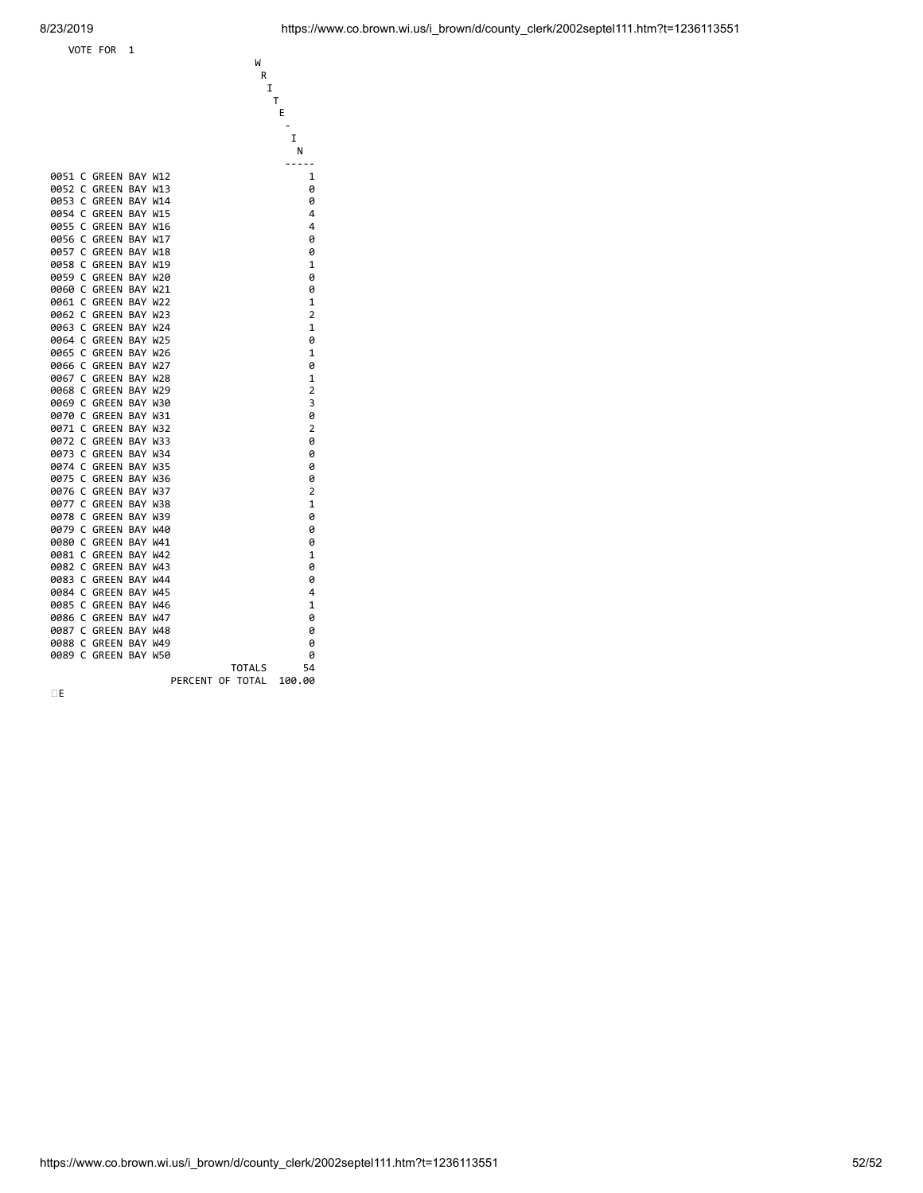VOTE FOR 1

| | WRITE-IN |
|---|---|
| 0051 C GREEN BAY W12 | 1 |
| 0052 C GREEN BAY W13 | 0 |
| 0053 C GREEN BAY W14 | 0 |
| 0054 C GREEN BAY W15 | 4 |
| 0055 C GREEN BAY W16 | 4 |
| 0056 C GREEN BAY W17 | 0 |
| 0057 C GREEN BAY W18 | 0 |
| 0058 C GREEN BAY W19 | 1 |
| 0059 C GREEN BAY W20 | 0 |
| 0060 C GREEN BAY W21 | 0 |
| 0061 C GREEN BAY W22 | 1 |
| 0062 C GREEN BAY W23 | 2 |
| 0063 C GREEN BAY W24 | 1 |
| 0064 C GREEN BAY W25 | 0 |
| 0065 C GREEN BAY W26 | 1 |
| 0066 C GREEN BAY W27 | 0 |
| 0067 C GREEN BAY W28 | 1 |
| 0068 C GREEN BAY W29 | 2 |
| 0069 C GREEN BAY W30 | 3 |
| 0070 C GREEN BAY W31 | 0 |
| 0071 C GREEN BAY W32 | 2 |
| 0072 C GREEN BAY W33 | 0 |
| 0073 C GREEN BAY W34 | 0 |
| 0074 C GREEN BAY W35 | 0 |
| 0075 C GREEN BAY W36 | 0 |
| 0076 C GREEN BAY W37 | 2 |
| 0077 C GREEN BAY W38 | 1 |
| 0078 C GREEN BAY W39 | 0 |
| 0079 C GREEN BAY W40 | 0 |
| 0080 C GREEN BAY W41 | 0 |
| 0081 C GREEN BAY W42 | 1 |
| 0082 C GREEN BAY W43 | 0 |
| 0083 C GREEN BAY W44 | 0 |
| 0084 C GREEN BAY W45 | 4 |
| 0085 C GREEN BAY W46 | 1 |
| 0086 C GREEN BAY W47 | 0 |
| 0087 C GREEN BAY W48 | 0 |
| 0088 C GREEN BAY W49 | 0 |
| 0089 C GREEN BAY W50 | 0 |
| TOTALS | 54 |
| PERCENT OF TOTAL | 100.00 |

E